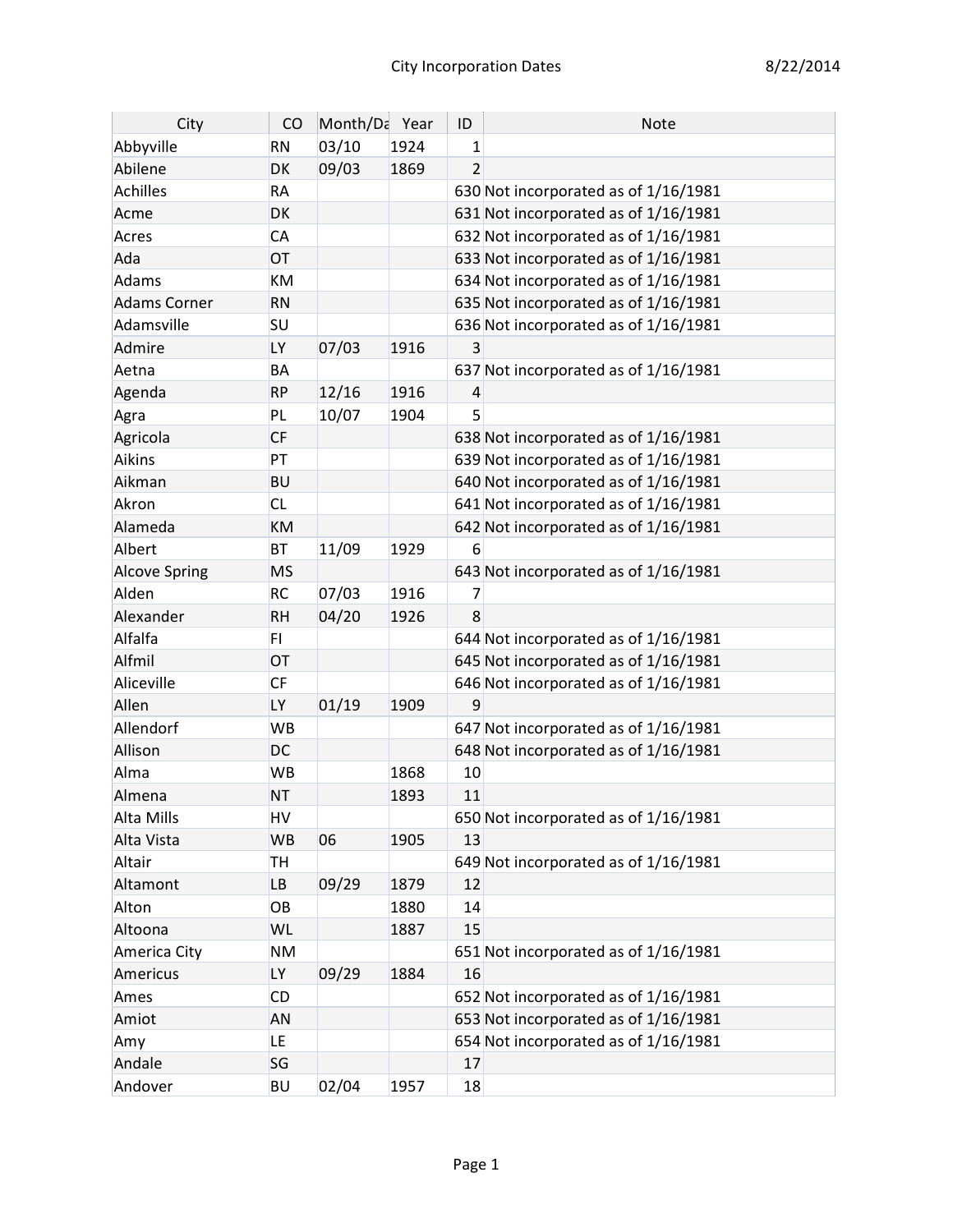# City Incorporation Dates

8/22/2014

| City | CO | Month/Da | Year | ID | Note |
|---|---|---|---|---|---|
| Abbyville | RN | 03/10 | 1924 | 1 | |
| Abilene | DK | 09/03 | 1869 | 2 | |
| Achilles | RA | | | 630 | Not incorporated as of 1/16/1981 |
| Acme | DK | | | 631 | Not incorporated as of 1/16/1981 |
| Acres | CA | | | 632 | Not incorporated as of 1/16/1981 |
| Ada | OT | | | 633 | Not incorporated as of 1/16/1981 |
| Adams | KM | | | 634 | Not incorporated as of 1/16/1981 |
| Adams Corner | RN | | | 635 | Not incorporated as of 1/16/1981 |
| Adamsville | SU | | | 636 | Not incorporated as of 1/16/1981 |
| Admire | LY | 07/03 | 1916 | 3 | |
| Aetna | BA | | | 637 | Not incorporated as of 1/16/1981 |
| Agenda | RP | 12/16 | 1916 | 4 | |
| Agra | PL | 10/07 | 1904 | 5 | |
| Agricola | CF | | | 638 | Not incorporated as of 1/16/1981 |
| Aikins | PT | | | 639 | Not incorporated as of 1/16/1981 |
| Aikman | BU | | | 640 | Not incorporated as of 1/16/1981 |
| Akron | CL | | | 641 | Not incorporated as of 1/16/1981 |
| Alameda | KM | | | 642 | Not incorporated as of 1/16/1981 |
| Albert | BT | 11/09 | 1929 | 6 | |
| Alcove Spring | MS | | | 643 | Not incorporated as of 1/16/1981 |
| Alden | RC | 07/03 | 1916 | 7 | |
| Alexander | RH | 04/20 | 1926 | 8 | |
| Alfalfa | FI | | | 644 | Not incorporated as of 1/16/1981 |
| Alfmil | OT | | | 645 | Not incorporated as of 1/16/1981 |
| Aliceville | CF | | | 646 | Not incorporated as of 1/16/1981 |
| Allen | LY | 01/19 | 1909 | 9 | |
| Allendorf | WB | | | 647 | Not incorporated as of 1/16/1981 |
| Allison | DC | | | 648 | Not incorporated as of 1/16/1981 |
| Alma | WB | | 1868 | 10 | |
| Almena | NT | | 1893 | 11 | |
| Alta Mills | HV | | | 650 | Not incorporated as of 1/16/1981 |
| Alta Vista | WB | 06 | 1905 | 13 | |
| Altair | TH | | | 649 | Not incorporated as of 1/16/1981 |
| Altamont | LB | 09/29 | 1879 | 12 | |
| Alton | OB | | 1880 | 14 | |
| Altoona | WL | | 1887 | 15 | |
| America City | NM | | | 651 | Not incorporated as of 1/16/1981 |
| Americus | LY | 09/29 | 1884 | 16 | |
| Ames | CD | | | 652 | Not incorporated as of 1/16/1981 |
| Amiot | AN | | | 653 | Not incorporated as of 1/16/1981 |
| Amy | LE | | | 654 | Not incorporated as of 1/16/1981 |
| Andale | SG | | | 17 | |
| Andover | BU | 02/04 | 1957 | 18 | |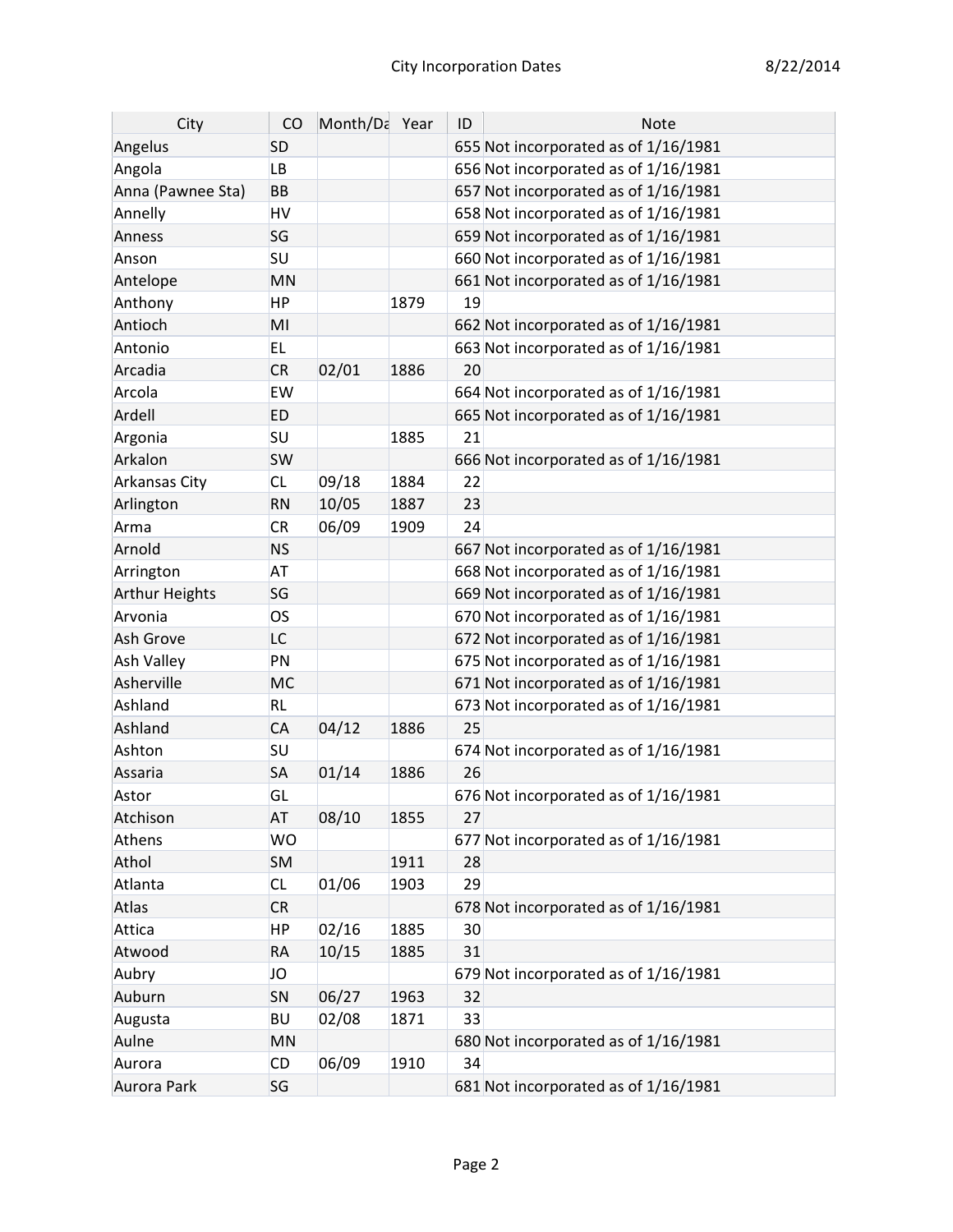| City | CO | Month/Da | Year | ID | Note |
|---|---|---|---|---|---|
| Angelus | SD | | | 655 | Not incorporated as of 1/16/1981 |
| Angola | LB | | | 656 | Not incorporated as of 1/16/1981 |
| Anna (Pawnee Sta) | BB | | | 657 | Not incorporated as of 1/16/1981 |
| Annelly | HV | | | 658 | Not incorporated as of 1/16/1981 |
| Anness | SG | | | 659 | Not incorporated as of 1/16/1981 |
| Anson | SU | | | 660 | Not incorporated as of 1/16/1981 |
| Antelope | MN | | | 661 | Not incorporated as of 1/16/1981 |
| Anthony | HP | | 1879 | 19 | |
| Antioch | MI | | | 662 | Not incorporated as of 1/16/1981 |
| Antonio | EL | | | 663 | Not incorporated as of 1/16/1981 |
| Arcadia | CR | 02/01 | 1886 | 20 | |
| Arcola | EW | | | 664 | Not incorporated as of 1/16/1981 |
| Ardell | ED | | | 665 | Not incorporated as of 1/16/1981 |
| Argonia | SU | | 1885 | 21 | |
| Arkalon | SW | | | 666 | Not incorporated as of 1/16/1981 |
| Arkansas City | CL | 09/18 | 1884 | 22 | |
| Arlington | RN | 10/05 | 1887 | 23 | |
| Arma | CR | 06/09 | 1909 | 24 | |
| Arnold | NS | | | 667 | Not incorporated as of 1/16/1981 |
| Arrington | AT | | | 668 | Not incorporated as of 1/16/1981 |
| Arthur Heights | SG | | | 669 | Not incorporated as of 1/16/1981 |
| Arvonia | OS | | | 670 | Not incorporated as of 1/16/1981 |
| Ash Grove | LC | | | 672 | Not incorporated as of 1/16/1981 |
| Ash Valley | PN | | | 675 | Not incorporated as of 1/16/1981 |
| Asherville | MC | | | 671 | Not incorporated as of 1/16/1981 |
| Ashland | RL | | | 673 | Not incorporated as of 1/16/1981 |
| Ashland | CA | 04/12 | 1886 | 25 | |
| Ashton | SU | | | 674 | Not incorporated as of 1/16/1981 |
| Assaria | SA | 01/14 | 1886 | 26 | |
| Astor | GL | | | 676 | Not incorporated as of 1/16/1981 |
| Atchison | AT | 08/10 | 1855 | 27 | |
| Athens | WO | | | 677 | Not incorporated as of 1/16/1981 |
| Athol | SM | | 1911 | 28 | |
| Atlanta | CL | 01/06 | 1903 | 29 | |
| Atlas | CR | | | 678 | Not incorporated as of 1/16/1981 |
| Attica | HP | 02/16 | 1885 | 30 | |
| Atwood | RA | 10/15 | 1885 | 31 | |
| Aubry | JO | | | 679 | Not incorporated as of 1/16/1981 |
| Auburn | SN | 06/27 | 1963 | 32 | |
| Augusta | BU | 02/08 | 1871 | 33 | |
| Aulne | MN | | | 680 | Not incorporated as of 1/16/1981 |
| Aurora | CD | 06/09 | 1910 | 34 | |
| Aurora Park | SG | | | 681 | Not incorporated as of 1/16/1981 |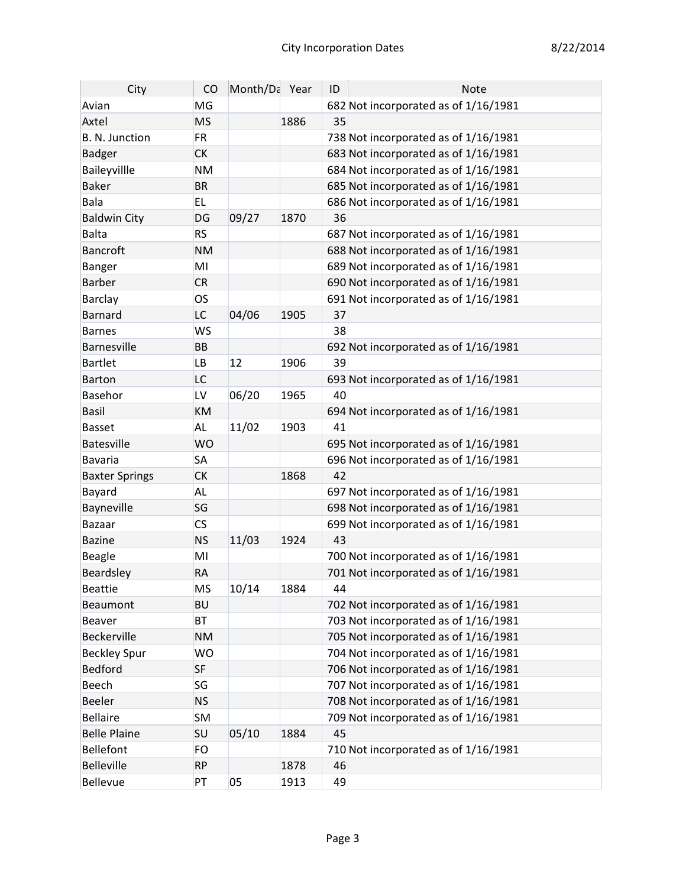| City | CO | Month/Da | Year | ID | Note |
|---|---|---|---|---|---|
| Avian | MG | | | 682 | Not incorporated as of 1/16/1981 |
| Axtel | MS | | 1886 | 35 | |
| B. N. Junction | FR | | | 738 | Not incorporated as of 1/16/1981 |
| Badger | CK | | | 683 | Not incorporated as of 1/16/1981 |
| Baileyvillle | NM | | | 684 | Not incorporated as of 1/16/1981 |
| Baker | BR | | | 685 | Not incorporated as of 1/16/1981 |
| Bala | EL | | | 686 | Not incorporated as of 1/16/1981 |
| Baldwin City | DG | 09/27 | 1870 | 36 | |
| Balta | RS | | | 687 | Not incorporated as of 1/16/1981 |
| Bancroft | NM | | | 688 | Not incorporated as of 1/16/1981 |
| Banger | MI | | | 689 | Not incorporated as of 1/16/1981 |
| Barber | CR | | | 690 | Not incorporated as of 1/16/1981 |
| Barclay | OS | | | 691 | Not incorporated as of 1/16/1981 |
| Barnard | LC | 04/06 | 1905 | 37 | |
| Barnes | WS | | | 38 | |
| Barnesville | BB | | | 692 | Not incorporated as of 1/16/1981 |
| Bartlet | LB | 12 | 1906 | 39 | |
| Barton | LC | | | 693 | Not incorporated as of 1/16/1981 |
| Basehor | LV | 06/20 | 1965 | 40 | |
| Basil | KM | | | 694 | Not incorporated as of 1/16/1981 |
| Basset | AL | 11/02 | 1903 | 41 | |
| Batesville | WO | | | 695 | Not incorporated as of 1/16/1981 |
| Bavaria | SA | | | 696 | Not incorporated as of 1/16/1981 |
| Baxter Springs | CK | | 1868 | 42 | |
| Bayard | AL | | | 697 | Not incorporated as of 1/16/1981 |
| Bayneville | SG | | | 698 | Not incorporated as of 1/16/1981 |
| Bazaar | CS | | | 699 | Not incorporated as of 1/16/1981 |
| Bazine | NS | 11/03 | 1924 | 43 | |
| Beagle | MI | | | 700 | Not incorporated as of 1/16/1981 |
| Beardsley | RA | | | 701 | Not incorporated as of 1/16/1981 |
| Beattie | MS | 10/14 | 1884 | 44 | |
| Beaumont | BU | | | 702 | Not incorporated as of 1/16/1981 |
| Beaver | BT | | | 703 | Not incorporated as of 1/16/1981 |
| Beckerville | NM | | | 705 | Not incorporated as of 1/16/1981 |
| Beckley Spur | WO | | | 704 | Not incorporated as of 1/16/1981 |
| Bedford | SF | | | 706 | Not incorporated as of 1/16/1981 |
| Beech | SG | | | 707 | Not incorporated as of 1/16/1981 |
| Beeler | NS | | | 708 | Not incorporated as of 1/16/1981 |
| Bellaire | SM | | | 709 | Not incorporated as of 1/16/1981 |
| Belle Plaine | SU | 05/10 | 1884 | 45 | |
| Bellefont | FO | | | 710 | Not incorporated as of 1/16/1981 |
| Belleville | RP | | 1878 | 46 | |
| Bellevue | PT | 05 | 1913 | 49 | |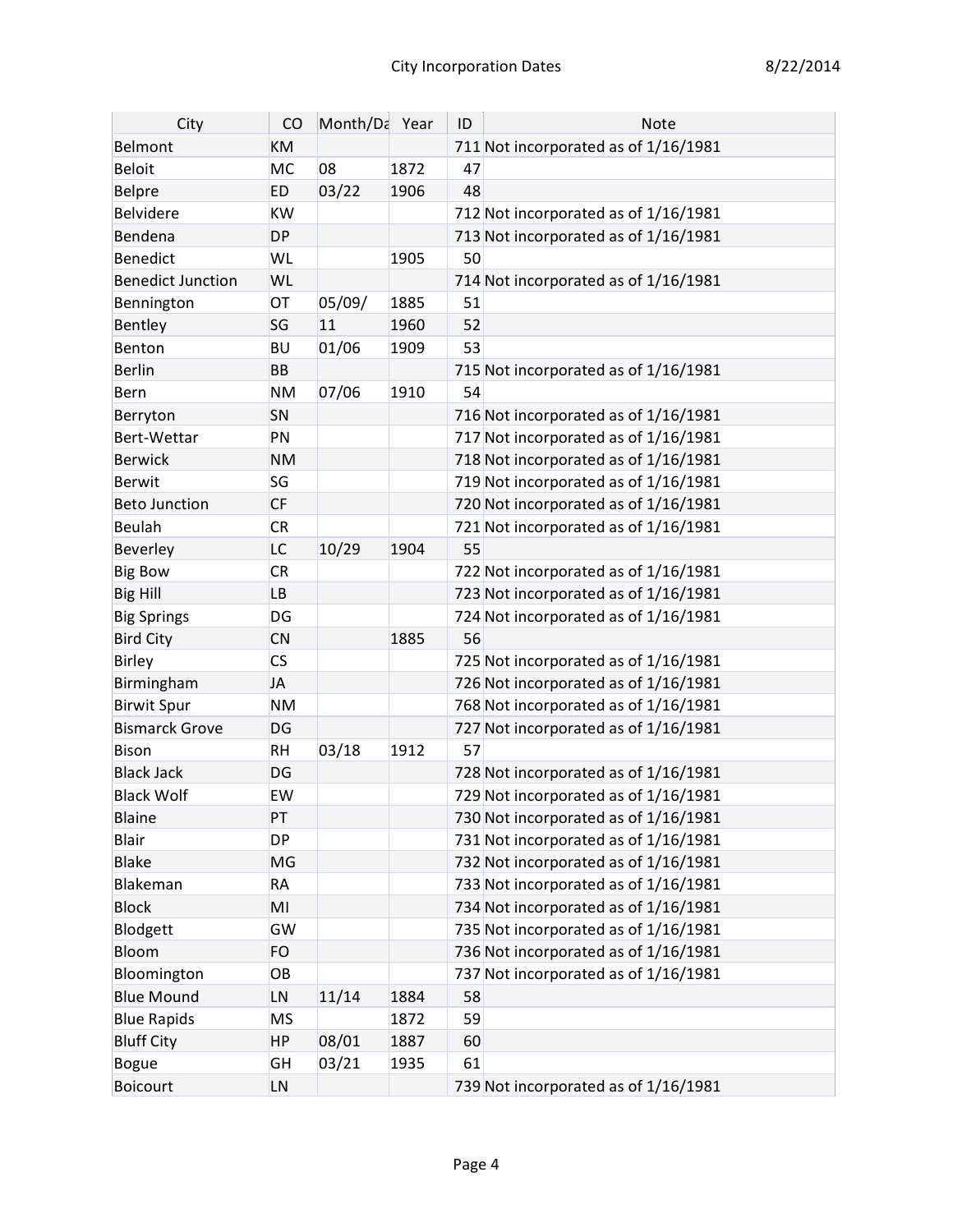| City | CO | Month/Da | Year | ID | Note |
|---|---|---|---|---|---|
| Belmont | KM | | | 711 | Not incorporated as of 1/16/1981 |
| Beloit | MC | 08 | 1872 | 47 | |
| Belpre | ED | 03/22 | 1906 | 48 | |
| Belvidere | KW | | | 712 | Not incorporated as of 1/16/1981 |
| Bendena | DP | | | 713 | Not incorporated as of 1/16/1981 |
| Benedict | WL | | 1905 | 50 | |
| Benedict Junction | WL | | | 714 | Not incorporated as of 1/16/1981 |
| Bennington | OT | 05/09/ | 1885 | 51 | |
| Bentley | SG | 11 | 1960 | 52 | |
| Benton | BU | 01/06 | 1909 | 53 | |
| Berlin | BB | | | 715 | Not incorporated as of 1/16/1981 |
| Bern | NM | 07/06 | 1910 | 54 | |
| Berryton | SN | | | 716 | Not incorporated as of 1/16/1981 |
| Bert-Wettar | PN | | | 717 | Not incorporated as of 1/16/1981 |
| Berwick | NM | | | 718 | Not incorporated as of 1/16/1981 |
| Berwit | SG | | | 719 | Not incorporated as of 1/16/1981 |
| Beto Junction | CF | | | 720 | Not incorporated as of 1/16/1981 |
| Beulah | CR | | | 721 | Not incorporated as of 1/16/1981 |
| Beverley | LC | 10/29 | 1904 | 55 | |
| Big Bow | CR | | | 722 | Not incorporated as of 1/16/1981 |
| Big Hill | LB | | | 723 | Not incorporated as of 1/16/1981 |
| Big Springs | DG | | | 724 | Not incorporated as of 1/16/1981 |
| Bird City | CN | | 1885 | 56 | |
| Birley | CS | | | 725 | Not incorporated as of 1/16/1981 |
| Birmingham | JA | | | 726 | Not incorporated as of 1/16/1981 |
| Birwit Spur | NM | | | 768 | Not incorporated as of 1/16/1981 |
| Bismarck Grove | DG | | | 727 | Not incorporated as of 1/16/1981 |
| Bison | RH | 03/18 | 1912 | 57 | |
| Black Jack | DG | | | 728 | Not incorporated as of 1/16/1981 |
| Black Wolf | EW | | | 729 | Not incorporated as of 1/16/1981 |
| Blaine | PT | | | 730 | Not incorporated as of 1/16/1981 |
| Blair | DP | | | 731 | Not incorporated as of 1/16/1981 |
| Blake | MG | | | 732 | Not incorporated as of 1/16/1981 |
| Blakeman | RA | | | 733 | Not incorporated as of 1/16/1981 |
| Block | MI | | | 734 | Not incorporated as of 1/16/1981 |
| Blodgett | GW | | | 735 | Not incorporated as of 1/16/1981 |
| Bloom | FO | | | 736 | Not incorporated as of 1/16/1981 |
| Bloomington | OB | | | 737 | Not incorporated as of 1/16/1981 |
| Blue Mound | LN | 11/14 | 1884 | 58 | |
| Blue Rapids | MS | | 1872 | 59 | |
| Bluff City | HP | 08/01 | 1887 | 60 | |
| Bogue | GH | 03/21 | 1935 | 61 | |
| Boicourt | LN | | | 739 | Not incorporated as of 1/16/1981 |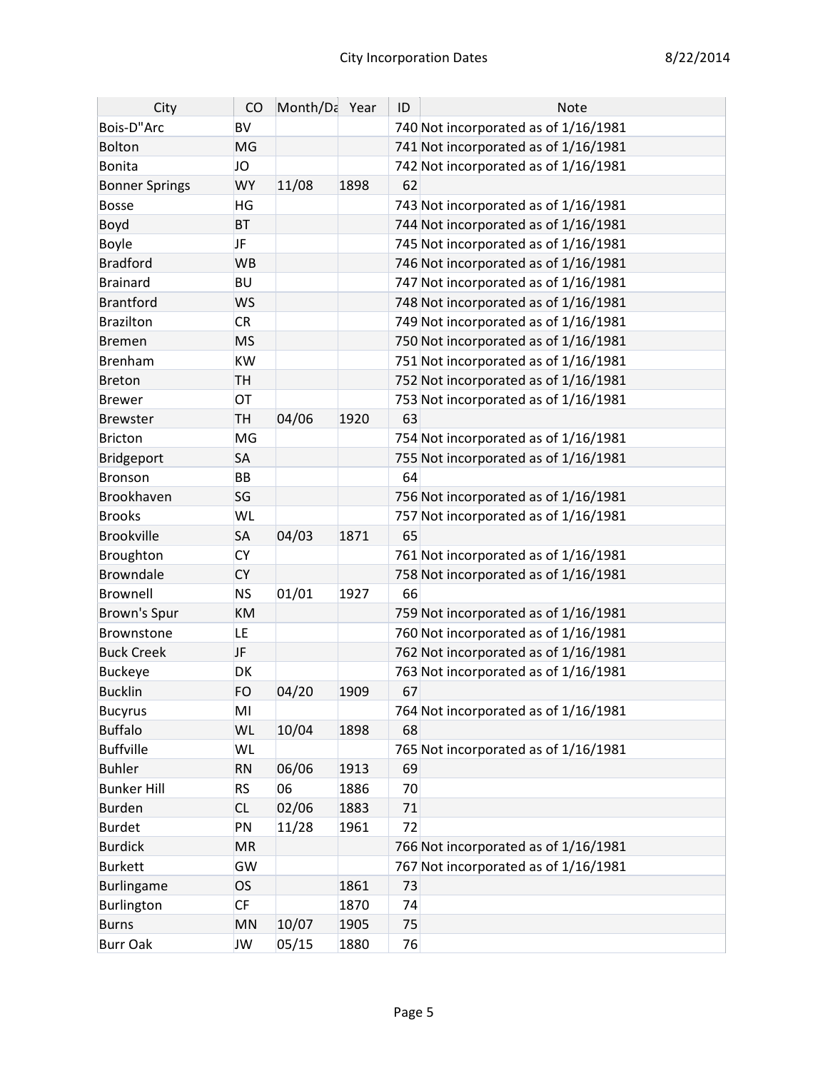| City | CO | Month/Da | Year | ID | Note |
|---|---|---|---|---|---|
| Bois-D"Arc | BV | | | 740 | Not incorporated as of 1/16/1981 |
| Bolton | MG | | | 741 | Not incorporated as of 1/16/1981 |
| Bonita | JO | | | 742 | Not incorporated as of 1/16/1981 |
| Bonner Springs | WY | 11/08 | 1898 | 62 | |
| Bosse | HG | | | 743 | Not incorporated as of 1/16/1981 |
| Boyd | BT | | | 744 | Not incorporated as of 1/16/1981 |
| Boyle | JF | | | 745 | Not incorporated as of 1/16/1981 |
| Bradford | WB | | | 746 | Not incorporated as of 1/16/1981 |
| Brainard | BU | | | 747 | Not incorporated as of 1/16/1981 |
| Brantford | WS | | | 748 | Not incorporated as of 1/16/1981 |
| Brazilton | CR | | | 749 | Not incorporated as of 1/16/1981 |
| Bremen | MS | | | 750 | Not incorporated as of 1/16/1981 |
| Brenham | KW | | | 751 | Not incorporated as of 1/16/1981 |
| Breton | TH | | | 752 | Not incorporated as of 1/16/1981 |
| Brewer | OT | | | 753 | Not incorporated as of 1/16/1981 |
| Brewster | TH | 04/06 | 1920 | 63 | |
| Bricton | MG | | | 754 | Not incorporated as of 1/16/1981 |
| Bridgeport | SA | | | 755 | Not incorporated as of 1/16/1981 |
| Bronson | BB | | | 64 | |
| Brookhaven | SG | | | 756 | Not incorporated as of 1/16/1981 |
| Brooks | WL | | | 757 | Not incorporated as of 1/16/1981 |
| Brookville | SA | 04/03 | 1871 | 65 | |
| Broughton | CY | | | 761 | Not incorporated as of 1/16/1981 |
| Browndale | CY | | | 758 | Not incorporated as of 1/16/1981 |
| Brownell | NS | 01/01 | 1927 | 66 | |
| Brown's Spur | KM | | | 759 | Not incorporated as of 1/16/1981 |
| Brownstone | LE | | | 760 | Not incorporated as of 1/16/1981 |
| Buck Creek | JF | | | 762 | Not incorporated as of 1/16/1981 |
| Buckeye | DK | | | 763 | Not incorporated as of 1/16/1981 |
| Bucklin | FO | 04/20 | 1909 | 67 | |
| Bucyrus | MI | | | 764 | Not incorporated as of 1/16/1981 |
| Buffalo | WL | 10/04 | 1898 | 68 | |
| Buffville | WL | | | 765 | Not incorporated as of 1/16/1981 |
| Buhler | RN | 06/06 | 1913 | 69 | |
| Bunker Hill | RS | 06 | 1886 | 70 | |
| Burden | CL | 02/06 | 1883 | 71 | |
| Burdet | PN | 11/28 | 1961 | 72 | |
| Burdick | MR | | | 766 | Not incorporated as of 1/16/1981 |
| Burkett | GW | | | 767 | Not incorporated as of 1/16/1981 |
| Burlingame | OS | | 1861 | 73 | |
| Burlington | CF | | 1870 | 74 | |
| Burns | MN | 10/07 | 1905 | 75 | |
| Burr Oak | JW | 05/15 | 1880 | 76 | |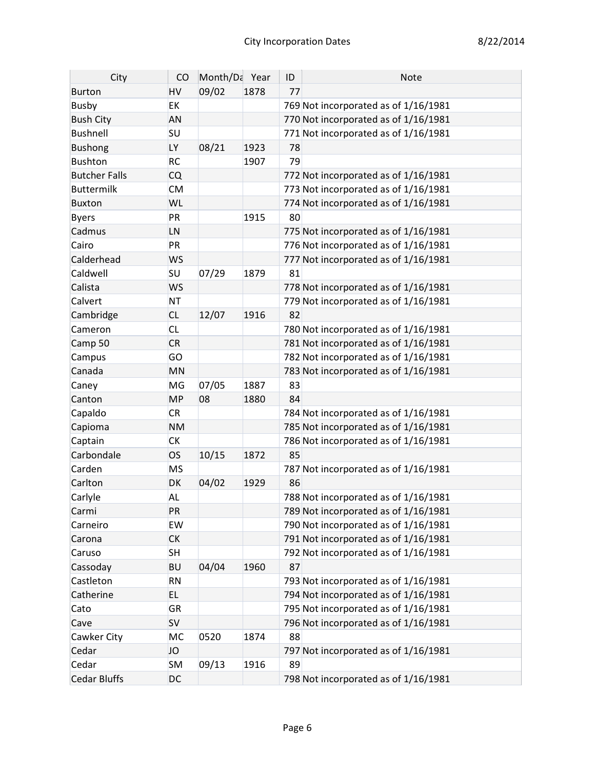| City | CO | Month/Da | Year | ID | Note |
|---|---|---|---|---|---|
| Burton | HV | 09/02 | 1878 | 77 | |
| Busby | EK | | | 769 | Not incorporated as of 1/16/1981 |
| Bush City | AN | | | 770 | Not incorporated as of 1/16/1981 |
| Bushnell | SU | | | 771 | Not incorporated as of 1/16/1981 |
| Bushong | LY | 08/21 | 1923 | 78 | |
| Bushton | RC | | 1907 | 79 | |
| Butcher Falls | CQ | | | 772 | Not incorporated as of 1/16/1981 |
| Buttermilk | CM | | | 773 | Not incorporated as of 1/16/1981 |
| Buxton | WL | | | 774 | Not incorporated as of 1/16/1981 |
| Byers | PR | | 1915 | 80 | |
| Cadmus | LN | | | 775 | Not incorporated as of 1/16/1981 |
| Cairo | PR | | | 776 | Not incorporated as of 1/16/1981 |
| Calderhead | WS | | | 777 | Not incorporated as of 1/16/1981 |
| Caldwell | SU | 07/29 | 1879 | 81 | |
| Calista | WS | | | 778 | Not incorporated as of 1/16/1981 |
| Calvert | NT | | | 779 | Not incorporated as of 1/16/1981 |
| Cambridge | CL | 12/07 | 1916 | 82 | |
| Cameron | CL | | | 780 | Not incorporated as of 1/16/1981 |
| Camp 50 | CR | | | 781 | Not incorporated as of 1/16/1981 |
| Campus | GO | | | 782 | Not incorporated as of 1/16/1981 |
| Canada | MN | | | 783 | Not incorporated as of 1/16/1981 |
| Caney | MG | 07/05 | 1887 | 83 | |
| Canton | MP | 08 | 1880 | 84 | |
| Capaldo | CR | | | 784 | Not incorporated as of 1/16/1981 |
| Capioma | NM | | | 785 | Not incorporated as of 1/16/1981 |
| Captain | CK | | | 786 | Not incorporated as of 1/16/1981 |
| Carbondale | OS | 10/15 | 1872 | 85 | |
| Carden | MS | | | 787 | Not incorporated as of 1/16/1981 |
| Carlton | DK | 04/02 | 1929 | 86 | |
| Carlyle | AL | | | 788 | Not incorporated as of 1/16/1981 |
| Carmi | PR | | | 789 | Not incorporated as of 1/16/1981 |
| Carneiro | EW | | | 790 | Not incorporated as of 1/16/1981 |
| Carona | CK | | | 791 | Not incorporated as of 1/16/1981 |
| Caruso | SH | | | 792 | Not incorporated as of 1/16/1981 |
| Cassoday | BU | 04/04 | 1960 | 87 | |
| Castleton | RN | | | 793 | Not incorporated as of 1/16/1981 |
| Catherine | EL | | | 794 | Not incorporated as of 1/16/1981 |
| Cato | GR | | | 795 | Not incorporated as of 1/16/1981 |
| Cave | SV | | | 796 | Not incorporated as of 1/16/1981 |
| Cawker City | MC | 0520 | 1874 | 88 | |
| Cedar | JO | | | 797 | Not incorporated as of 1/16/1981 |
| Cedar | SM | 09/13 | 1916 | 89 | |
| Cedar Bluffs | DC | | | 798 | Not incorporated as of 1/16/1981 |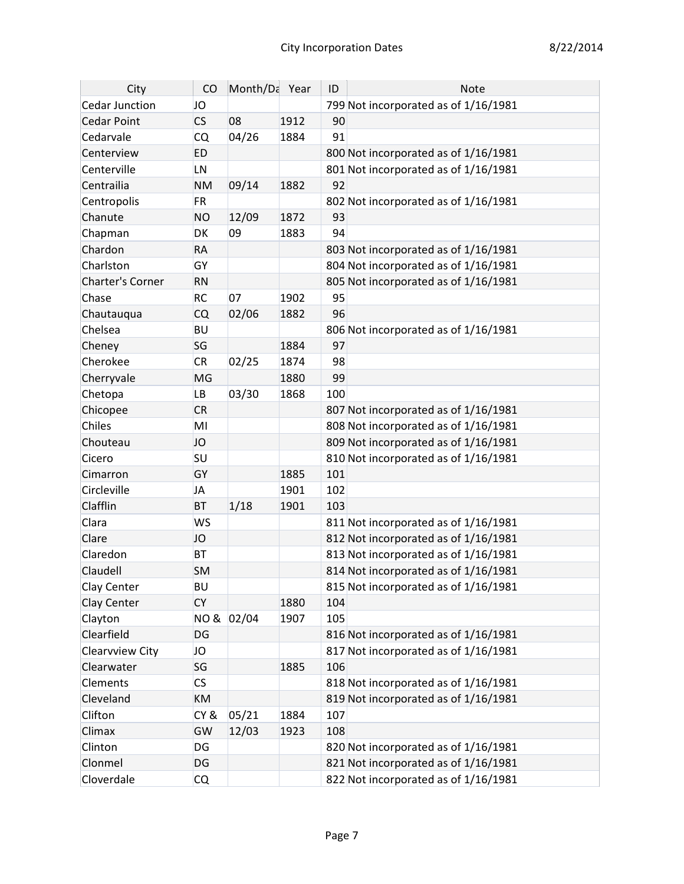| City | CO | Month/Da | Year | ID | Note |
|---|---|---|---|---|---|
| Cedar Junction | JO | | | 799 | Not incorporated as of 1/16/1981 |
| Cedar Point | CS | 08 | 1912 | 90 | |
| Cedarvale | CQ | 04/26 | 1884 | 91 | |
| Centerview | ED | | | 800 | Not incorporated as of 1/16/1981 |
| Centerville | LN | | | 801 | Not incorporated as of 1/16/1981 |
| Centrailia | NM | 09/14 | 1882 | 92 | |
| Centropolis | FR | | | 802 | Not incorporated as of 1/16/1981 |
| Chanute | NO | 12/09 | 1872 | 93 | |
| Chapman | DK | 09 | 1883 | 94 | |
| Chardon | RA | | | 803 | Not incorporated as of 1/16/1981 |
| Charlston | GY | | | 804 | Not incorporated as of 1/16/1981 |
| Charter's Corner | RN | | | 805 | Not incorporated as of 1/16/1981 |
| Chase | RC | 07 | 1902 | 95 | |
| Chautauqua | CQ | 02/06 | 1882 | 96 | |
| Chelsea | BU | | | 806 | Not incorporated as of 1/16/1981 |
| Cheney | SG | | 1884 | 97 | |
| Cherokee | CR | 02/25 | 1874 | 98 | |
| Cherryvale | MG | | 1880 | 99 | |
| Chetopa | LB | 03/30 | 1868 | 100 | |
| Chicopee | CR | | | 807 | Not incorporated as of 1/16/1981 |
| Chiles | MI | | | 808 | Not incorporated as of 1/16/1981 |
| Chouteau | JO | | | 809 | Not incorporated as of 1/16/1981 |
| Cicero | SU | | | 810 | Not incorporated as of 1/16/1981 |
| Cimarron | GY | | 1885 | 101 | |
| Circleville | JA | | 1901 | 102 | |
| Clafflin | BT | 1/18 | 1901 | 103 | |
| Clara | WS | | | 811 | Not incorporated as of 1/16/1981 |
| Clare | JO | | | 812 | Not incorporated as of 1/16/1981 |
| Claredon | BT | | | 813 | Not incorporated as of 1/16/1981 |
| Claudell | SM | | | 814 | Not incorporated as of 1/16/1981 |
| Clay Center | BU | | | 815 | Not incorporated as of 1/16/1981 |
| Clay Center | CY | | 1880 | 104 | |
| Clayton | NO & | 02/04 | 1907 | 105 | |
| Clearfield | DG | | | 816 | Not incorporated as of 1/16/1981 |
| Clearvview City | JO | | | 817 | Not incorporated as of 1/16/1981 |
| Clearwater | SG | | 1885 | 106 | |
| Clements | CS | | | 818 | Not incorporated as of 1/16/1981 |
| Cleveland | KM | | | 819 | Not incorporated as of 1/16/1981 |
| Clifton | CY & | 05/21 | 1884 | 107 | |
| Climax | GW | 12/03 | 1923 | 108 | |
| Clinton | DG | | | 820 | Not incorporated as of 1/16/1981 |
| Clonmel | DG | | | 821 | Not incorporated as of 1/16/1981 |
| Cloverdale | CQ | | | 822 | Not incorporated as of 1/16/1981 |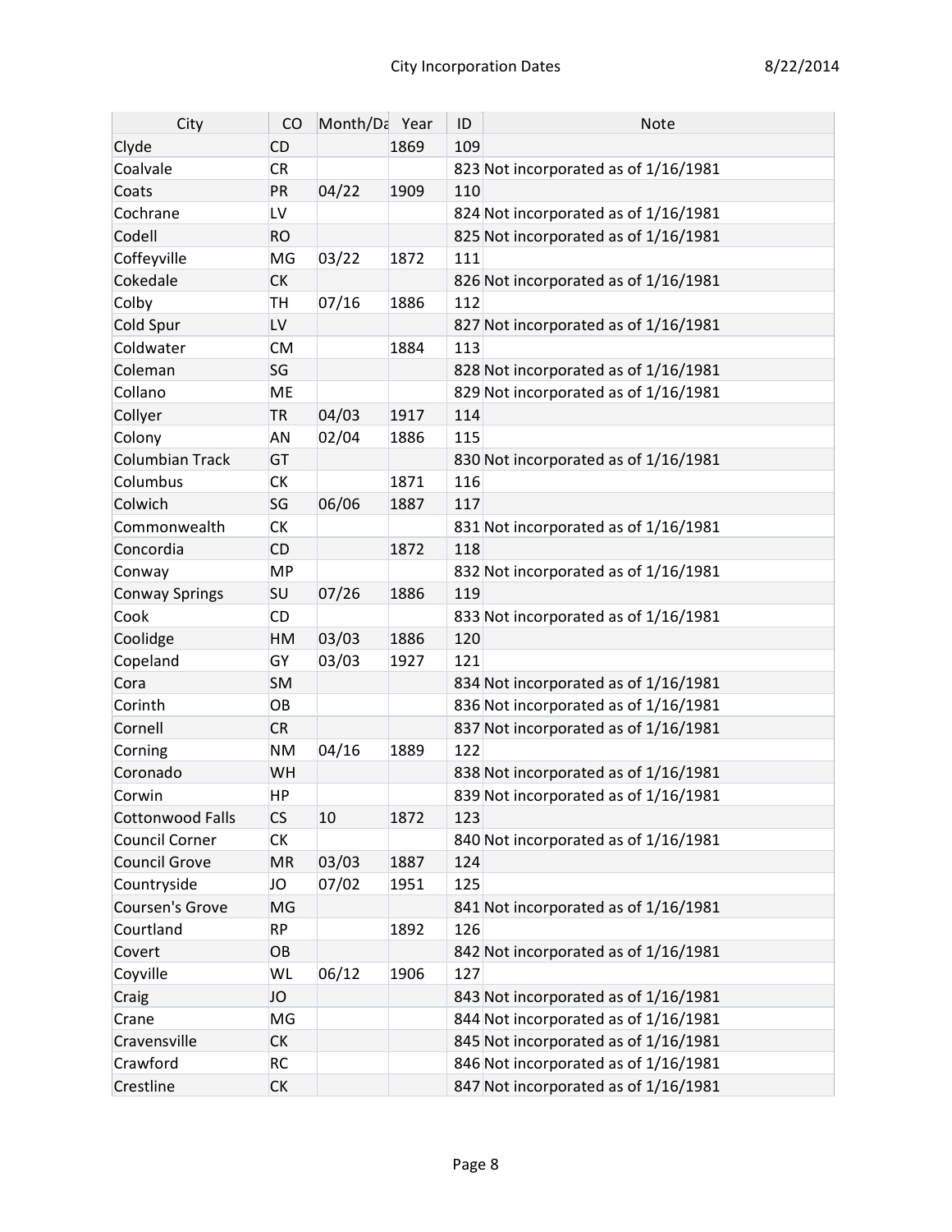| City | CO | Month/Da | Year | ID | Note |
|---|---|---|---|---|---|
| Clyde | CD | | 1869 | 109 | |
| Coalvale | CR | | | 823 | Not incorporated as of 1/16/1981 |
| Coats | PR | 04/22 | 1909 | 110 | |
| Cochrane | LV | | | 824 | Not incorporated as of 1/16/1981 |
| Codell | RO | | | 825 | Not incorporated as of 1/16/1981 |
| Coffeyville | MG | 03/22 | 1872 | 111 | |
| Cokedale | CK | | | 826 | Not incorporated as of 1/16/1981 |
| Colby | TH | 07/16 | 1886 | 112 | |
| Cold Spur | LV | | | 827 | Not incorporated as of 1/16/1981 |
| Coldwater | CM | | 1884 | 113 | |
| Coleman | SG | | | 828 | Not incorporated as of 1/16/1981 |
| Collano | ME | | | 829 | Not incorporated as of 1/16/1981 |
| Collyer | TR | 04/03 | 1917 | 114 | |
| Colony | AN | 02/04 | 1886 | 115 | |
| Columbian Track | GT | | | 830 | Not incorporated as of 1/16/1981 |
| Columbus | CK | | 1871 | 116 | |
| Colwich | SG | 06/06 | 1887 | 117 | |
| Commonwealth | CK | | | 831 | Not incorporated as of 1/16/1981 |
| Concordia | CD | | 1872 | 118 | |
| Conway | MP | | | 832 | Not incorporated as of 1/16/1981 |
| Conway Springs | SU | 07/26 | 1886 | 119 | |
| Cook | CD | | | 833 | Not incorporated as of 1/16/1981 |
| Coolidge | HM | 03/03 | 1886 | 120 | |
| Copeland | GY | 03/03 | 1927 | 121 | |
| Cora | SM | | | 834 | Not incorporated as of 1/16/1981 |
| Corinth | OB | | | 836 | Not incorporated as of 1/16/1981 |
| Cornell | CR | | | 837 | Not incorporated as of 1/16/1981 |
| Corning | NM | 04/16 | 1889 | 122 | |
| Coronado | WH | | | 838 | Not incorporated as of 1/16/1981 |
| Corwin | HP | | | 839 | Not incorporated as of 1/16/1981 |
| Cottonwood Falls | CS | 10 | 1872 | 123 | |
| Council Corner | CK | | | 840 | Not incorporated as of 1/16/1981 |
| Council Grove | MR | 03/03 | 1887 | 124 | |
| Countryside | JO | 07/02 | 1951 | 125 | |
| Coursen's Grove | MG | | | 841 | Not incorporated as of 1/16/1981 |
| Courtland | RP | | 1892 | 126 | |
| Covert | OB | | | 842 | Not incorporated as of 1/16/1981 |
| Coyville | WL | 06/12 | 1906 | 127 | |
| Craig | JO | | | 843 | Not incorporated as of 1/16/1981 |
| Crane | MG | | | 844 | Not incorporated as of 1/16/1981 |
| Cravensville | CK | | | 845 | Not incorporated as of 1/16/1981 |
| Crawford | RC | | | 846 | Not incorporated as of 1/16/1981 |
| Crestline | CK | | | 847 | Not incorporated as of 1/16/1981 |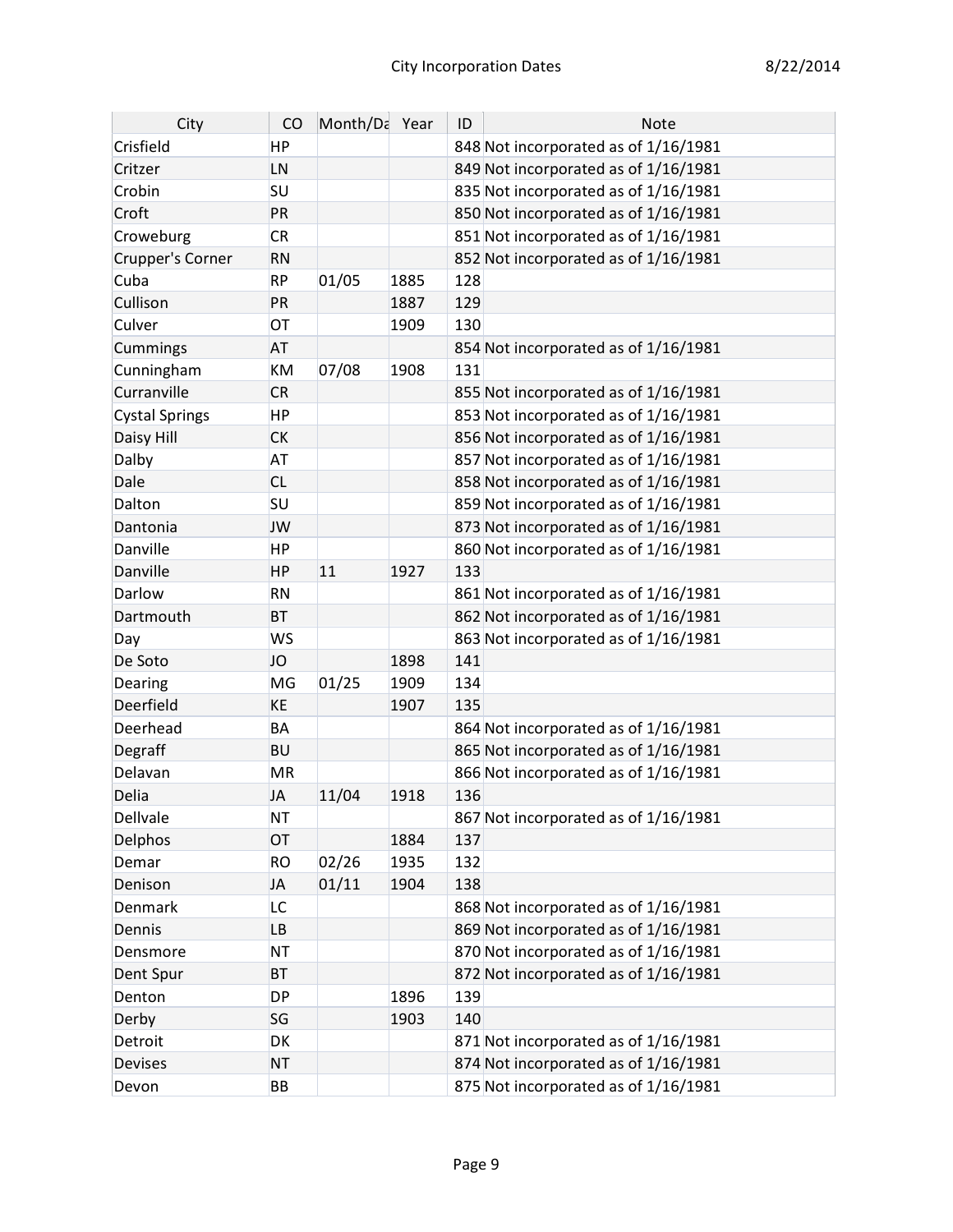| City | CO | Month/Da | Year | ID | Note |
| --- | --- | --- | --- | --- | --- |
| Crisfield | HP | | | 848 | Not incorporated as of 1/16/1981 |
| Critzer | LN | | | 849 | Not incorporated as of 1/16/1981 |
| Crobin | SU | | | 835 | Not incorporated as of 1/16/1981 |
| Croft | PR | | | 850 | Not incorporated as of 1/16/1981 |
| Croweburg | CR | | | 851 | Not incorporated as of 1/16/1981 |
| Crupper's Corner | RN | | | 852 | Not incorporated as of 1/16/1981 |
| Cuba | RP | 01/05 | 1885 | 128 | |
| Cullison | PR | | 1887 | 129 | |
| Culver | OT | | 1909 | 130 | |
| Cummings | AT | | | 854 | Not incorporated as of 1/16/1981 |
| Cunningham | KM | 07/08 | 1908 | 131 | |
| Curranville | CR | | | 855 | Not incorporated as of 1/16/1981 |
| Cystal Springs | HP | | | 853 | Not incorporated as of 1/16/1981 |
| Daisy Hill | CK | | | 856 | Not incorporated as of 1/16/1981 |
| Dalby | AT | | | 857 | Not incorporated as of 1/16/1981 |
| Dale | CL | | | 858 | Not incorporated as of 1/16/1981 |
| Dalton | SU | | | 859 | Not incorporated as of 1/16/1981 |
| Dantonia | JW | | | 873 | Not incorporated as of 1/16/1981 |
| Danville | HP | | | 860 | Not incorporated as of 1/16/1981 |
| Danville | HP | 11 | 1927 | 133 | |
| Darlow | RN | | | 861 | Not incorporated as of 1/16/1981 |
| Dartmouth | BT | | | 862 | Not incorporated as of 1/16/1981 |
| Day | WS | | | 863 | Not incorporated as of 1/16/1981 |
| De Soto | JO | | 1898 | 141 | |
| Dearing | MG | 01/25 | 1909 | 134 | |
| Deerfield | KE | | 1907 | 135 | |
| Deerhead | BA | | | 864 | Not incorporated as of 1/16/1981 |
| Degraff | BU | | | 865 | Not incorporated as of 1/16/1981 |
| Delavan | MR | | | 866 | Not incorporated as of 1/16/1981 |
| Delia | JA | 11/04 | 1918 | 136 | |
| Dellvale | NT | | | 867 | Not incorporated as of 1/16/1981 |
| Delphos | OT | | 1884 | 137 | |
| Demar | RO | 02/26 | 1935 | 132 | |
| Denison | JA | 01/11 | 1904 | 138 | |
| Denmark | LC | | | 868 | Not incorporated as of 1/16/1981 |
| Dennis | LB | | | 869 | Not incorporated as of 1/16/1981 |
| Densmore | NT | | | 870 | Not incorporated as of 1/16/1981 |
| Dent Spur | BT | | | 872 | Not incorporated as of 1/16/1981 |
| Denton | DP | | 1896 | 139 | |
| Derby | SG | | 1903 | 140 | |
| Detroit | DK | | | 871 | Not incorporated as of 1/16/1981 |
| Devises | NT | | | 874 | Not incorporated as of 1/16/1981 |
| Devon | BB | | | 875 | Not incorporated as of 1/16/1981 |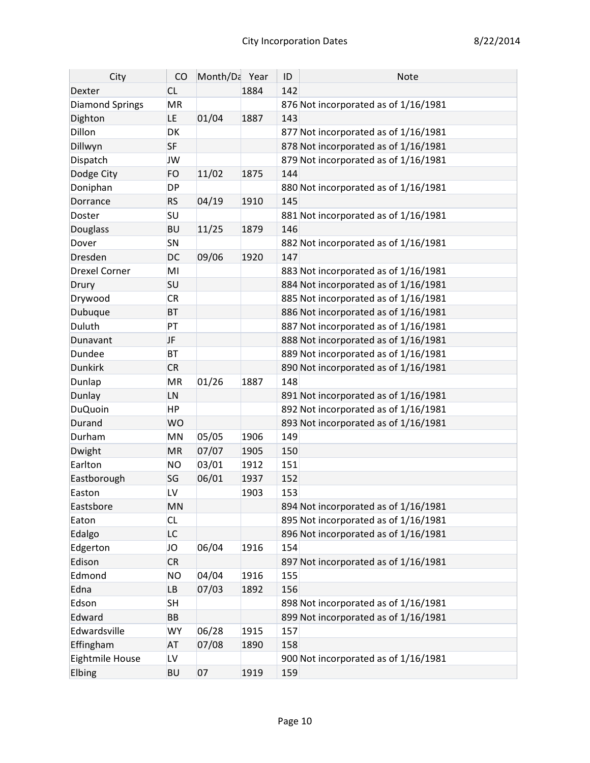| City | CO | Month/Da | Year | ID | Note |
|---|---|---|---|---|---|
| Dexter | CL | | 1884 | 142 | |
| Diamond Springs | MR | | | 876 | Not incorporated as of 1/16/1981 |
| Dighton | LE | 01/04 | 1887 | 143 | |
| Dillon | DK | | | 877 | Not incorporated as of 1/16/1981 |
| Dillwyn | SF | | | 878 | Not incorporated as of 1/16/1981 |
| Dispatch | JW | | | 879 | Not incorporated as of 1/16/1981 |
| Dodge City | FO | 11/02 | 1875 | 144 | |
| Doniphan | DP | | | 880 | Not incorporated as of 1/16/1981 |
| Dorrance | RS | 04/19 | 1910 | 145 | |
| Doster | SU | | | 881 | Not incorporated as of 1/16/1981 |
| Douglass | BU | 11/25 | 1879 | 146 | |
| Dover | SN | | | 882 | Not incorporated as of 1/16/1981 |
| Dresden | DC | 09/06 | 1920 | 147 | |
| Drexel Corner | MI | | | 883 | Not incorporated as of 1/16/1981 |
| Drury | SU | | | 884 | Not incorporated as of 1/16/1981 |
| Drywood | CR | | | 885 | Not incorporated as of 1/16/1981 |
| Dubuque | BT | | | 886 | Not incorporated as of 1/16/1981 |
| Duluth | PT | | | 887 | Not incorporated as of 1/16/1981 |
| Dunavant | JF | | | 888 | Not incorporated as of 1/16/1981 |
| Dundee | BT | | | 889 | Not incorporated as of 1/16/1981 |
| Dunkirk | CR | | | 890 | Not incorporated as of 1/16/1981 |
| Dunlap | MR | 01/26 | 1887 | 148 | |
| Dunlay | LN | | | 891 | Not incorporated as of 1/16/1981 |
| DuQuoin | HP | | | 892 | Not incorporated as of 1/16/1981 |
| Durand | WO | | | 893 | Not incorporated as of 1/16/1981 |
| Durham | MN | 05/05 | 1906 | 149 | |
| Dwight | MR | 07/07 | 1905 | 150 | |
| Earlton | NO | 03/01 | 1912 | 151 | |
| Eastborough | SG | 06/01 | 1937 | 152 | |
| Easton | LV | | 1903 | 153 | |
| Eastsbore | MN | | | 894 | Not incorporated as of 1/16/1981 |
| Eaton | CL | | | 895 | Not incorporated as of 1/16/1981 |
| Edalgo | LC | | | 896 | Not incorporated as of 1/16/1981 |
| Edgerton | JO | 06/04 | 1916 | 154 | |
| Edison | CR | | | 897 | Not incorporated as of 1/16/1981 |
| Edmond | NO | 04/04 | 1916 | 155 | |
| Edna | LB | 07/03 | 1892 | 156 | |
| Edson | SH | | | 898 | Not incorporated as of 1/16/1981 |
| Edward | BB | | | 899 | Not incorporated as of 1/16/1981 |
| Edwardsville | WY | 06/28 | 1915 | 157 | |
| Effingham | AT | 07/08 | 1890 | 158 | |
| Eightmile House | LV | | | 900 | Not incorporated as of 1/16/1981 |
| Elbing | BU | 07 | 1919 | 159 | |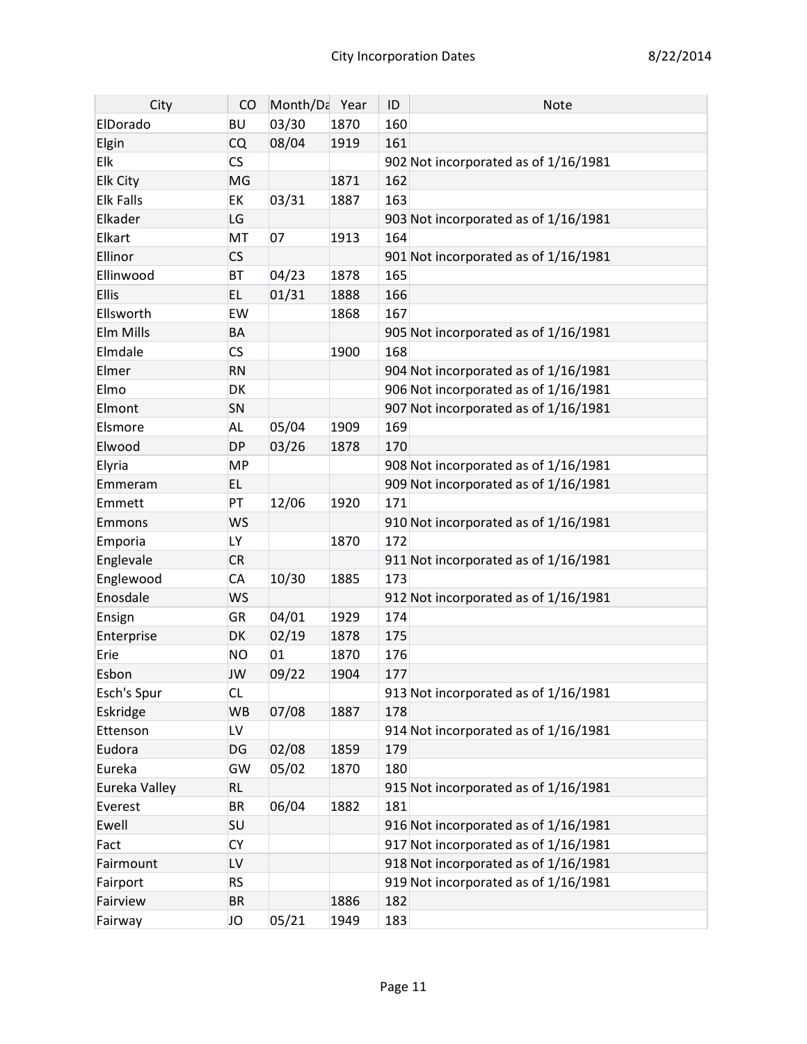| City | CO | Month/Da | Year | ID | Note |
|---|---|---|---|---|---|
| ElDorado | BU | 03/30 | 1870 | 160 | |
| Elgin | CQ | 08/04 | 1919 | 161 | |
| Elk | CS | | | 902 | Not incorporated as of 1/16/1981 |
| Elk City | MG | | 1871 | 162 | |
| Elk Falls | EK | 03/31 | 1887 | 163 | |
| Elkader | LG | | | 903 | Not incorporated as of 1/16/1981 |
| Elkart | MT | 07 | 1913 | 164 | |
| Ellinor | CS | | | 901 | Not incorporated as of 1/16/1981 |
| Ellinwood | BT | 04/23 | 1878 | 165 | |
| Ellis | EL | 01/31 | 1888 | 166 | |
| Ellsworth | EW | | 1868 | 167 | |
| Elm Mills | BA | | | 905 | Not incorporated as of 1/16/1981 |
| Elmdale | CS | | 1900 | 168 | |
| Elmer | RN | | | 904 | Not incorporated as of 1/16/1981 |
| Elmo | DK | | | 906 | Not incorporated as of 1/16/1981 |
| Elmont | SN | | | 907 | Not incorporated as of 1/16/1981 |
| Elsmore | AL | 05/04 | 1909 | 169 | |
| Elwood | DP | 03/26 | 1878 | 170 | |
| Elyria | MP | | | 908 | Not incorporated as of 1/16/1981 |
| Emmeram | EL | | | 909 | Not incorporated as of 1/16/1981 |
| Emmett | PT | 12/06 | 1920 | 171 | |
| Emmons | WS | | | 910 | Not incorporated as of 1/16/1981 |
| Emporia | LY | | 1870 | 172 | |
| Englevale | CR | | | 911 | Not incorporated as of 1/16/1981 |
| Englewood | CA | 10/30 | 1885 | 173 | |
| Enosdale | WS | | | 912 | Not incorporated as of 1/16/1981 |
| Ensign | GR | 04/01 | 1929 | 174 | |
| Enterprise | DK | 02/19 | 1878 | 175 | |
| Erie | NO | 01 | 1870 | 176 | |
| Esbon | JW | 09/22 | 1904 | 177 | |
| Esch's Spur | CL | | | 913 | Not incorporated as of 1/16/1981 |
| Eskridge | WB | 07/08 | 1887 | 178 | |
| Ettenson | LV | | | 914 | Not incorporated as of 1/16/1981 |
| Eudora | DG | 02/08 | 1859 | 179 | |
| Eureka | GW | 05/02 | 1870 | 180 | |
| Eureka Valley | RL | | | 915 | Not incorporated as of 1/16/1981 |
| Everest | BR | 06/04 | 1882 | 181 | |
| Ewell | SU | | | 916 | Not incorporated as of 1/16/1981 |
| Fact | CY | | | 917 | Not incorporated as of 1/16/1981 |
| Fairmount | LV | | | 918 | Not incorporated as of 1/16/1981 |
| Fairport | RS | | | 919 | Not incorporated as of 1/16/1981 |
| Fairview | BR | | 1886 | 182 | |
| Fairway | JO | 05/21 | 1949 | 183 | |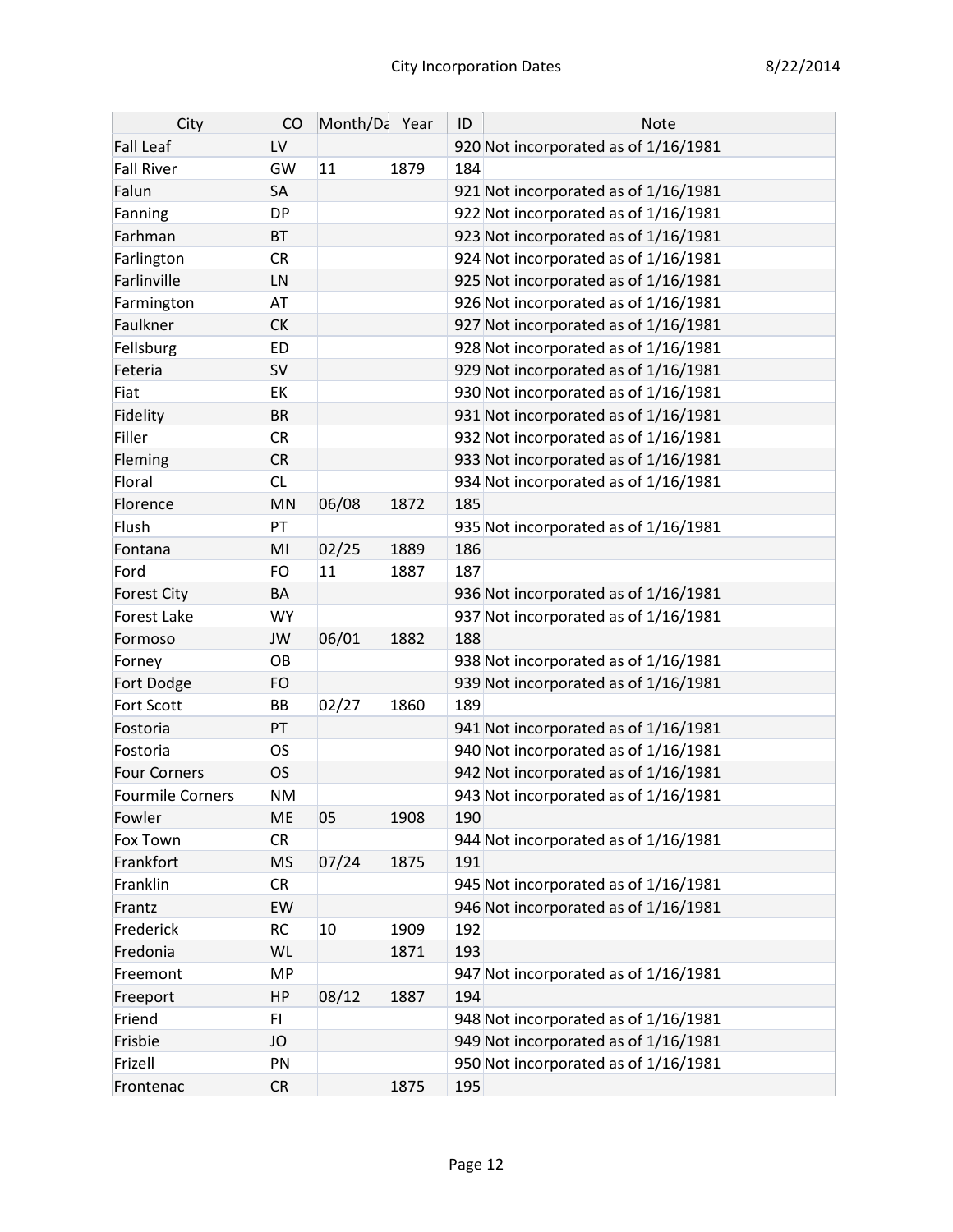| City | CO | Month/Da | Year | ID | Note |
|---|---|---|---|---|---|
| Fall Leaf | LV | | | 920 | Not incorporated as of 1/16/1981 |
| Fall River | GW | 11 | 1879 | 184 | |
| Falun | SA | | | 921 | Not incorporated as of 1/16/1981 |
| Fanning | DP | | | 922 | Not incorporated as of 1/16/1981 |
| Farhman | BT | | | 923 | Not incorporated as of 1/16/1981 |
| Farlington | CR | | | 924 | Not incorporated as of 1/16/1981 |
| Farlinville | LN | | | 925 | Not incorporated as of 1/16/1981 |
| Farmington | AT | | | 926 | Not incorporated as of 1/16/1981 |
| Faulkner | CK | | | 927 | Not incorporated as of 1/16/1981 |
| Fellsburg | ED | | | 928 | Not incorporated as of 1/16/1981 |
| Feteria | SV | | | 929 | Not incorporated as of 1/16/1981 |
| Fiat | EK | | | 930 | Not incorporated as of 1/16/1981 |
| Fidelity | BR | | | 931 | Not incorporated as of 1/16/1981 |
| Filler | CR | | | 932 | Not incorporated as of 1/16/1981 |
| Fleming | CR | | | 933 | Not incorporated as of 1/16/1981 |
| Floral | CL | | | 934 | Not incorporated as of 1/16/1981 |
| Florence | MN | 06/08 | 1872 | 185 | |
| Flush | PT | | | 935 | Not incorporated as of 1/16/1981 |
| Fontana | MI | 02/25 | 1889 | 186 | |
| Ford | FO | 11 | 1887 | 187 | |
| Forest City | BA | | | 936 | Not incorporated as of 1/16/1981 |
| Forest Lake | WY | | | 937 | Not incorporated as of 1/16/1981 |
| Formoso | JW | 06/01 | 1882 | 188 | |
| Forney | OB | | | 938 | Not incorporated as of 1/16/1981 |
| Fort Dodge | FO | | | 939 | Not incorporated as of 1/16/1981 |
| Fort Scott | BB | 02/27 | 1860 | 189 | |
| Fostoria | PT | | | 941 | Not incorporated as of 1/16/1981 |
| Fostoria | OS | | | 940 | Not incorporated as of 1/16/1981 |
| Four Corners | OS | | | 942 | Not incorporated as of 1/16/1981 |
| Fourmile Corners | NM | | | 943 | Not incorporated as of 1/16/1981 |
| Fowler | ME | 05 | 1908 | 190 | |
| Fox Town | CR | | | 944 | Not incorporated as of 1/16/1981 |
| Frankfort | MS | 07/24 | 1875 | 191 | |
| Franklin | CR | | | 945 | Not incorporated as of 1/16/1981 |
| Frantz | EW | | | 946 | Not incorporated as of 1/16/1981 |
| Frederick | RC | 10 | 1909 | 192 | |
| Fredonia | WL | | 1871 | 193 | |
| Freemont | MP | | | 947 | Not incorporated as of 1/16/1981 |
| Freeport | HP | 08/12 | 1887 | 194 | |
| Friend | FI | | | 948 | Not incorporated as of 1/16/1981 |
| Frisbie | JO | | | 949 | Not incorporated as of 1/16/1981 |
| Frizell | PN | | | 950 | Not incorporated as of 1/16/1981 |
| Frontenac | CR | | 1875 | 195 | |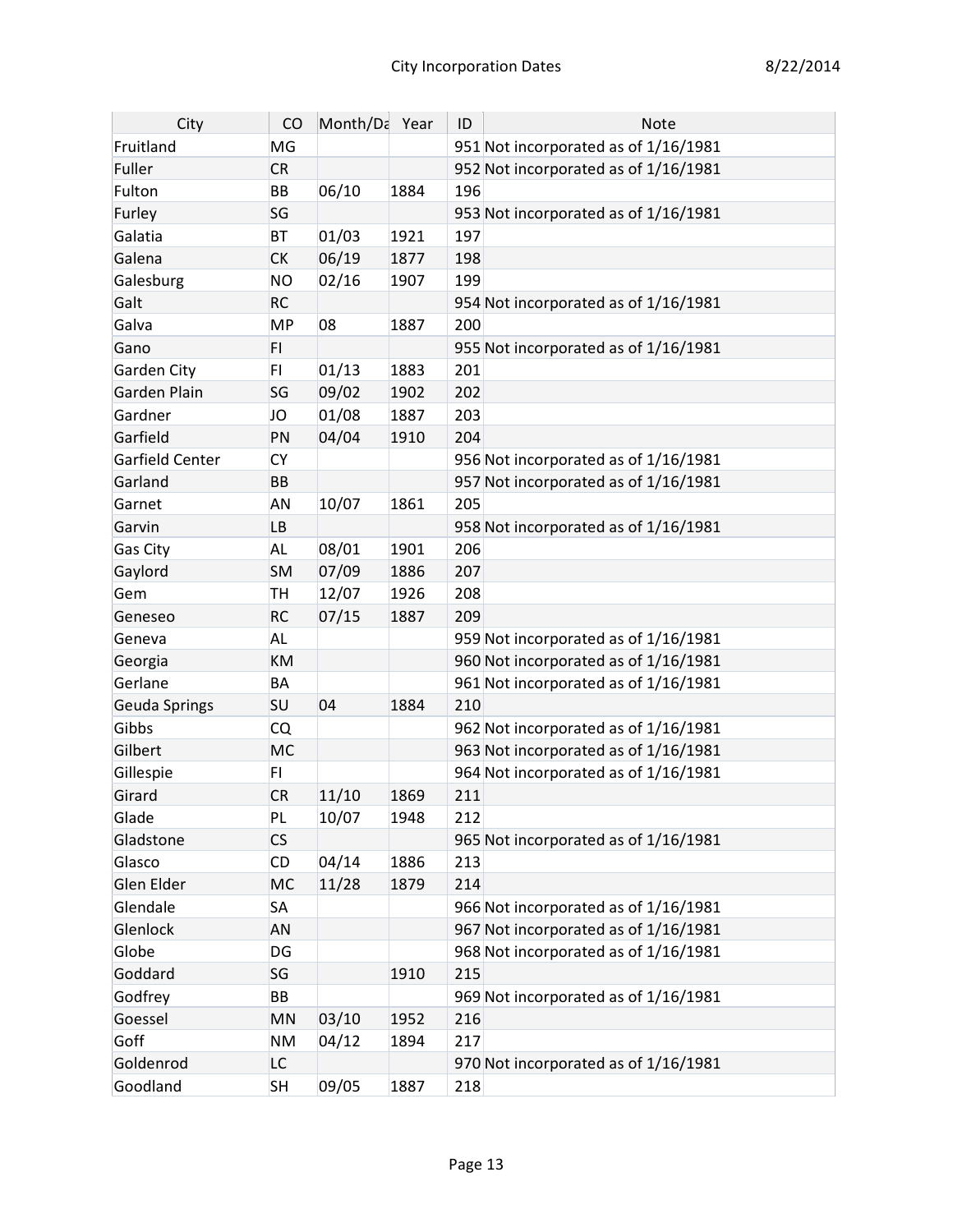| City | CO | Month/Da | Year | ID | Note |
|---|---|---|---|---|---|
| Fruitland | MG | | | 951 | Not incorporated as of 1/16/1981 |
| Fuller | CR | | | 952 | Not incorporated as of 1/16/1981 |
| Fulton | BB | 06/10 | 1884 | 196 | |
| Furley | SG | | | 953 | Not incorporated as of 1/16/1981 |
| Galatia | BT | 01/03 | 1921 | 197 | |
| Galena | CK | 06/19 | 1877 | 198 | |
| Galesburg | NO | 02/16 | 1907 | 199 | |
| Galt | RC | | | 954 | Not incorporated as of 1/16/1981 |
| Galva | MP | 08 | 1887 | 200 | |
| Gano | FI | | | 955 | Not incorporated as of 1/16/1981 |
| Garden City | FI | 01/13 | 1883 | 201 | |
| Garden Plain | SG | 09/02 | 1902 | 202 | |
| Gardner | JO | 01/08 | 1887 | 203 | |
| Garfield | PN | 04/04 | 1910 | 204 | |
| Garfield Center | CY | | | 956 | Not incorporated as of 1/16/1981 |
| Garland | BB | | | 957 | Not incorporated as of 1/16/1981 |
| Garnet | AN | 10/07 | 1861 | 205 | |
| Garvin | LB | | | 958 | Not incorporated as of 1/16/1981 |
| Gas City | AL | 08/01 | 1901 | 206 | |
| Gaylord | SM | 07/09 | 1886 | 207 | |
| Gem | TH | 12/07 | 1926 | 208 | |
| Geneseo | RC | 07/15 | 1887 | 209 | |
| Geneva | AL | | | 959 | Not incorporated as of 1/16/1981 |
| Georgia | KM | | | 960 | Not incorporated as of 1/16/1981 |
| Gerlane | BA | | | 961 | Not incorporated as of 1/16/1981 |
| Geuda Springs | SU | 04 | 1884 | 210 | |
| Gibbs | CQ | | | 962 | Not incorporated as of 1/16/1981 |
| Gilbert | MC | | | 963 | Not incorporated as of 1/16/1981 |
| Gillespie | FI | | | 964 | Not incorporated as of 1/16/1981 |
| Girard | CR | 11/10 | 1869 | 211 | |
| Glade | PL | 10/07 | 1948 | 212 | |
| Gladstone | CS | | | 965 | Not incorporated as of 1/16/1981 |
| Glasco | CD | 04/14 | 1886 | 213 | |
| Glen Elder | MC | 11/28 | 1879 | 214 | |
| Glendale | SA | | | 966 | Not incorporated as of 1/16/1981 |
| Glenlock | AN | | | 967 | Not incorporated as of 1/16/1981 |
| Globe | DG | | | 968 | Not incorporated as of 1/16/1981 |
| Goddard | SG | | 1910 | 215 | |
| Godfrey | BB | | | 969 | Not incorporated as of 1/16/1981 |
| Goessel | MN | 03/10 | 1952 | 216 | |
| Goff | NM | 04/12 | 1894 | 217 | |
| Goldenrod | LC | | | 970 | Not incorporated as of 1/16/1981 |
| Goodland | SH | 09/05 | 1887 | 218 | |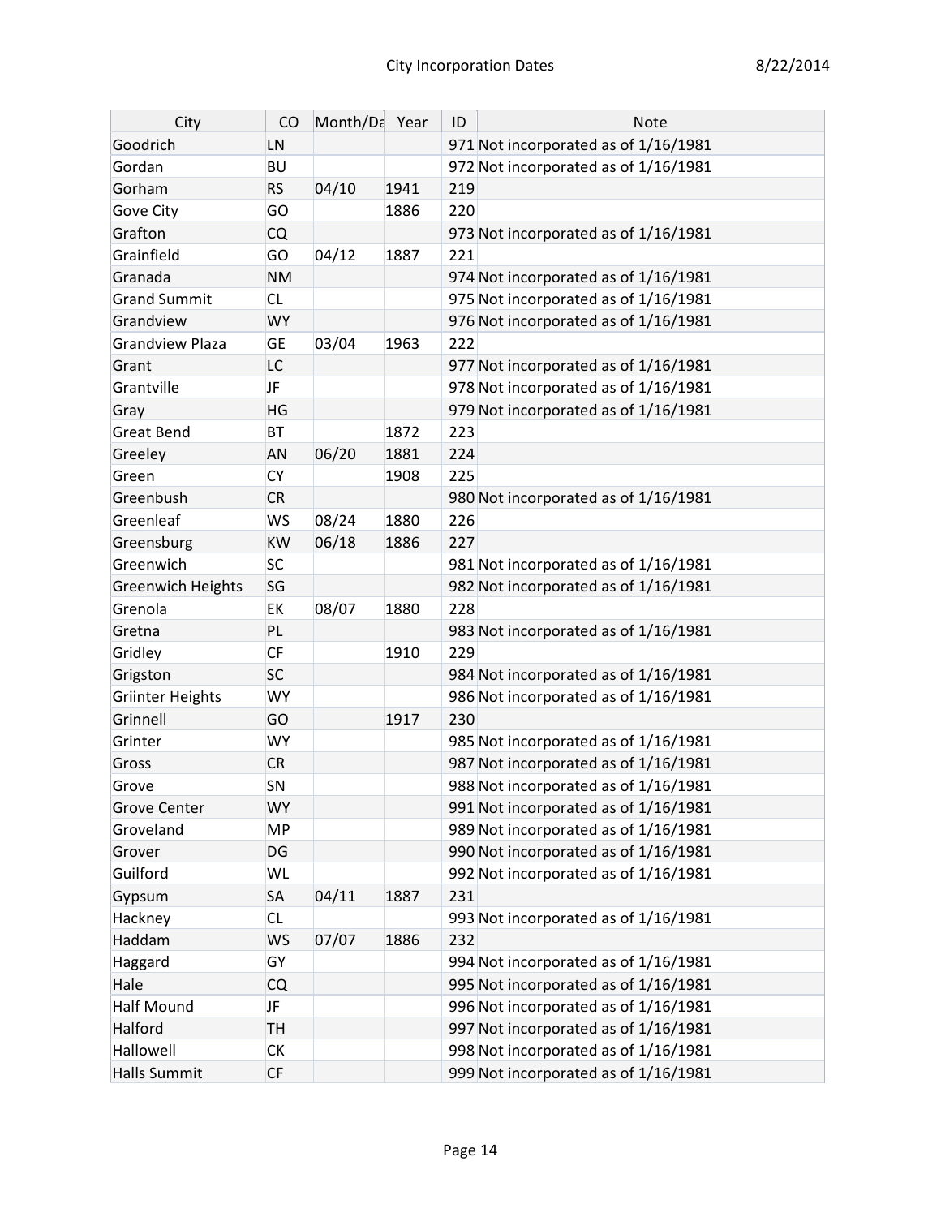| City | CO | Month/Da | Year | ID | Note |
|---|---|---|---|---|---|
| Goodrich | LN | | | 971 | Not incorporated as of 1/16/1981 |
| Gordan | BU | | | 972 | Not incorporated as of 1/16/1981 |
| Gorham | RS | 04/10 | 1941 | 219 | |
| Gove City | GO | | 1886 | 220 | |
| Grafton | CQ | | | 973 | Not incorporated as of 1/16/1981 |
| Grainfield | GO | 04/12 | 1887 | 221 | |
| Granada | NM | | | 974 | Not incorporated as of 1/16/1981 |
| Grand Summit | CL | | | 975 | Not incorporated as of 1/16/1981 |
| Grandview | WY | | | 976 | Not incorporated as of 1/16/1981 |
| Grandview Plaza | GE | 03/04 | 1963 | 222 | |
| Grant | LC | | | 977 | Not incorporated as of 1/16/1981 |
| Grantville | JF | | | 978 | Not incorporated as of 1/16/1981 |
| Gray | HG | | | 979 | Not incorporated as of 1/16/1981 |
| Great Bend | BT | | 1872 | 223 | |
| Greeley | AN | 06/20 | 1881 | 224 | |
| Green | CY | | 1908 | 225 | |
| Greenbush | CR | | | 980 | Not incorporated as of 1/16/1981 |
| Greenleaf | WS | 08/24 | 1880 | 226 | |
| Greensburg | KW | 06/18 | 1886 | 227 | |
| Greenwich | SC | | | 981 | Not incorporated as of 1/16/1981 |
| Greenwich Heights | SG | | | 982 | Not incorporated as of 1/16/1981 |
| Grenola | EK | 08/07 | 1880 | 228 | |
| Gretna | PL | | | 983 | Not incorporated as of 1/16/1981 |
| Gridley | CF | | 1910 | 229 | |
| Grigston | SC | | | 984 | Not incorporated as of 1/16/1981 |
| Griinter Heights | WY | | | 986 | Not incorporated as of 1/16/1981 |
| Grinnell | GO | | 1917 | 230 | |
| Grinter | WY | | | 985 | Not incorporated as of 1/16/1981 |
| Gross | CR | | | 987 | Not incorporated as of 1/16/1981 |
| Grove | SN | | | 988 | Not incorporated as of 1/16/1981 |
| Grove Center | WY | | | 991 | Not incorporated as of 1/16/1981 |
| Groveland | MP | | | 989 | Not incorporated as of 1/16/1981 |
| Grover | DG | | | 990 | Not incorporated as of 1/16/1981 |
| Guilford | WL | | | 992 | Not incorporated as of 1/16/1981 |
| Gypsum | SA | 04/11 | 1887 | 231 | |
| Hackney | CL | | | 993 | Not incorporated as of 1/16/1981 |
| Haddam | WS | 07/07 | 1886 | 232 | |
| Haggard | GY | | | 994 | Not incorporated as of 1/16/1981 |
| Hale | CQ | | | 995 | Not incorporated as of 1/16/1981 |
| Half Mound | JF | | | 996 | Not incorporated as of 1/16/1981 |
| Halford | TH | | | 997 | Not incorporated as of 1/16/1981 |
| Hallowell | CK | | | 998 | Not incorporated as of 1/16/1981 |
| Halls Summit | CF | | | 999 | Not incorporated as of 1/16/1981 |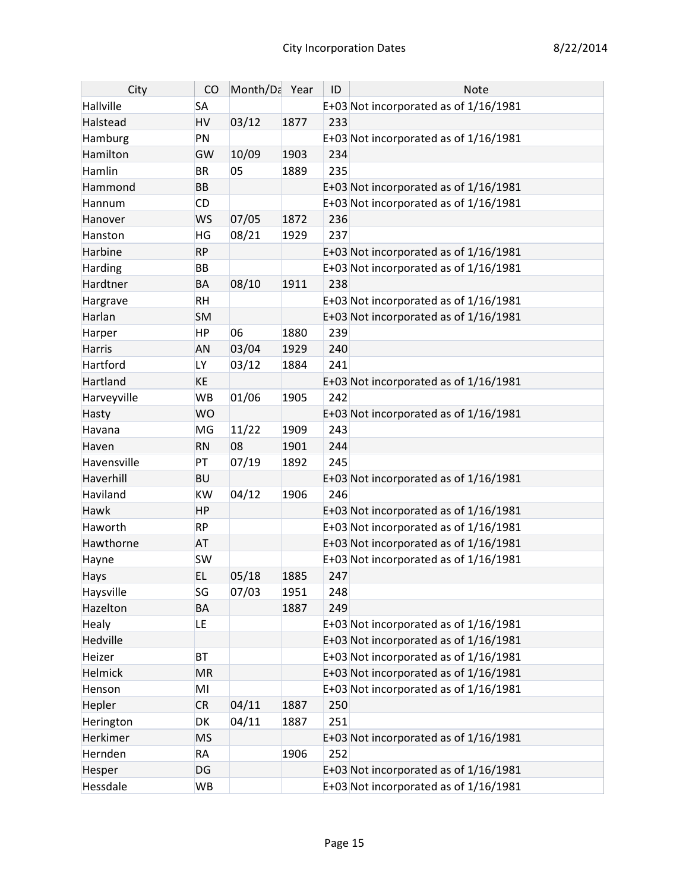| City | CO | Month/Da | Year | ID | Note |
|---|---|---|---|---|---|
| Hallville | SA | | | E+03 | Not incorporated as of 1/16/1981 |
| Halstead | HV | 03/12 | 1877 | 233 | |
| Hamburg | PN | | | E+03 | Not incorporated as of 1/16/1981 |
| Hamilton | GW | 10/09 | 1903 | 234 | |
| Hamlin | BR | 05 | 1889 | 235 | |
| Hammond | BB | | | E+03 | Not incorporated as of 1/16/1981 |
| Hannum | CD | | | E+03 | Not incorporated as of 1/16/1981 |
| Hanover | WS | 07/05 | 1872 | 236 | |
| Hanston | HG | 08/21 | 1929 | 237 | |
| Harbine | RP | | | E+03 | Not incorporated as of 1/16/1981 |
| Harding | BB | | | E+03 | Not incorporated as of 1/16/1981 |
| Hardtner | BA | 08/10 | 1911 | 238 | |
| Hargrave | RH | | | E+03 | Not incorporated as of 1/16/1981 |
| Harlan | SM | | | E+03 | Not incorporated as of 1/16/1981 |
| Harper | HP | 06 | 1880 | 239 | |
| Harris | AN | 03/04 | 1929 | 240 | |
| Hartford | LY | 03/12 | 1884 | 241 | |
| Hartland | KE | | | E+03 | Not incorporated as of 1/16/1981 |
| Harveyville | WB | 01/06 | 1905 | 242 | |
| Hasty | WO | | | E+03 | Not incorporated as of 1/16/1981 |
| Havana | MG | 11/22 | 1909 | 243 | |
| Haven | RN | 08 | 1901 | 244 | |
| Havensville | PT | 07/19 | 1892 | 245 | |
| Haverhill | BU | | | E+03 | Not incorporated as of 1/16/1981 |
| Haviland | KW | 04/12 | 1906 | 246 | |
| Hawk | HP | | | E+03 | Not incorporated as of 1/16/1981 |
| Haworth | RP | | | E+03 | Not incorporated as of 1/16/1981 |
| Hawthorne | AT | | | E+03 | Not incorporated as of 1/16/1981 |
| Hayne | SW | | | E+03 | Not incorporated as of 1/16/1981 |
| Hays | EL | 05/18 | 1885 | 247 | |
| Haysville | SG | 07/03 | 1951 | 248 | |
| Hazelton | BA | | 1887 | 249 | |
| Healy | LE | | | E+03 | Not incorporated as of 1/16/1981 |
| Hedville | | | | E+03 | Not incorporated as of 1/16/1981 |
| Heizer | BT | | | E+03 | Not incorporated as of 1/16/1981 |
| Helmick | MR | | | E+03 | Not incorporated as of 1/16/1981 |
| Henson | MI | | | E+03 | Not incorporated as of 1/16/1981 |
| Hepler | CR | 04/11 | 1887 | 250 | |
| Herington | DK | 04/11 | 1887 | 251 | |
| Herkimer | MS | | | E+03 | Not incorporated as of 1/16/1981 |
| Hernden | RA | | 1906 | 252 | |
| Hesper | DG | | | E+03 | Not incorporated as of 1/16/1981 |
| Hessdale | WB | | | E+03 | Not incorporated as of 1/16/1981 |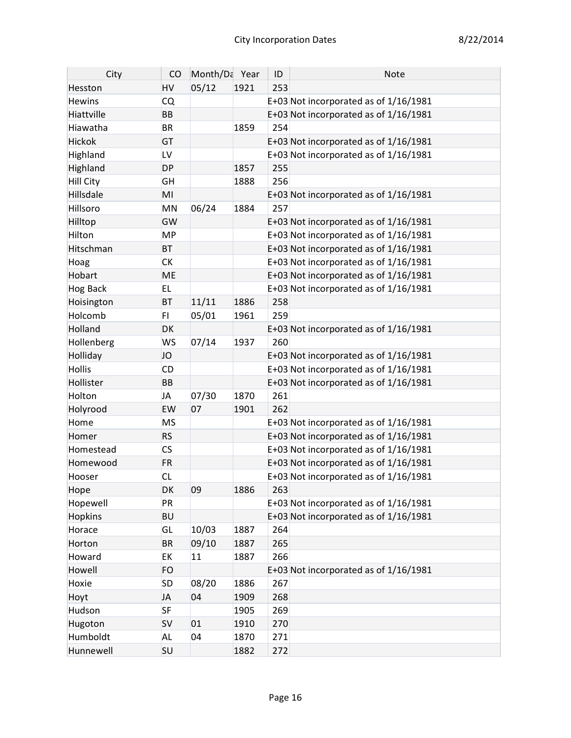| City | CO | Month/Da | Year | ID | Note |
|---|---|---|---|---|---|
| Hesston | HV | 05/12 | 1921 | 253 | |
| Hewins | CQ | | | E+03 | Not incorporated as of 1/16/1981 |
| Hiattville | BB | | | E+03 | Not incorporated as of 1/16/1981 |
| Hiawatha | BR | | 1859 | 254 | |
| Hickok | GT | | | E+03 | Not incorporated as of 1/16/1981 |
| Highland | LV | | | E+03 | Not incorporated as of 1/16/1981 |
| Highland | DP | | 1857 | 255 | |
| Hill City | GH | | 1888 | 256 | |
| Hillsdale | MI | | | E+03 | Not incorporated as of 1/16/1981 |
| Hillsoro | MN | 06/24 | 1884 | 257 | |
| Hilltop | GW | | | E+03 | Not incorporated as of 1/16/1981 |
| Hilton | MP | | | E+03 | Not incorporated as of 1/16/1981 |
| Hitschman | BT | | | E+03 | Not incorporated as of 1/16/1981 |
| Hoag | CK | | | E+03 | Not incorporated as of 1/16/1981 |
| Hobart | ME | | | E+03 | Not incorporated as of 1/16/1981 |
| Hog Back | EL | | | E+03 | Not incorporated as of 1/16/1981 |
| Hoisington | BT | 11/11 | 1886 | 258 | |
| Holcomb | FI | 05/01 | 1961 | 259 | |
| Holland | DK | | | E+03 | Not incorporated as of 1/16/1981 |
| Hollenberg | WS | 07/14 | 1937 | 260 | |
| Holliday | JO | | | E+03 | Not incorporated as of 1/16/1981 |
| Hollis | CD | | | E+03 | Not incorporated as of 1/16/1981 |
| Hollister | BB | | | E+03 | Not incorporated as of 1/16/1981 |
| Holton | JA | 07/30 | 1870 | 261 | |
| Holyrood | EW | 07 | 1901 | 262 | |
| Home | MS | | | E+03 | Not incorporated as of 1/16/1981 |
| Homer | RS | | | E+03 | Not incorporated as of 1/16/1981 |
| Homestead | CS | | | E+03 | Not incorporated as of 1/16/1981 |
| Homewood | FR | | | E+03 | Not incorporated as of 1/16/1981 |
| Hooser | CL | | | E+03 | Not incorporated as of 1/16/1981 |
| Hope | DK | 09 | 1886 | 263 | |
| Hopewell | PR | | | E+03 | Not incorporated as of 1/16/1981 |
| Hopkins | BU | | | E+03 | Not incorporated as of 1/16/1981 |
| Horace | GL | 10/03 | 1887 | 264 | |
| Horton | BR | 09/10 | 1887 | 265 | |
| Howard | EK | 11 | 1887 | 266 | |
| Howell | FO | | | E+03 | Not incorporated as of 1/16/1981 |
| Hoxie | SD | 08/20 | 1886 | 267 | |
| Hoyt | JA | 04 | 1909 | 268 | |
| Hudson | SF | | 1905 | 269 | |
| Hugoton | SV | 01 | 1910 | 270 | |
| Humboldt | AL | 04 | 1870 | 271 | |
| Hunnewell | SU | | 1882 | 272 | |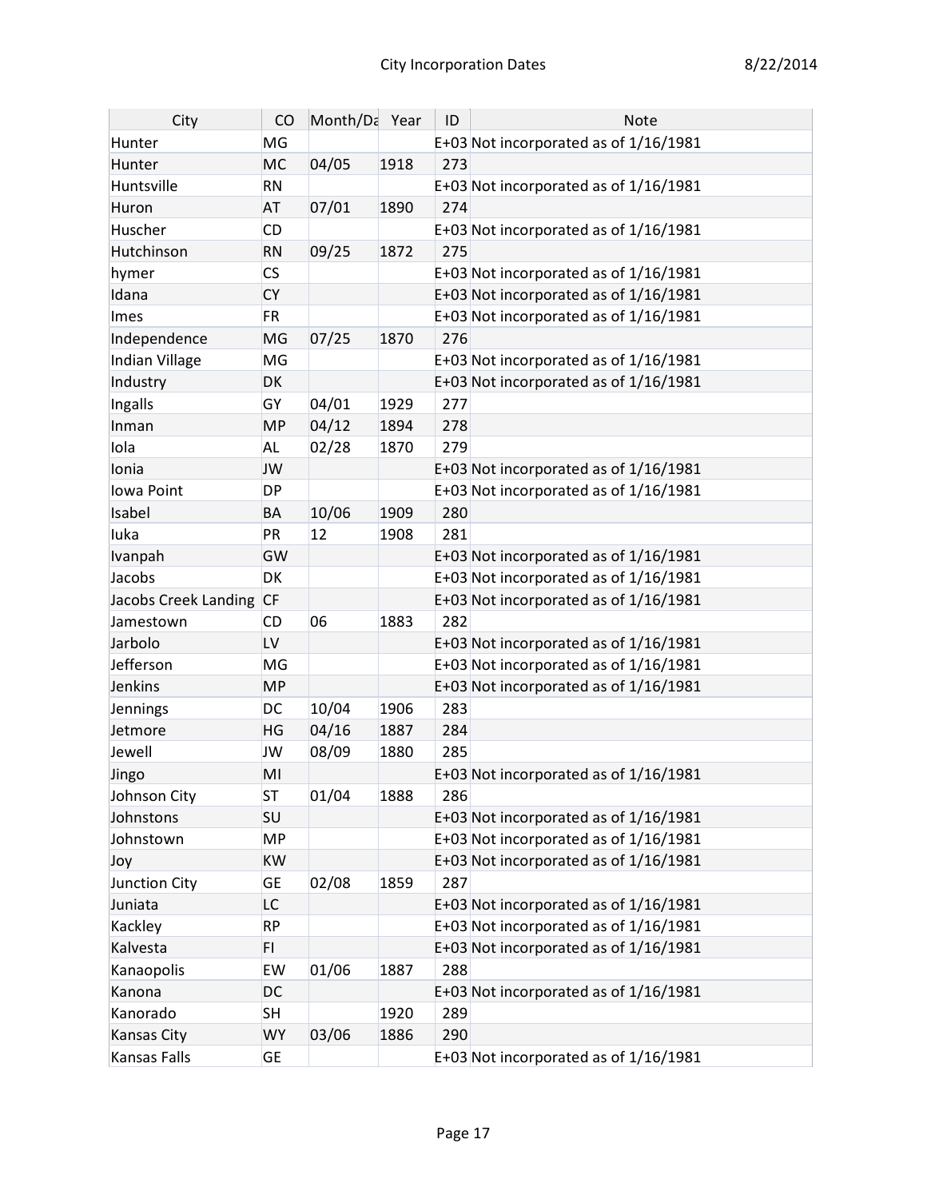| City | CO | Month/Da | Year | ID | Note |
|---|---|---|---|---|---|
| Hunter | MG | | | E+03 | Not incorporated as of 1/16/1981 |
| Hunter | MC | 04/05 | 1918 | 273 | |
| Huntsville | RN | | | E+03 | Not incorporated as of 1/16/1981 |
| Huron | AT | 07/01 | 1890 | 274 | |
| Huscher | CD | | | E+03 | Not incorporated as of 1/16/1981 |
| Hutchinson | RN | 09/25 | 1872 | 275 | |
| hymer | CS | | | E+03 | Not incorporated as of 1/16/1981 |
| Idana | CY | | | E+03 | Not incorporated as of 1/16/1981 |
| Imes | FR | | | E+03 | Not incorporated as of 1/16/1981 |
| Independence | MG | 07/25 | 1870 | 276 | |
| Indian Village | MG | | | E+03 | Not incorporated as of 1/16/1981 |
| Industry | DK | | | E+03 | Not incorporated as of 1/16/1981 |
| Ingalls | GY | 04/01 | 1929 | 277 | |
| Inman | MP | 04/12 | 1894 | 278 | |
| Iola | AL | 02/28 | 1870 | 279 | |
| Ionia | JW | | | E+03 | Not incorporated as of 1/16/1981 |
| Iowa Point | DP | | | E+03 | Not incorporated as of 1/16/1981 |
| Isabel | BA | 10/06 | 1909 | 280 | |
| Iuka | PR | 12 | 1908 | 281 | |
| Ivanpah | GW | | | E+03 | Not incorporated as of 1/16/1981 |
| Jacobs | DK | | | E+03 | Not incorporated as of 1/16/1981 |
| Jacobs Creek Landing | CF | | | E+03 | Not incorporated as of 1/16/1981 |
| Jamestown | CD | 06 | 1883 | 282 | |
| Jarbolo | LV | | | E+03 | Not incorporated as of 1/16/1981 |
| Jefferson | MG | | | E+03 | Not incorporated as of 1/16/1981 |
| Jenkins | MP | | | E+03 | Not incorporated as of 1/16/1981 |
| Jennings | DC | 10/04 | 1906 | 283 | |
| Jetmore | HG | 04/16 | 1887 | 284 | |
| Jewell | JW | 08/09 | 1880 | 285 | |
| Jingo | MI | | | E+03 | Not incorporated as of 1/16/1981 |
| Johnson City | ST | 01/04 | 1888 | 286 | |
| Johnstons | SU | | | E+03 | Not incorporated as of 1/16/1981 |
| Johnstown | MP | | | E+03 | Not incorporated as of 1/16/1981 |
| Joy | KW | | | E+03 | Not incorporated as of 1/16/1981 |
| Junction City | GE | 02/08 | 1859 | 287 | |
| Juniata | LC | | | E+03 | Not incorporated as of 1/16/1981 |
| Kackley | RP | | | E+03 | Not incorporated as of 1/16/1981 |
| Kalvesta | FI | | | E+03 | Not incorporated as of 1/16/1981 |
| Kanaopolis | EW | 01/06 | 1887 | 288 | |
| Kanona | DC | | | E+03 | Not incorporated as of 1/16/1981 |
| Kanorado | SH | | 1920 | 289 | |
| Kansas City | WY | 03/06 | 1886 | 290 | |
| Kansas Falls | GE | | | E+03 | Not incorporated as of 1/16/1981 |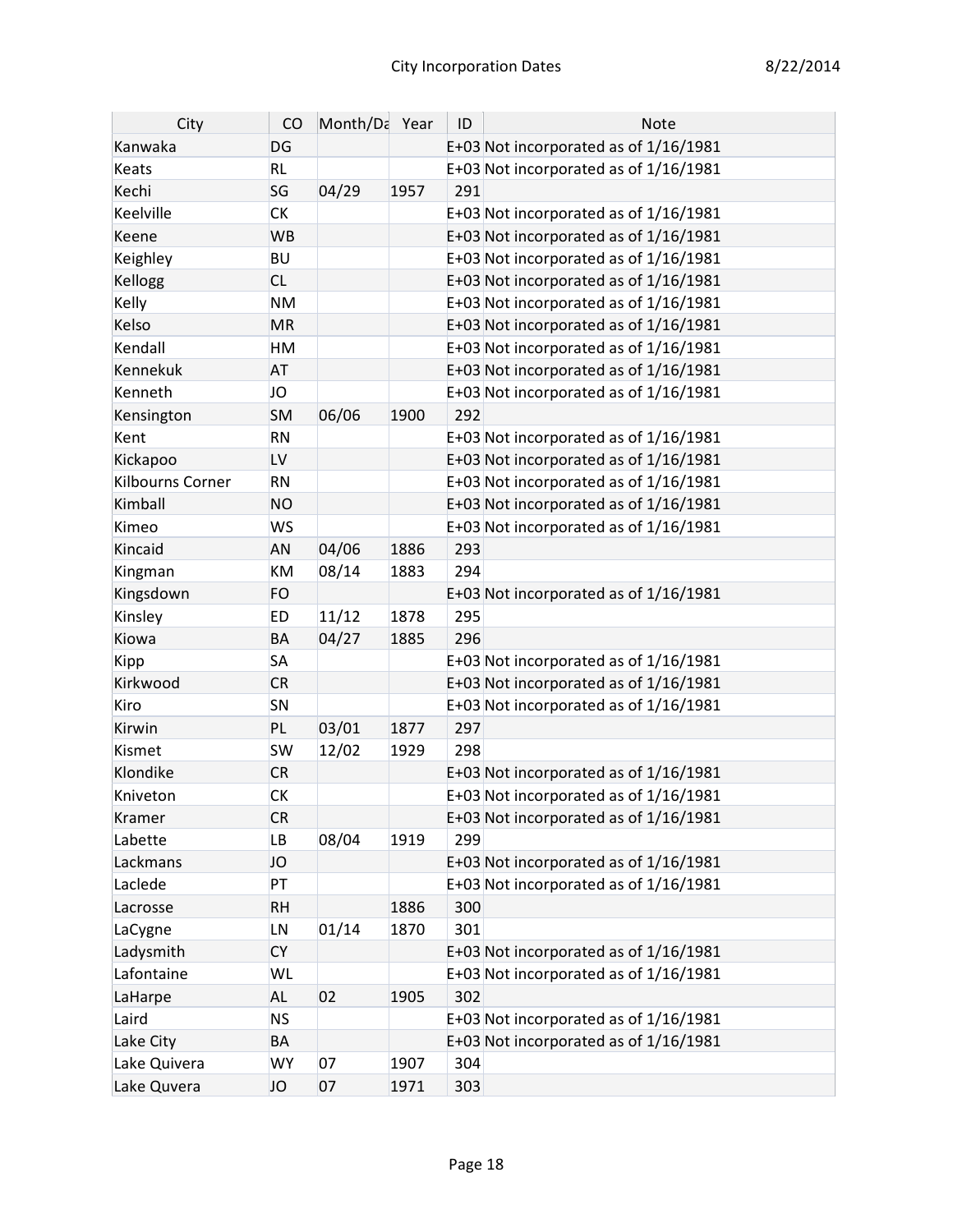| City | CO | Month/Da | Year | ID | Note |
|---|---|---|---|---|---|
| Kanwaka | DG | | | E+03 | Not incorporated as of 1/16/1981 |
| Keats | RL | | | E+03 | Not incorporated as of 1/16/1981 |
| Kechi | SG | 04/29 | 1957 | 291 | |
| Keelville | CK | | | E+03 | Not incorporated as of 1/16/1981 |
| Keene | WB | | | E+03 | Not incorporated as of 1/16/1981 |
| Keighley | BU | | | E+03 | Not incorporated as of 1/16/1981 |
| Kellogg | CL | | | E+03 | Not incorporated as of 1/16/1981 |
| Kelly | NM | | | E+03 | Not incorporated as of 1/16/1981 |
| Kelso | MR | | | E+03 | Not incorporated as of 1/16/1981 |
| Kendall | HM | | | E+03 | Not incorporated as of 1/16/1981 |
| Kennekuk | AT | | | E+03 | Not incorporated as of 1/16/1981 |
| Kenneth | JO | | | E+03 | Not incorporated as of 1/16/1981 |
| Kensington | SM | 06/06 | 1900 | 292 | |
| Kent | RN | | | E+03 | Not incorporated as of 1/16/1981 |
| Kickapoo | LV | | | E+03 | Not incorporated as of 1/16/1981 |
| Kilbourns Corner | RN | | | E+03 | Not incorporated as of 1/16/1981 |
| Kimball | NO | | | E+03 | Not incorporated as of 1/16/1981 |
| Kimeo | WS | | | E+03 | Not incorporated as of 1/16/1981 |
| Kincaid | AN | 04/06 | 1886 | 293 | |
| Kingman | KM | 08/14 | 1883 | 294 | |
| Kingsdown | FO | | | E+03 | Not incorporated as of 1/16/1981 |
| Kinsley | ED | 11/12 | 1878 | 295 | |
| Kiowa | BA | 04/27 | 1885 | 296 | |
| Kipp | SA | | | E+03 | Not incorporated as of 1/16/1981 |
| Kirkwood | CR | | | E+03 | Not incorporated as of 1/16/1981 |
| Kiro | SN | | | E+03 | Not incorporated as of 1/16/1981 |
| Kirwin | PL | 03/01 | 1877 | 297 | |
| Kismet | SW | 12/02 | 1929 | 298 | |
| Klondike | CR | | | E+03 | Not incorporated as of 1/16/1981 |
| Kniveton | CK | | | E+03 | Not incorporated as of 1/16/1981 |
| Kramer | CR | | | E+03 | Not incorporated as of 1/16/1981 |
| Labette | LB | 08/04 | 1919 | 299 | |
| Lackmans | JO | | | E+03 | Not incorporated as of 1/16/1981 |
| Laclede | PT | | | E+03 | Not incorporated as of 1/16/1981 |
| Lacrosse | RH | | 1886 | 300 | |
| LaCygne | LN | 01/14 | 1870 | 301 | |
| Ladysmith | CY | | | E+03 | Not incorporated as of 1/16/1981 |
| Lafontaine | WL | | | E+03 | Not incorporated as of 1/16/1981 |
| LaHarpe | AL | 02 | 1905 | 302 | |
| Laird | NS | | | E+03 | Not incorporated as of 1/16/1981 |
| Lake City | BA | | | E+03 | Not incorporated as of 1/16/1981 |
| Lake Quivera | WY | 07 | 1907 | 304 | |
| Lake Quvera | JO | 07 | 1971 | 303 | |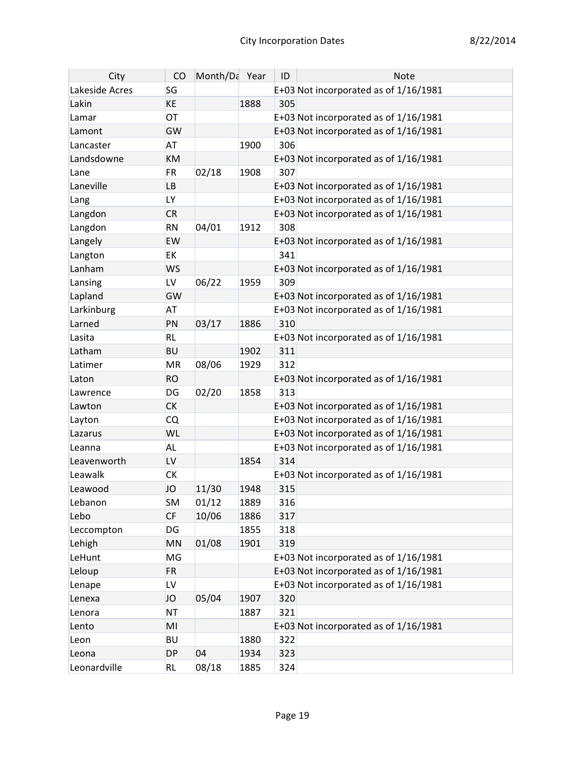| City | CO | Month/Da | Year | ID | Note |
|---|---|---|---|---|---|
| Lakeside Acres | SG | | | E+03 | Not incorporated as of 1/16/1981 |
| Lakin | KE | | 1888 | 305 | |
| Lamar | OT | | | E+03 | Not incorporated as of 1/16/1981 |
| Lamont | GW | | | E+03 | Not incorporated as of 1/16/1981 |
| Lancaster | AT | | 1900 | 306 | |
| Landsdowne | KM | | | E+03 | Not incorporated as of 1/16/1981 |
| Lane | FR | 02/18 | 1908 | 307 | |
| Laneville | LB | | | E+03 | Not incorporated as of 1/16/1981 |
| Lang | LY | | | E+03 | Not incorporated as of 1/16/1981 |
| Langdon | CR | | | E+03 | Not incorporated as of 1/16/1981 |
| Langdon | RN | 04/01 | 1912 | 308 | |
| Langely | EW | | | E+03 | Not incorporated as of 1/16/1981 |
| Langton | EK | | | 341 | |
| Lanham | WS | | | E+03 | Not incorporated as of 1/16/1981 |
| Lansing | LV | 06/22 | 1959 | 309 | |
| Lapland | GW | | | E+03 | Not incorporated as of 1/16/1981 |
| Larkinburg | AT | | | E+03 | Not incorporated as of 1/16/1981 |
| Larned | PN | 03/17 | 1886 | 310 | |
| Lasita | RL | | | E+03 | Not incorporated as of 1/16/1981 |
| Latham | BU | | 1902 | 311 | |
| Latimer | MR | 08/06 | 1929 | 312 | |
| Laton | RO | | | E+03 | Not incorporated as of 1/16/1981 |
| Lawrence | DG | 02/20 | 1858 | 313 | |
| Lawton | CK | | | E+03 | Not incorporated as of 1/16/1981 |
| Layton | CQ | | | E+03 | Not incorporated as of 1/16/1981 |
| Lazarus | WL | | | E+03 | Not incorporated as of 1/16/1981 |
| Leanna | AL | | | E+03 | Not incorporated as of 1/16/1981 |
| Leavenworth | LV | | 1854 | 314 | |
| Leawalk | CK | | | E+03 | Not incorporated as of 1/16/1981 |
| Leawood | JO | 11/30 | 1948 | 315 | |
| Lebanon | SM | 01/12 | 1889 | 316 | |
| Lebo | CF | 10/06 | 1886 | 317 | |
| Leccompton | DG | | 1855 | 318 | |
| Lehigh | MN | 01/08 | 1901 | 319 | |
| LeHunt | MG | | | E+03 | Not incorporated as of 1/16/1981 |
| Leloup | FR | | | E+03 | Not incorporated as of 1/16/1981 |
| Lenape | LV | | | E+03 | Not incorporated as of 1/16/1981 |
| Lenexa | JO | 05/04 | 1907 | 320 | |
| Lenora | NT | | 1887 | 321 | |
| Lento | MI | | | E+03 | Not incorporated as of 1/16/1981 |
| Leon | BU | | 1880 | 322 | |
| Leona | DP | 04 | 1934 | 323 | |
| Leonardville | RL | 08/18 | 1885 | 324 | |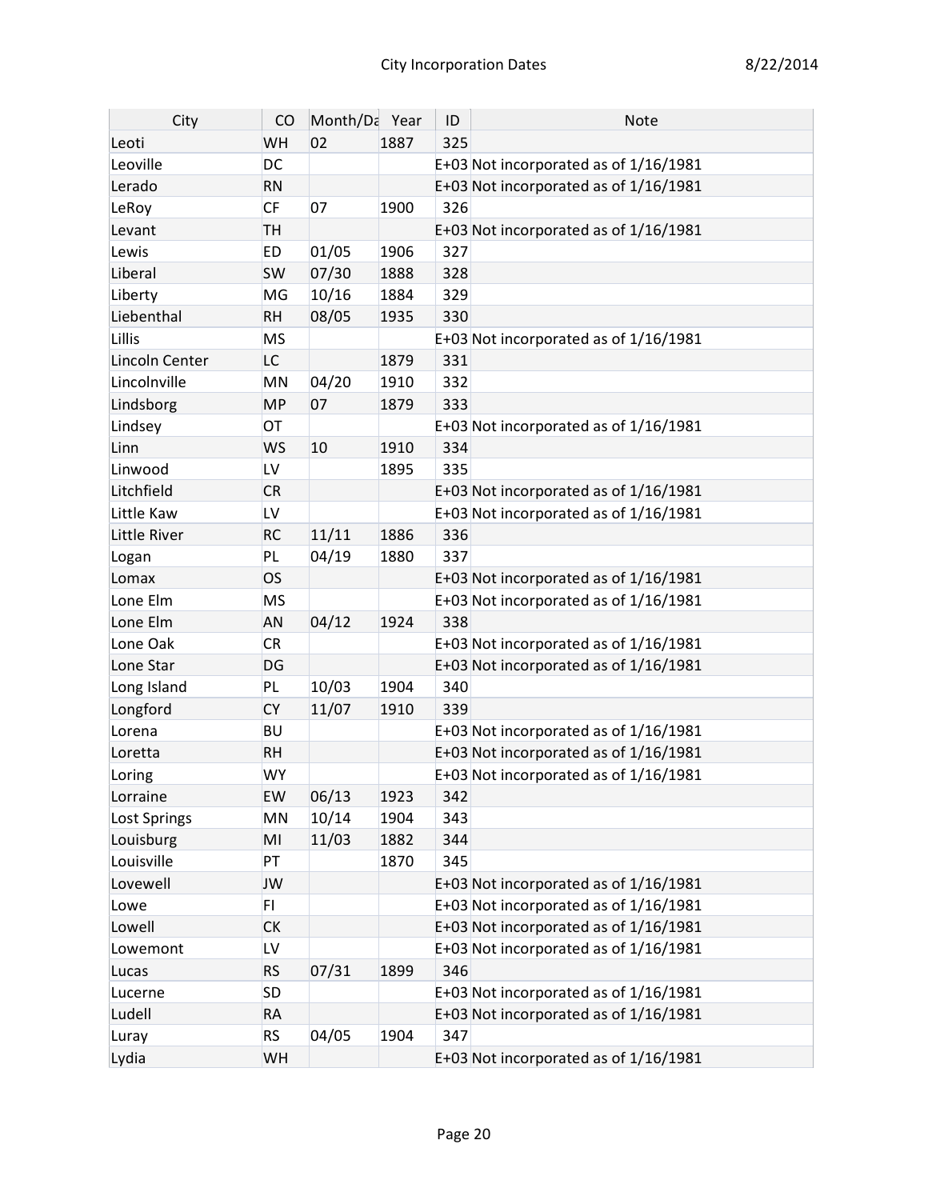| City | CO | Month/Da | Year | ID | Note |
|---|---|---|---|---|---|
| Leoti | WH | 02 | 1887 | 325 | |
| Leoville | DC | | | E+03 | Not incorporated as of 1/16/1981 |
| Lerado | RN | | | E+03 | Not incorporated as of 1/16/1981 |
| LeRoy | CF | 07 | 1900 | 326 | |
| Levant | TH | | | E+03 | Not incorporated as of 1/16/1981 |
| Lewis | ED | 01/05 | 1906 | 327 | |
| Liberal | SW | 07/30 | 1888 | 328 | |
| Liberty | MG | 10/16 | 1884 | 329 | |
| Liebenthal | RH | 08/05 | 1935 | 330 | |
| Lillis | MS | | | E+03 | Not incorporated as of 1/16/1981 |
| Lincoln Center | LC | | 1879 | 331 | |
| Lincolnville | MN | 04/20 | 1910 | 332 | |
| Lindsborg | MP | 07 | 1879 | 333 | |
| Lindsey | OT | | | E+03 | Not incorporated as of 1/16/1981 |
| Linn | WS | 10 | 1910 | 334 | |
| Linwood | LV | | 1895 | 335 | |
| Litchfield | CR | | | E+03 | Not incorporated as of 1/16/1981 |
| Little Kaw | LV | | | E+03 | Not incorporated as of 1/16/1981 |
| Little River | RC | 11/11 | 1886 | 336 | |
| Logan | PL | 04/19 | 1880 | 337 | |
| Lomax | OS | | | E+03 | Not incorporated as of 1/16/1981 |
| Lone Elm | MS | | | E+03 | Not incorporated as of 1/16/1981 |
| Lone Elm | AN | 04/12 | 1924 | 338 | |
| Lone Oak | CR | | | E+03 | Not incorporated as of 1/16/1981 |
| Lone Star | DG | | | E+03 | Not incorporated as of 1/16/1981 |
| Long Island | PL | 10/03 | 1904 | 340 | |
| Longford | CY | 11/07 | 1910 | 339 | |
| Lorena | BU | | | E+03 | Not incorporated as of 1/16/1981 |
| Loretta | RH | | | E+03 | Not incorporated as of 1/16/1981 |
| Loring | WY | | | E+03 | Not incorporated as of 1/16/1981 |
| Lorraine | EW | 06/13 | 1923 | 342 | |
| Lost Springs | MN | 10/14 | 1904 | 343 | |
| Louisburg | MI | 11/03 | 1882 | 344 | |
| Louisville | PT | | 1870 | 345 | |
| Lovewell | JW | | | E+03 | Not incorporated as of 1/16/1981 |
| Lowe | FI | | | E+03 | Not incorporated as of 1/16/1981 |
| Lowell | CK | | | E+03 | Not incorporated as of 1/16/1981 |
| Lowemont | LV | | | E+03 | Not incorporated as of 1/16/1981 |
| Lucas | RS | 07/31 | 1899 | 346 | |
| Lucerne | SD | | | E+03 | Not incorporated as of 1/16/1981 |
| Ludell | RA | | | E+03 | Not incorporated as of 1/16/1981 |
| Luray | RS | 04/05 | 1904 | 347 | |
| Lydia | WH | | | E+03 | Not incorporated as of 1/16/1981 |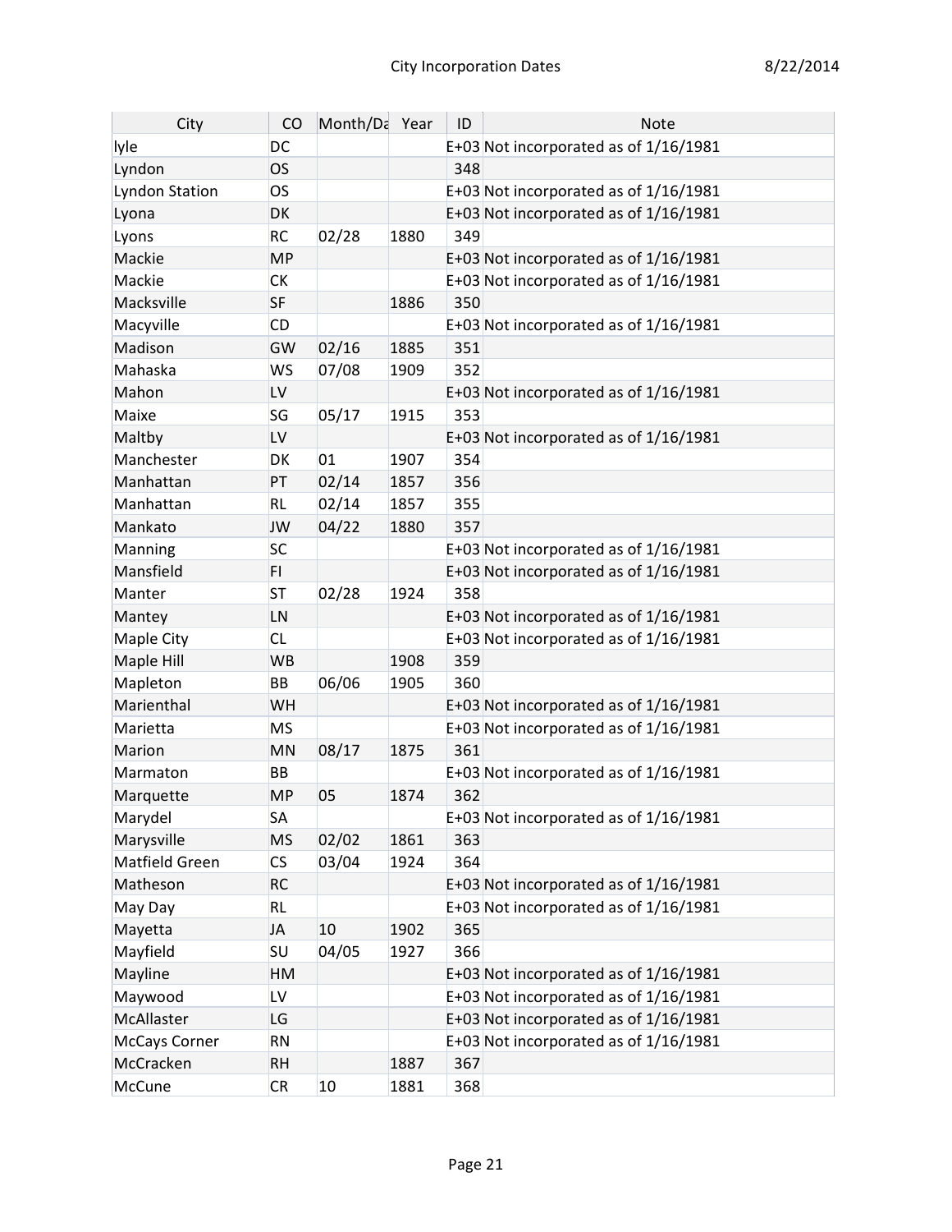| City | CO | Month/Da | Year | ID | Note |
| --- | --- | --- | --- | --- | --- |
| lyle | DC | | | E+03 | Not incorporated as of 1/16/1981 |
| Lyndon | OS | | | 348 | |
| Lyndon Station | OS | | | E+03 | Not incorporated as of 1/16/1981 |
| Lyona | DK | | | E+03 | Not incorporated as of 1/16/1981 |
| Lyons | RC | 02/28 | 1880 | 349 | |
| Mackie | MP | | | E+03 | Not incorporated as of 1/16/1981 |
| Mackie | CK | | | E+03 | Not incorporated as of 1/16/1981 |
| Macksville | SF | | 1886 | 350 | |
| Macyville | CD | | | E+03 | Not incorporated as of 1/16/1981 |
| Madison | GW | 02/16 | 1885 | 351 | |
| Mahaska | WS | 07/08 | 1909 | 352 | |
| Mahon | LV | | | E+03 | Not incorporated as of 1/16/1981 |
| Maixe | SG | 05/17 | 1915 | 353 | |
| Maltby | LV | | | E+03 | Not incorporated as of 1/16/1981 |
| Manchester | DK | 01 | 1907 | 354 | |
| Manhattan | PT | 02/14 | 1857 | 356 | |
| Manhattan | RL | 02/14 | 1857 | 355 | |
| Mankato | JW | 04/22 | 1880 | 357 | |
| Manning | SC | | | E+03 | Not incorporated as of 1/16/1981 |
| Mansfield | FI | | | E+03 | Not incorporated as of 1/16/1981 |
| Manter | ST | 02/28 | 1924 | 358 | |
| Mantey | LN | | | E+03 | Not incorporated as of 1/16/1981 |
| Maple City | CL | | | E+03 | Not incorporated as of 1/16/1981 |
| Maple Hill | WB | | 1908 | 359 | |
| Mapleton | BB | 06/06 | 1905 | 360 | |
| Marienthal | WH | | | E+03 | Not incorporated as of 1/16/1981 |
| Marietta | MS | | | E+03 | Not incorporated as of 1/16/1981 |
| Marion | MN | 08/17 | 1875 | 361 | |
| Marmaton | BB | | | E+03 | Not incorporated as of 1/16/1981 |
| Marquette | MP | 05 | 1874 | 362 | |
| Marydel | SA | | | E+03 | Not incorporated as of 1/16/1981 |
| Marysville | MS | 02/02 | 1861 | 363 | |
| Matfield Green | CS | 03/04 | 1924 | 364 | |
| Matheson | RC | | | E+03 | Not incorporated as of 1/16/1981 |
| May Day | RL | | | E+03 | Not incorporated as of 1/16/1981 |
| Mayetta | JA | 10 | 1902 | 365 | |
| Mayfield | SU | 04/05 | 1927 | 366 | |
| Mayline | HM | | | E+03 | Not incorporated as of 1/16/1981 |
| Maywood | LV | | | E+03 | Not incorporated as of 1/16/1981 |
| McAllaster | LG | | | E+03 | Not incorporated as of 1/16/1981 |
| McCays Corner | RN | | | E+03 | Not incorporated as of 1/16/1981 |
| McCracken | RH | | 1887 | 367 | |
| McCune | CR | 10 | 1881 | 368 | |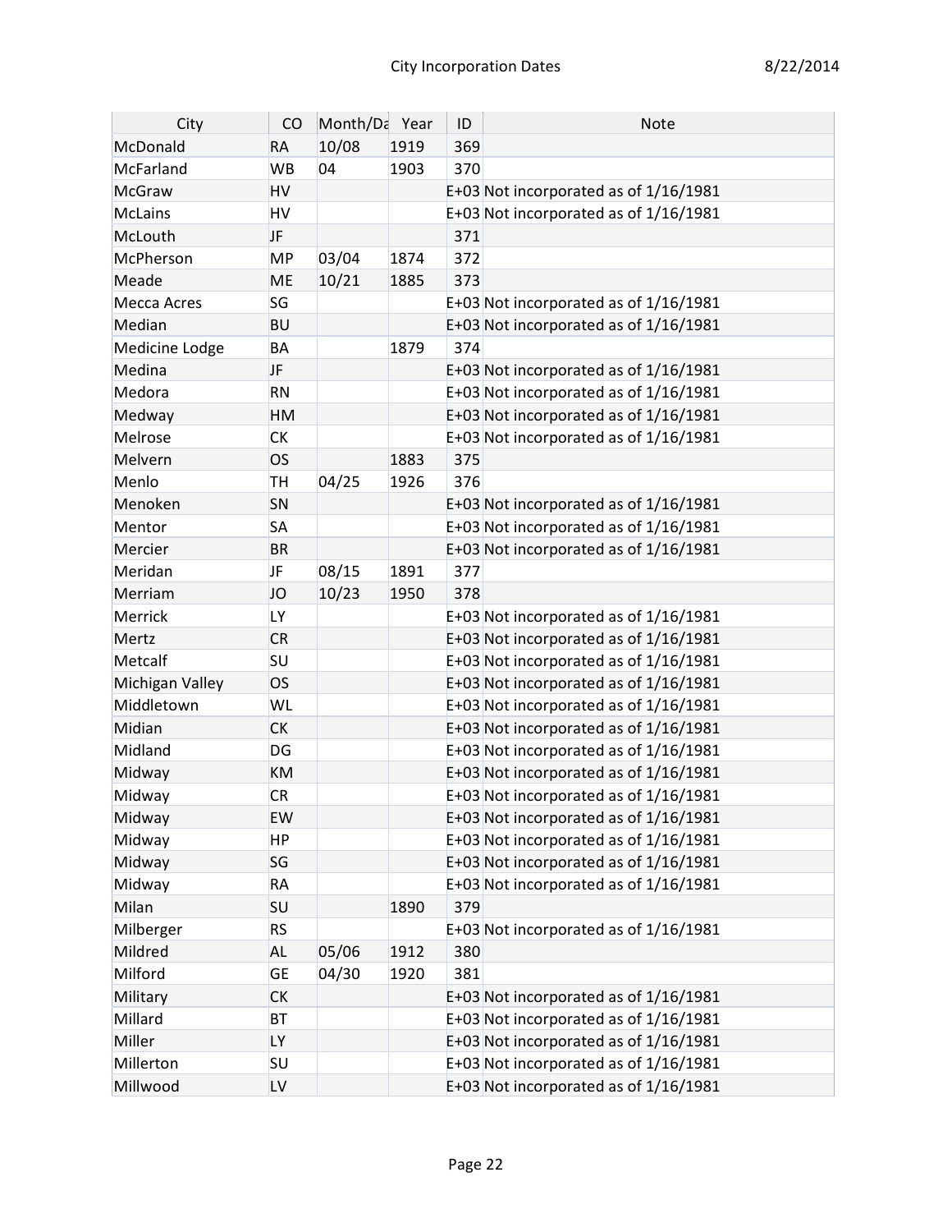| City | CO | Month/Da | Year | ID | Note |
|---|---|---|---|---|---|
| McDonald | RA | 10/08 | 1919 | 369 | |
| McFarland | WB | 04 | 1903 | 370 | |
| McGraw | HV | | | E+03 | Not incorporated as of 1/16/1981 |
| McLains | HV | | | E+03 | Not incorporated as of 1/16/1981 |
| McLouth | JF | | | 371 | |
| McPherson | MP | 03/04 | 1874 | 372 | |
| Meade | ME | 10/21 | 1885 | 373 | |
| Mecca Acres | SG | | | E+03 | Not incorporated as of 1/16/1981 |
| Median | BU | | | E+03 | Not incorporated as of 1/16/1981 |
| Medicine Lodge | BA | | 1879 | 374 | |
| Medina | JF | | | E+03 | Not incorporated as of 1/16/1981 |
| Medora | RN | | | E+03 | Not incorporated as of 1/16/1981 |
| Medway | HM | | | E+03 | Not incorporated as of 1/16/1981 |
| Melrose | CK | | | E+03 | Not incorporated as of 1/16/1981 |
| Melvern | OS | | 1883 | 375 | |
| Menlo | TH | 04/25 | 1926 | 376 | |
| Menoken | SN | | | E+03 | Not incorporated as of 1/16/1981 |
| Mentor | SA | | | E+03 | Not incorporated as of 1/16/1981 |
| Mercier | BR | | | E+03 | Not incorporated as of 1/16/1981 |
| Meridan | JF | 08/15 | 1891 | 377 | |
| Merriam | JO | 10/23 | 1950 | 378 | |
| Merrick | LY | | | E+03 | Not incorporated as of 1/16/1981 |
| Mertz | CR | | | E+03 | Not incorporated as of 1/16/1981 |
| Metcalf | SU | | | E+03 | Not incorporated as of 1/16/1981 |
| Michigan Valley | OS | | | E+03 | Not incorporated as of 1/16/1981 |
| Middletown | WL | | | E+03 | Not incorporated as of 1/16/1981 |
| Midian | CK | | | E+03 | Not incorporated as of 1/16/1981 |
| Midland | DG | | | E+03 | Not incorporated as of 1/16/1981 |
| Midway | KM | | | E+03 | Not incorporated as of 1/16/1981 |
| Midway | CR | | | E+03 | Not incorporated as of 1/16/1981 |
| Midway | EW | | | E+03 | Not incorporated as of 1/16/1981 |
| Midway | HP | | | E+03 | Not incorporated as of 1/16/1981 |
| Midway | SG | | | E+03 | Not incorporated as of 1/16/1981 |
| Midway | RA | | | E+03 | Not incorporated as of 1/16/1981 |
| Milan | SU | | 1890 | 379 | |
| Milberger | RS | | | E+03 | Not incorporated as of 1/16/1981 |
| Mildred | AL | 05/06 | 1912 | 380 | |
| Milford | GE | 04/30 | 1920 | 381 | |
| Military | CK | | | E+03 | Not incorporated as of 1/16/1981 |
| Millard | BT | | | E+03 | Not incorporated as of 1/16/1981 |
| Miller | LY | | | E+03 | Not incorporated as of 1/16/1981 |
| Millerton | SU | | | E+03 | Not incorporated as of 1/16/1981 |
| Millwood | LV | | | E+03 | Not incorporated as of 1/16/1981 |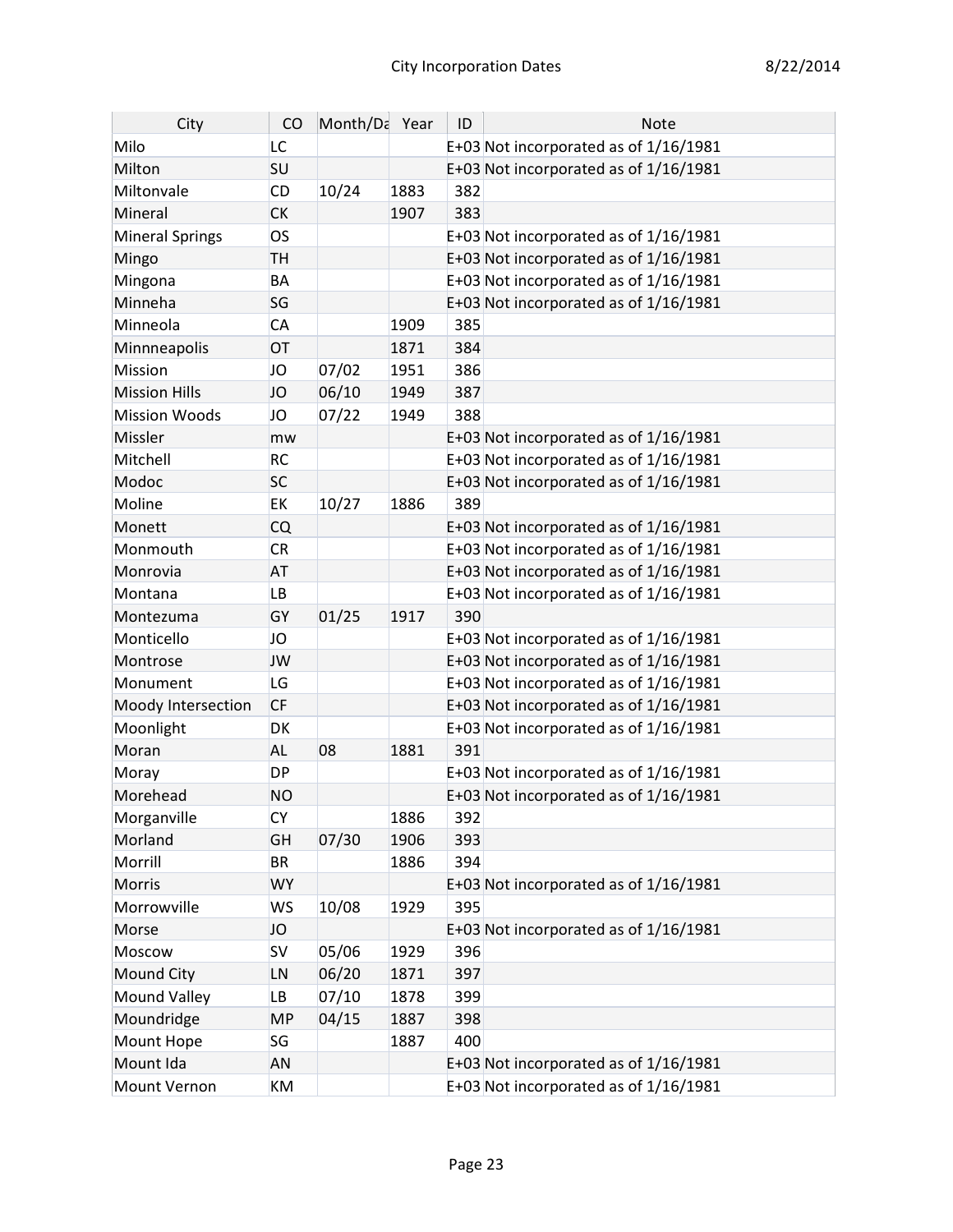| City | CO | Month/Da | Year | ID | Note |
|---|---|---|---|---|---|
| Milo | LC | | | E+03 | Not incorporated as of 1/16/1981 |
| Milton | SU | | | E+03 | Not incorporated as of 1/16/1981 |
| Miltonvale | CD | 10/24 | 1883 | 382 | |
| Mineral | CK | | 1907 | 383 | |
| Mineral Springs | OS | | | E+03 | Not incorporated as of 1/16/1981 |
| Mingo | TH | | | E+03 | Not incorporated as of 1/16/1981 |
| Mingona | BA | | | E+03 | Not incorporated as of 1/16/1981 |
| Minneha | SG | | | E+03 | Not incorporated as of 1/16/1981 |
| Minneola | CA | | 1909 | 385 | |
| Minnneapolis | OT | | 1871 | 384 | |
| Mission | JO | 07/02 | 1951 | 386 | |
| Mission Hills | JO | 06/10 | 1949 | 387 | |
| Mission Woods | JO | 07/22 | 1949 | 388 | |
| Missler | mw | | | E+03 | Not incorporated as of 1/16/1981 |
| Mitchell | RC | | | E+03 | Not incorporated as of 1/16/1981 |
| Modoc | SC | | | E+03 | Not incorporated as of 1/16/1981 |
| Moline | EK | 10/27 | 1886 | 389 | |
| Monett | CQ | | | E+03 | Not incorporated as of 1/16/1981 |
| Monmouth | CR | | | E+03 | Not incorporated as of 1/16/1981 |
| Monrovia | AT | | | E+03 | Not incorporated as of 1/16/1981 |
| Montana | LB | | | E+03 | Not incorporated as of 1/16/1981 |
| Montezuma | GY | 01/25 | 1917 | 390 | |
| Monticello | JO | | | E+03 | Not incorporated as of 1/16/1981 |
| Montrose | JW | | | E+03 | Not incorporated as of 1/16/1981 |
| Monument | LG | | | E+03 | Not incorporated as of 1/16/1981 |
| Moody Intersection | CF | | | E+03 | Not incorporated as of 1/16/1981 |
| Moonlight | DK | | | E+03 | Not incorporated as of 1/16/1981 |
| Moran | AL | 08 | 1881 | 391 | |
| Moray | DP | | | E+03 | Not incorporated as of 1/16/1981 |
| Morehead | NO | | | E+03 | Not incorporated as of 1/16/1981 |
| Morganville | CY | | 1886 | 392 | |
| Morland | GH | 07/30 | 1906 | 393 | |
| Morrill | BR | | 1886 | 394 | |
| Morris | WY | | | E+03 | Not incorporated as of 1/16/1981 |
| Morrowville | WS | 10/08 | 1929 | 395 | |
| Morse | JO | | | E+03 | Not incorporated as of 1/16/1981 |
| Moscow | SV | 05/06 | 1929 | 396 | |
| Mound City | LN | 06/20 | 1871 | 397 | |
| Mound Valley | LB | 07/10 | 1878 | 399 | |
| Moundridge | MP | 04/15 | 1887 | 398 | |
| Mount Hope | SG | | 1887 | 400 | |
| Mount Ida | AN | | | E+03 | Not incorporated as of 1/16/1981 |
| Mount Vernon | KM | | | E+03 | Not incorporated as of 1/16/1981 |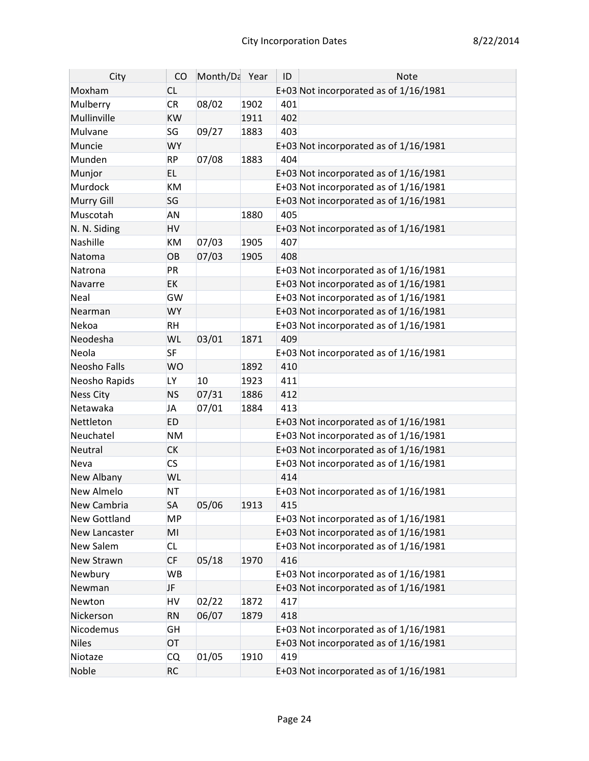| City | CO | Month/Da | Year | ID | Note |
|---|---|---|---|---|---|
| Moxham | CL | | | E+03 | Not incorporated as of 1/16/1981 |
| Mulberry | CR | 08/02 | 1902 | 401 | |
| Mullinville | KW | | 1911 | 402 | |
| Mulvane | SG | 09/27 | 1883 | 403 | |
| Muncie | WY | | | E+03 | Not incorporated as of 1/16/1981 |
| Munden | RP | 07/08 | 1883 | 404 | |
| Munjor | EL | | | E+03 | Not incorporated as of 1/16/1981 |
| Murdock | KM | | | E+03 | Not incorporated as of 1/16/1981 |
| Murry Gill | SG | | | E+03 | Not incorporated as of 1/16/1981 |
| Muscotah | AN | | 1880 | 405 | |
| N. N. Siding | HV | | | E+03 | Not incorporated as of 1/16/1981 |
| Nashille | KM | 07/03 | 1905 | 407 | |
| Natoma | OB | 07/03 | 1905 | 408 | |
| Natrona | PR | | | E+03 | Not incorporated as of 1/16/1981 |
| Navarre | EK | | | E+03 | Not incorporated as of 1/16/1981 |
| Neal | GW | | | E+03 | Not incorporated as of 1/16/1981 |
| Nearman | WY | | | E+03 | Not incorporated as of 1/16/1981 |
| Nekoa | RH | | | E+03 | Not incorporated as of 1/16/1981 |
| Neodesha | WL | 03/01 | 1871 | 409 | |
| Neola | SF | | | E+03 | Not incorporated as of 1/16/1981 |
| Neosho Falls | WO | | 1892 | 410 | |
| Neosho Rapids | LY | 10 | 1923 | 411 | |
| Ness City | NS | 07/31 | 1886 | 412 | |
| Netawaka | JA | 07/01 | 1884 | 413 | |
| Nettleton | ED | | | E+03 | Not incorporated as of 1/16/1981 |
| Neuchatel | NM | | | E+03 | Not incorporated as of 1/16/1981 |
| Neutral | CK | | | E+03 | Not incorporated as of 1/16/1981 |
| Neva | CS | | | E+03 | Not incorporated as of 1/16/1981 |
| New Albany | WL | | | 414 | |
| New Almelo | NT | | | E+03 | Not incorporated as of 1/16/1981 |
| New Cambria | SA | 05/06 | 1913 | 415 | |
| New Gottland | MP | | | E+03 | Not incorporated as of 1/16/1981 |
| New Lancaster | MI | | | E+03 | Not incorporated as of 1/16/1981 |
| New Salem | CL | | | E+03 | Not incorporated as of 1/16/1981 |
| New Strawn | CF | 05/18 | 1970 | 416 | |
| Newbury | WB | | | E+03 | Not incorporated as of 1/16/1981 |
| Newman | JF | | | E+03 | Not incorporated as of 1/16/1981 |
| Newton | HV | 02/22 | 1872 | 417 | |
| Nickerson | RN | 06/07 | 1879 | 418 | |
| Nicodemus | GH | | | E+03 | Not incorporated as of 1/16/1981 |
| Niles | OT | | | E+03 | Not incorporated as of 1/16/1981 |
| Niotaze | CQ | 01/05 | 1910 | 419 | |
| Noble | RC | | | E+03 | Not incorporated as of 1/16/1981 |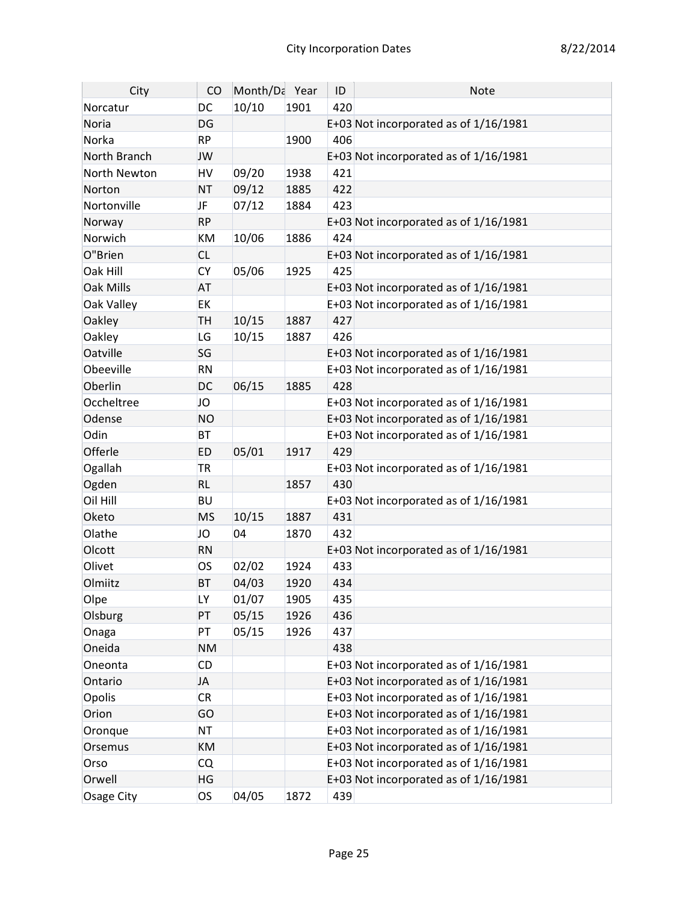| City | CO | Month/Da | Year | ID | Note |
|---|---|---|---|---|---|
| Norcatur | DC | 10/10 | 1901 | 420 | |
| Noria | DG | | | E+03 | Not incorporated as of 1/16/1981 |
| Norka | RP | | 1900 | 406 | |
| North Branch | JW | | | E+03 | Not incorporated as of 1/16/1981 |
| North Newton | HV | 09/20 | 1938 | 421 | |
| Norton | NT | 09/12 | 1885 | 422 | |
| Nortonville | JF | 07/12 | 1884 | 423 | |
| Norway | RP | | | E+03 | Not incorporated as of 1/16/1981 |
| Norwich | KM | 10/06 | 1886 | 424 | |
| O"Brien | CL | | | E+03 | Not incorporated as of 1/16/1981 |
| Oak Hill | CY | 05/06 | 1925 | 425 | |
| Oak Mills | AT | | | E+03 | Not incorporated as of 1/16/1981 |
| Oak Valley | EK | | | E+03 | Not incorporated as of 1/16/1981 |
| Oakley | TH | 10/15 | 1887 | 427 | |
| Oakley | LG | 10/15 | 1887 | 426 | |
| Oatville | SG | | | E+03 | Not incorporated as of 1/16/1981 |
| Obeeville | RN | | | E+03 | Not incorporated as of 1/16/1981 |
| Oberlin | DC | 06/15 | 1885 | 428 | |
| Occheltree | JO | | | E+03 | Not incorporated as of 1/16/1981 |
| Odense | NO | | | E+03 | Not incorporated as of 1/16/1981 |
| Odin | BT | | | E+03 | Not incorporated as of 1/16/1981 |
| Offerle | ED | 05/01 | 1917 | 429 | |
| Ogallah | TR | | | E+03 | Not incorporated as of 1/16/1981 |
| Ogden | RL | | 1857 | 430 | |
| Oil Hill | BU | | | E+03 | Not incorporated as of 1/16/1981 |
| Oketo | MS | 10/15 | 1887 | 431 | |
| Olathe | JO | 04 | 1870 | 432 | |
| Olcott | RN | | | E+03 | Not incorporated as of 1/16/1981 |
| Olivet | OS | 02/02 | 1924 | 433 | |
| Olmiitz | BT | 04/03 | 1920 | 434 | |
| Olpe | LY | 01/07 | 1905 | 435 | |
| Olsburg | PT | 05/15 | 1926 | 436 | |
| Onaga | PT | 05/15 | 1926 | 437 | |
| Oneida | NM | | | 438 | |
| Oneonta | CD | | | E+03 | Not incorporated as of 1/16/1981 |
| Ontario | JA | | | E+03 | Not incorporated as of 1/16/1981 |
| Opolis | CR | | | E+03 | Not incorporated as of 1/16/1981 |
| Orion | GO | | | E+03 | Not incorporated as of 1/16/1981 |
| Oronque | NT | | | E+03 | Not incorporated as of 1/16/1981 |
| Orsemus | KM | | | E+03 | Not incorporated as of 1/16/1981 |
| Orso | CQ | | | E+03 | Not incorporated as of 1/16/1981 |
| Orwell | HG | | | E+03 | Not incorporated as of 1/16/1981 |
| Osage City | OS | 04/05 | 1872 | 439 | |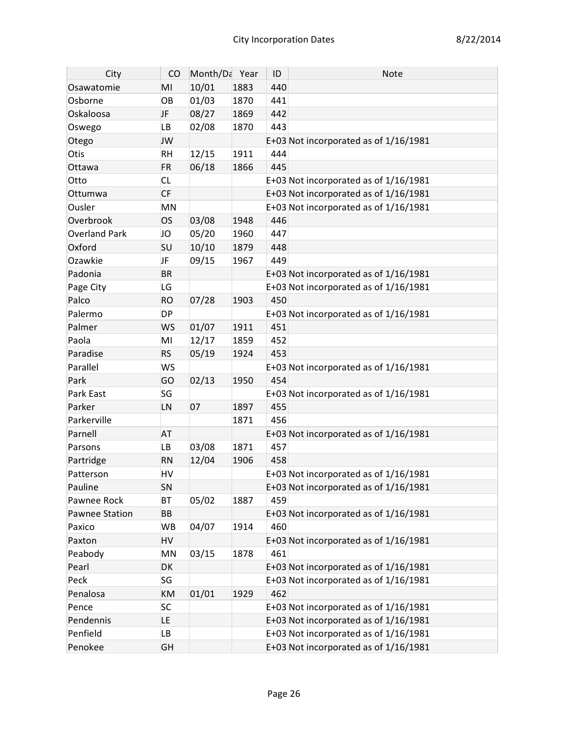| City | CO | Month/Da | Year | ID | Note |
|---|---|---|---|---|---|
| Osawatomie | MI | 10/01 | 1883 | 440 | |
| Osborne | OB | 01/03 | 1870 | 441 | |
| Oskaloosa | JF | 08/27 | 1869 | 442 | |
| Oswego | LB | 02/08 | 1870 | 443 | |
| Otego | JW | | | E+03 | Not incorporated as of 1/16/1981 |
| Otis | RH | 12/15 | 1911 | 444 | |
| Ottawa | FR | 06/18 | 1866 | 445 | |
| Otto | CL | | | E+03 | Not incorporated as of 1/16/1981 |
| Ottumwa | CF | | | E+03 | Not incorporated as of 1/16/1981 |
| Ousler | MN | | | E+03 | Not incorporated as of 1/16/1981 |
| Overbrook | OS | 03/08 | 1948 | 446 | |
| Overland Park | JO | 05/20 | 1960 | 447 | |
| Oxford | SU | 10/10 | 1879 | 448 | |
| Ozawkie | JF | 09/15 | 1967 | 449 | |
| Padonia | BR | | | E+03 | Not incorporated as of 1/16/1981 |
| Page City | LG | | | E+03 | Not incorporated as of 1/16/1981 |
| Palco | RO | 07/28 | 1903 | 450 | |
| Palermo | DP | | | E+03 | Not incorporated as of 1/16/1981 |
| Palmer | WS | 01/07 | 1911 | 451 | |
| Paola | MI | 12/17 | 1859 | 452 | |
| Paradise | RS | 05/19 | 1924 | 453 | |
| Parallel | WS | | | E+03 | Not incorporated as of 1/16/1981 |
| Park | GO | 02/13 | 1950 | 454 | |
| Park East | SG | | | E+03 | Not incorporated as of 1/16/1981 |
| Parker | LN | 07 | 1897 | 455 | |
| Parkerville | | | 1871 | 456 | |
| Parnell | AT | | | E+03 | Not incorporated as of 1/16/1981 |
| Parsons | LB | 03/08 | 1871 | 457 | |
| Partridge | RN | 12/04 | 1906 | 458 | |
| Patterson | HV | | | E+03 | Not incorporated as of 1/16/1981 |
| Pauline | SN | | | E+03 | Not incorporated as of 1/16/1981 |
| Pawnee Rock | BT | 05/02 | 1887 | 459 | |
| Pawnee Station | BB | | | E+03 | Not incorporated as of 1/16/1981 |
| Paxico | WB | 04/07 | 1914 | 460 | |
| Paxton | HV | | | E+03 | Not incorporated as of 1/16/1981 |
| Peabody | MN | 03/15 | 1878 | 461 | |
| Pearl | DK | | | E+03 | Not incorporated as of 1/16/1981 |
| Peck | SG | | | E+03 | Not incorporated as of 1/16/1981 |
| Penalosa | KM | 01/01 | 1929 | 462 | |
| Pence | SC | | | E+03 | Not incorporated as of 1/16/1981 |
| Pendennis | LE | | | E+03 | Not incorporated as of 1/16/1981 |
| Penfield | LB | | | E+03 | Not incorporated as of 1/16/1981 |
| Penokee | GH | | | E+03 | Not incorporated as of 1/16/1981 |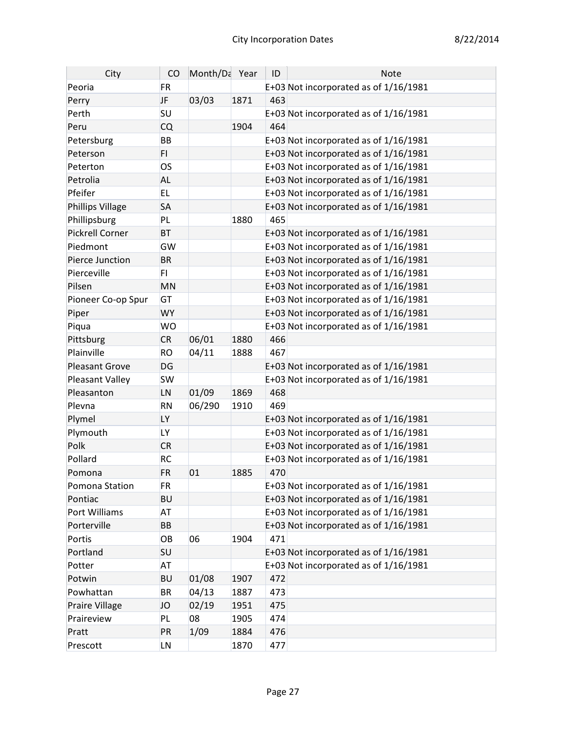| City | CO | Month/Da | Year | ID | Note |
|---|---|---|---|---|---|
| Peoria | FR | | | E+03 | Not incorporated as of 1/16/1981 |
| Perry | JF | 03/03 | 1871 | 463 | |
| Perth | SU | | | E+03 | Not incorporated as of 1/16/1981 |
| Peru | CQ | | 1904 | 464 | |
| Petersburg | BB | | | E+03 | Not incorporated as of 1/16/1981 |
| Peterson | FI | | | E+03 | Not incorporated as of 1/16/1981 |
| Peterton | OS | | | E+03 | Not incorporated as of 1/16/1981 |
| Petrolia | AL | | | E+03 | Not incorporated as of 1/16/1981 |
| Pfeifer | EL | | | E+03 | Not incorporated as of 1/16/1981 |
| Phillips Village | SA | | | E+03 | Not incorporated as of 1/16/1981 |
| Phillipsburg | PL | | 1880 | 465 | |
| Pickrell Corner | BT | | | E+03 | Not incorporated as of 1/16/1981 |
| Piedmont | GW | | | E+03 | Not incorporated as of 1/16/1981 |
| Pierce Junction | BR | | | E+03 | Not incorporated as of 1/16/1981 |
| Pierceville | FI | | | E+03 | Not incorporated as of 1/16/1981 |
| Pilsen | MN | | | E+03 | Not incorporated as of 1/16/1981 |
| Pioneer Co-op Spur | GT | | | E+03 | Not incorporated as of 1/16/1981 |
| Piper | WY | | | E+03 | Not incorporated as of 1/16/1981 |
| Piqua | WO | | | E+03 | Not incorporated as of 1/16/1981 |
| Pittsburg | CR | 06/01 | 1880 | 466 | |
| Plainville | RO | 04/11 | 1888 | 467 | |
| Pleasant Grove | DG | | | E+03 | Not incorporated as of 1/16/1981 |
| Pleasant Valley | SW | | | E+03 | Not incorporated as of 1/16/1981 |
| Pleasanton | LN | 01/09 | 1869 | 468 | |
| Plevna | RN | 06/290 | 1910 | 469 | |
| Plymel | LY | | | E+03 | Not incorporated as of 1/16/1981 |
| Plymouth | LY | | | E+03 | Not incorporated as of 1/16/1981 |
| Polk | CR | | | E+03 | Not incorporated as of 1/16/1981 |
| Pollard | RC | | | E+03 | Not incorporated as of 1/16/1981 |
| Pomona | FR | 01 | 1885 | 470 | |
| Pomona Station | FR | | | E+03 | Not incorporated as of 1/16/1981 |
| Pontiac | BU | | | E+03 | Not incorporated as of 1/16/1981 |
| Port Williams | AT | | | E+03 | Not incorporated as of 1/16/1981 |
| Porterville | BB | | | E+03 | Not incorporated as of 1/16/1981 |
| Portis | OB | 06 | 1904 | 471 | |
| Portland | SU | | | E+03 | Not incorporated as of 1/16/1981 |
| Potter | AT | | | E+03 | Not incorporated as of 1/16/1981 |
| Potwin | BU | 01/08 | 1907 | 472 | |
| Powhattan | BR | 04/13 | 1887 | 473 | |
| Praire Village | JO | 02/19 | 1951 | 475 | |
| Praireview | PL | 08 | 1905 | 474 | |
| Pratt | PR | 1/09 | 1884 | 476 | |
| Prescott | LN | | 1870 | 477 | |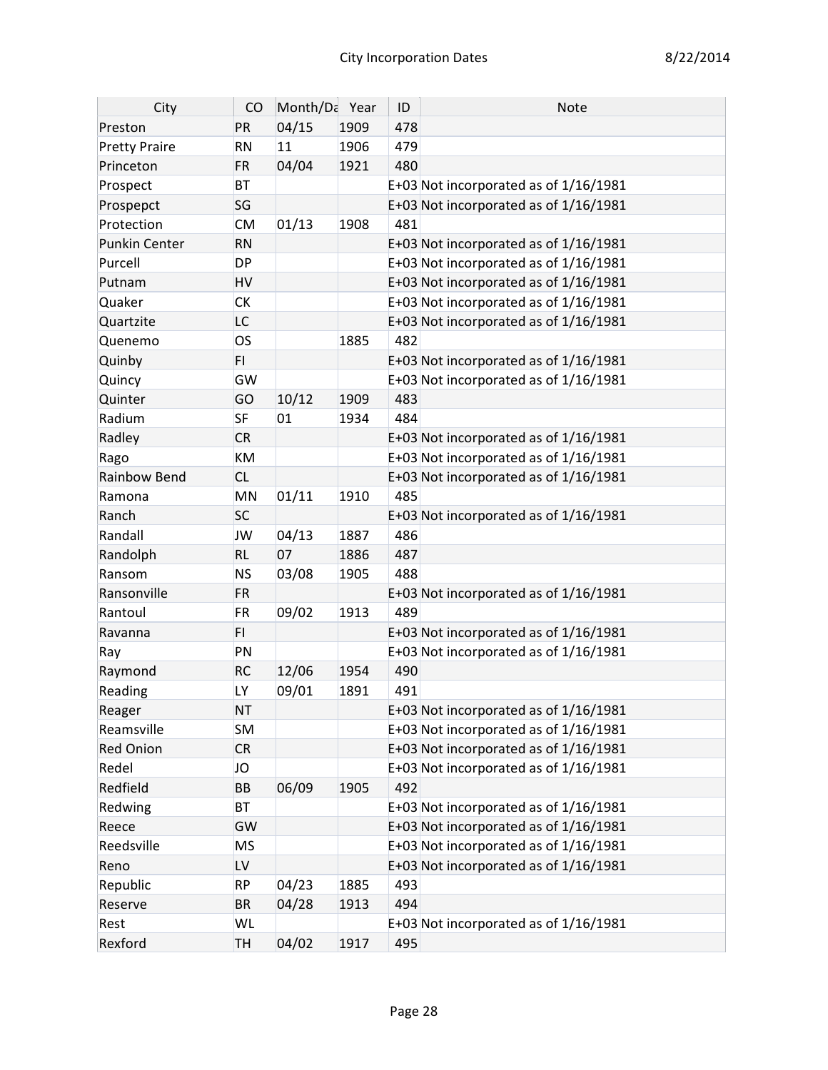| City | CO | Month/Da | Year | ID | Note |
|---|---|---|---|---|---|
| Preston | PR | 04/15 | 1909 | 478 | |
| Pretty Praire | RN | 11 | 1906 | 479 | |
| Princeton | FR | 04/04 | 1921 | 480 | |
| Prospect | BT | | | E+03 | Not incorporated as of 1/16/1981 |
| Prospepct | SG | | | E+03 | Not incorporated as of 1/16/1981 |
| Protection | CM | 01/13 | 1908 | 481 | |
| Punkin Center | RN | | | E+03 | Not incorporated as of 1/16/1981 |
| Purcell | DP | | | E+03 | Not incorporated as of 1/16/1981 |
| Putnam | HV | | | E+03 | Not incorporated as of 1/16/1981 |
| Quaker | CK | | | E+03 | Not incorporated as of 1/16/1981 |
| Quartzite | LC | | | E+03 | Not incorporated as of 1/16/1981 |
| Quenemo | OS | | 1885 | 482 | |
| Quinby | FI | | | E+03 | Not incorporated as of 1/16/1981 |
| Quincy | GW | | | E+03 | Not incorporated as of 1/16/1981 |
| Quinter | GO | 10/12 | 1909 | 483 | |
| Radium | SF | 01 | 1934 | 484 | |
| Radley | CR | | | E+03 | Not incorporated as of 1/16/1981 |
| Rago | KM | | | E+03 | Not incorporated as of 1/16/1981 |
| Rainbow Bend | CL | | | E+03 | Not incorporated as of 1/16/1981 |
| Ramona | MN | 01/11 | 1910 | 485 | |
| Ranch | SC | | | E+03 | Not incorporated as of 1/16/1981 |
| Randall | JW | 04/13 | 1887 | 486 | |
| Randolph | RL | 07 | 1886 | 487 | |
| Ransom | NS | 03/08 | 1905 | 488 | |
| Ransonville | FR | | | E+03 | Not incorporated as of 1/16/1981 |
| Rantoul | FR | 09/02 | 1913 | 489 | |
| Ravanna | FI | | | E+03 | Not incorporated as of 1/16/1981 |
| Ray | PN | | | E+03 | Not incorporated as of 1/16/1981 |
| Raymond | RC | 12/06 | 1954 | 490 | |
| Reading | LY | 09/01 | 1891 | 491 | |
| Reager | NT | | | E+03 | Not incorporated as of 1/16/1981 |
| Reamsville | SM | | | E+03 | Not incorporated as of 1/16/1981 |
| Red Onion | CR | | | E+03 | Not incorporated as of 1/16/1981 |
| Redel | JO | | | E+03 | Not incorporated as of 1/16/1981 |
| Redfield | BB | 06/09 | 1905 | 492 | |
| Redwing | BT | | | E+03 | Not incorporated as of 1/16/1981 |
| Reece | GW | | | E+03 | Not incorporated as of 1/16/1981 |
| Reedsville | MS | | | E+03 | Not incorporated as of 1/16/1981 |
| Reno | LV | | | E+03 | Not incorporated as of 1/16/1981 |
| Republic | RP | 04/23 | 1885 | 493 | |
| Reserve | BR | 04/28 | 1913 | 494 | |
| Rest | WL | | | E+03 | Not incorporated as of 1/16/1981 |
| Rexford | TH | 04/02 | 1917 | 495 | |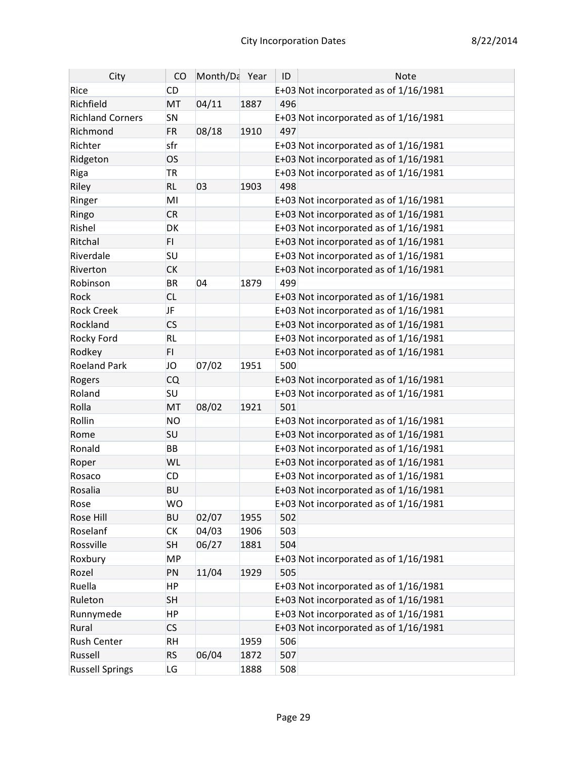| City | CO | Month/Da | Year | ID | Note |
|---|---|---|---|---|---|
| Rice | CD | | | E+03 | Not incorporated as of 1/16/1981 |
| Richfield | MT | 04/11 | 1887 | 496 | |
| Richland Corners | SN | | | E+03 | Not incorporated as of 1/16/1981 |
| Richmond | FR | 08/18 | 1910 | 497 | |
| Richter | sfr | | | E+03 | Not incorporated as of 1/16/1981 |
| Ridgeton | OS | | | E+03 | Not incorporated as of 1/16/1981 |
| Riga | TR | | | E+03 | Not incorporated as of 1/16/1981 |
| Riley | RL | 03 | 1903 | 498 | |
| Ringer | MI | | | E+03 | Not incorporated as of 1/16/1981 |
| Ringo | CR | | | E+03 | Not incorporated as of 1/16/1981 |
| Rishel | DK | | | E+03 | Not incorporated as of 1/16/1981 |
| Ritchal | FI | | | E+03 | Not incorporated as of 1/16/1981 |
| Riverdale | SU | | | E+03 | Not incorporated as of 1/16/1981 |
| Riverton | CK | | | E+03 | Not incorporated as of 1/16/1981 |
| Robinson | BR | 04 | 1879 | 499 | |
| Rock | CL | | | E+03 | Not incorporated as of 1/16/1981 |
| Rock Creek | JF | | | E+03 | Not incorporated as of 1/16/1981 |
| Rockland | CS | | | E+03 | Not incorporated as of 1/16/1981 |
| Rocky Ford | RL | | | E+03 | Not incorporated as of 1/16/1981 |
| Rodkey | FI | | | E+03 | Not incorporated as of 1/16/1981 |
| Roeland Park | JO | 07/02 | 1951 | 500 | |
| Rogers | CQ | | | E+03 | Not incorporated as of 1/16/1981 |
| Roland | SU | | | E+03 | Not incorporated as of 1/16/1981 |
| Rolla | MT | 08/02 | 1921 | 501 | |
| Rollin | NO | | | E+03 | Not incorporated as of 1/16/1981 |
| Rome | SU | | | E+03 | Not incorporated as of 1/16/1981 |
| Ronald | BB | | | E+03 | Not incorporated as of 1/16/1981 |
| Roper | WL | | | E+03 | Not incorporated as of 1/16/1981 |
| Rosaco | CD | | | E+03 | Not incorporated as of 1/16/1981 |
| Rosalia | BU | | | E+03 | Not incorporated as of 1/16/1981 |
| Rose | WO | | | E+03 | Not incorporated as of 1/16/1981 |
| Rose Hill | BU | 02/07 | 1955 | 502 | |
| Roselanf | CK | 04/03 | 1906 | 503 | |
| Rossville | SH | 06/27 | 1881 | 504 | |
| Roxbury | MP | | | E+03 | Not incorporated as of 1/16/1981 |
| Rozel | PN | 11/04 | 1929 | 505 | |
| Ruella | HP | | | E+03 | Not incorporated as of 1/16/1981 |
| Ruleton | SH | | | E+03 | Not incorporated as of 1/16/1981 |
| Runnymede | HP | | | E+03 | Not incorporated as of 1/16/1981 |
| Rural | CS | | | E+03 | Not incorporated as of 1/16/1981 |
| Rush Center | RH | | 1959 | 506 | |
| Russell | RS | 06/04 | 1872 | 507 | |
| Russell Springs | LG | | 1888 | 508 | |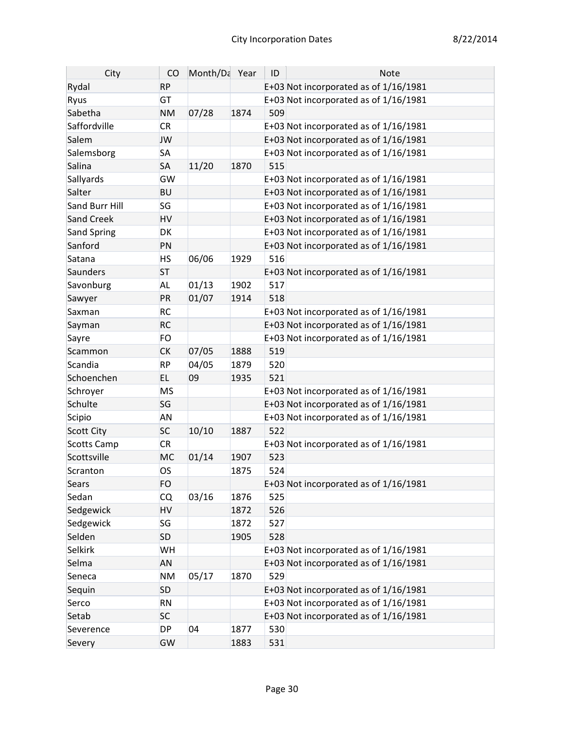| City | CO | Month/Da | Year | ID | Note |
|---|---|---|---|---|---|
| Rydal | RP | | | E+03 | Not incorporated as of 1/16/1981 |
| Ryus | GT | | | E+03 | Not incorporated as of 1/16/1981 |
| Sabetha | NM | 07/28 | 1874 | 509 | |
| Saffordville | CR | | | E+03 | Not incorporated as of 1/16/1981 |
| Salem | JW | | | E+03 | Not incorporated as of 1/16/1981 |
| Salemsborg | SA | | | E+03 | Not incorporated as of 1/16/1981 |
| Salina | SA | 11/20 | 1870 | 515 | |
| Sallyards | GW | | | E+03 | Not incorporated as of 1/16/1981 |
| Salter | BU | | | E+03 | Not incorporated as of 1/16/1981 |
| Sand Burr Hill | SG | | | E+03 | Not incorporated as of 1/16/1981 |
| Sand Creek | HV | | | E+03 | Not incorporated as of 1/16/1981 |
| Sand Spring | DK | | | E+03 | Not incorporated as of 1/16/1981 |
| Sanford | PN | | | E+03 | Not incorporated as of 1/16/1981 |
| Satana | HS | 06/06 | 1929 | 516 | |
| Saunders | ST | | | E+03 | Not incorporated as of 1/16/1981 |
| Savonburg | AL | 01/13 | 1902 | 517 | |
| Sawyer | PR | 01/07 | 1914 | 518 | |
| Saxman | RC | | | E+03 | Not incorporated as of 1/16/1981 |
| Sayman | RC | | | E+03 | Not incorporated as of 1/16/1981 |
| Sayre | FO | | | E+03 | Not incorporated as of 1/16/1981 |
| Scammon | CK | 07/05 | 1888 | 519 | |
| Scandia | RP | 04/05 | 1879 | 520 | |
| Schoenchen | EL | 09 | 1935 | 521 | |
| Schroyer | MS | | | E+03 | Not incorporated as of 1/16/1981 |
| Schulte | SG | | | E+03 | Not incorporated as of 1/16/1981 |
| Scipio | AN | | | E+03 | Not incorporated as of 1/16/1981 |
| Scott City | SC | 10/10 | 1887 | 522 | |
| Scotts Camp | CR | | | E+03 | Not incorporated as of 1/16/1981 |
| Scottsville | MC | 01/14 | 1907 | 523 | |
| Scranton | OS | | 1875 | 524 | |
| Sears | FO | | | E+03 | Not incorporated as of 1/16/1981 |
| Sedan | CQ | 03/16 | 1876 | 525 | |
| Sedgewick | HV | | 1872 | 526 | |
| Sedgewick | SG | | 1872 | 527 | |
| Selden | SD | | 1905 | 528 | |
| Selkirk | WH | | | E+03 | Not incorporated as of 1/16/1981 |
| Selma | AN | | | E+03 | Not incorporated as of 1/16/1981 |
| Seneca | NM | 05/17 | 1870 | 529 | |
| Sequin | SD | | | E+03 | Not incorporated as of 1/16/1981 |
| Serco | RN | | | E+03 | Not incorporated as of 1/16/1981 |
| Setab | SC | | | E+03 | Not incorporated as of 1/16/1981 |
| Severence | DP | 04 | 1877 | 530 | |
| Severy | GW | | 1883 | 531 | |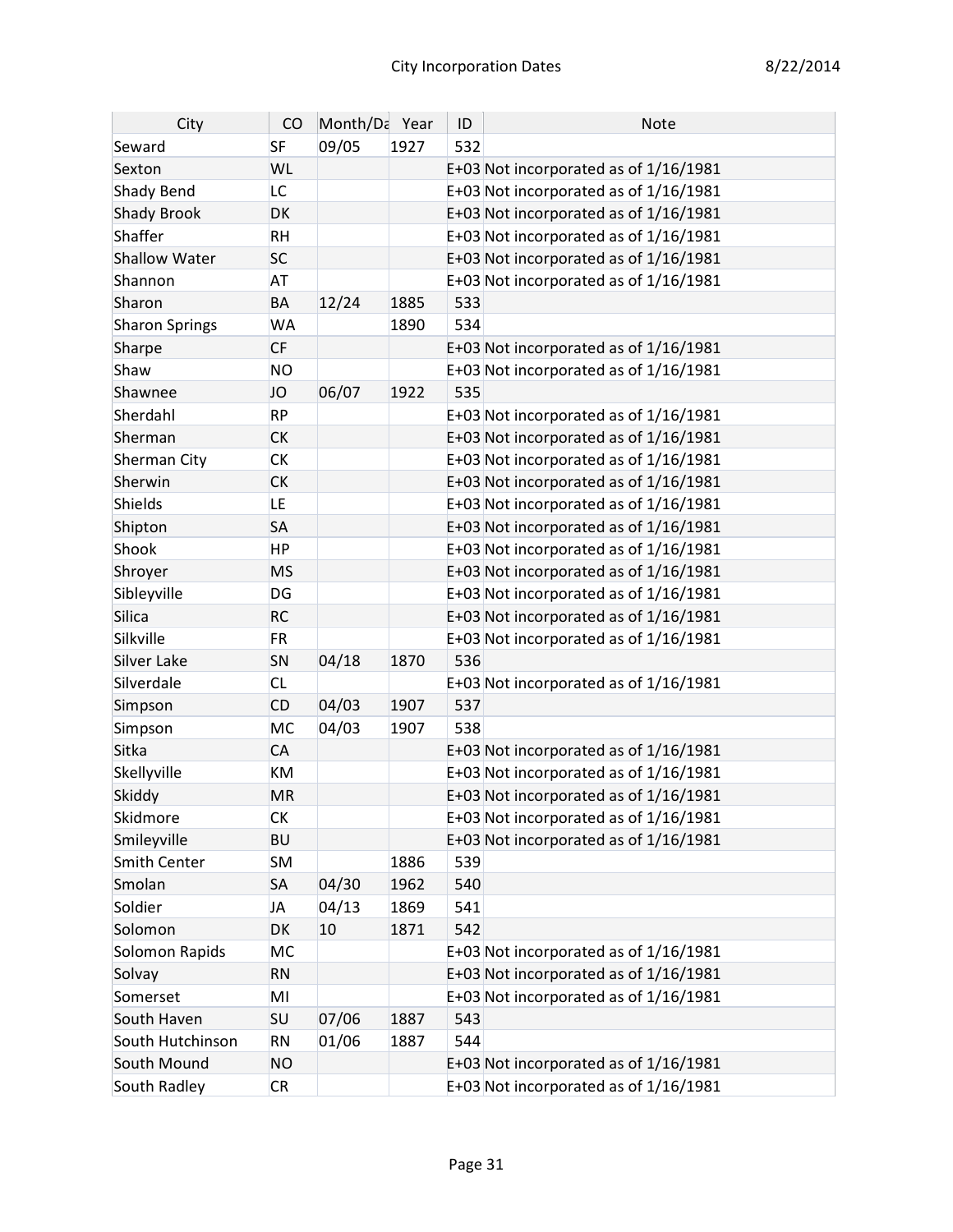| City | CO | Month/Da | Year | ID | Note |
|---|---|---|---|---|---|
| Seward | SF | 09/05 | 1927 | 532 | |
| Sexton | WL | | | E+03 | Not incorporated as of 1/16/1981 |
| Shady Bend | LC | | | E+03 | Not incorporated as of 1/16/1981 |
| Shady Brook | DK | | | E+03 | Not incorporated as of 1/16/1981 |
| Shaffer | RH | | | E+03 | Not incorporated as of 1/16/1981 |
| Shallow Water | SC | | | E+03 | Not incorporated as of 1/16/1981 |
| Shannon | AT | | | E+03 | Not incorporated as of 1/16/1981 |
| Sharon | BA | 12/24 | 1885 | 533 | |
| Sharon Springs | WA | | 1890 | 534 | |
| Sharpe | CF | | | E+03 | Not incorporated as of 1/16/1981 |
| Shaw | NO | | | E+03 | Not incorporated as of 1/16/1981 |
| Shawnee | JO | 06/07 | 1922 | 535 | |
| Sherdahl | RP | | | E+03 | Not incorporated as of 1/16/1981 |
| Sherman | CK | | | E+03 | Not incorporated as of 1/16/1981 |
| Sherman City | CK | | | E+03 | Not incorporated as of 1/16/1981 |
| Sherwin | CK | | | E+03 | Not incorporated as of 1/16/1981 |
| Shields | LE | | | E+03 | Not incorporated as of 1/16/1981 |
| Shipton | SA | | | E+03 | Not incorporated as of 1/16/1981 |
| Shook | HP | | | E+03 | Not incorporated as of 1/16/1981 |
| Shroyer | MS | | | E+03 | Not incorporated as of 1/16/1981 |
| Sibleyville | DG | | | E+03 | Not incorporated as of 1/16/1981 |
| Silica | RC | | | E+03 | Not incorporated as of 1/16/1981 |
| Silkville | FR | | | E+03 | Not incorporated as of 1/16/1981 |
| Silver Lake | SN | 04/18 | 1870 | 536 | |
| Silverdale | CL | | | E+03 | Not incorporated as of 1/16/1981 |
| Simpson | CD | 04/03 | 1907 | 537 | |
| Simpson | MC | 04/03 | 1907 | 538 | |
| Sitka | CA | | | E+03 | Not incorporated as of 1/16/1981 |
| Skellyville | KM | | | E+03 | Not incorporated as of 1/16/1981 |
| Skiddy | MR | | | E+03 | Not incorporated as of 1/16/1981 |
| Skidmore | CK | | | E+03 | Not incorporated as of 1/16/1981 |
| Smileyville | BU | | | E+03 | Not incorporated as of 1/16/1981 |
| Smith Center | SM | | 1886 | 539 | |
| Smolan | SA | 04/30 | 1962 | 540 | |
| Soldier | JA | 04/13 | 1869 | 541 | |
| Solomon | DK | 10 | 1871 | 542 | |
| Solomon Rapids | MC | | | E+03 | Not incorporated as of 1/16/1981 |
| Solvay | RN | | | E+03 | Not incorporated as of 1/16/1981 |
| Somerset | MI | | | E+03 | Not incorporated as of 1/16/1981 |
| South Haven | SU | 07/06 | 1887 | 543 | |
| South Hutchinson | RN | 01/06 | 1887 | 544 | |
| South Mound | NO | | | E+03 | Not incorporated as of 1/16/1981 |
| South Radley | CR | | | E+03 | Not incorporated as of 1/16/1981 |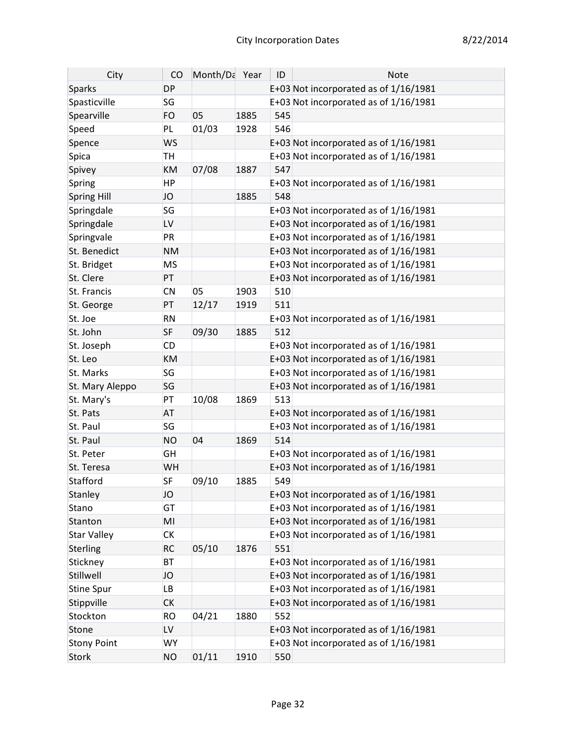| City | CO | Month/Da | Year | ID | Note |
|---|---|---|---|---|---|
| Sparks | DP | | | E+03 | Not incorporated as of 1/16/1981 |
| Spasticville | SG | | | E+03 | Not incorporated as of 1/16/1981 |
| Spearville | FO | 05 | 1885 | 545 | |
| Speed | PL | 01/03 | 1928 | 546 | |
| Spence | WS | | | E+03 | Not incorporated as of 1/16/1981 |
| Spica | TH | | | E+03 | Not incorporated as of 1/16/1981 |
| Spivey | KM | 07/08 | 1887 | 547 | |
| Spring | HP | | | E+03 | Not incorporated as of 1/16/1981 |
| Spring Hill | JO | | 1885 | 548 | |
| Springdale | SG | | | E+03 | Not incorporated as of 1/16/1981 |
| Springdale | LV | | | E+03 | Not incorporated as of 1/16/1981 |
| Springvale | PR | | | E+03 | Not incorporated as of 1/16/1981 |
| St. Benedict | NM | | | E+03 | Not incorporated as of 1/16/1981 |
| St. Bridget | MS | | | E+03 | Not incorporated as of 1/16/1981 |
| St. Clere | PT | | | E+03 | Not incorporated as of 1/16/1981 |
| St. Francis | CN | 05 | 1903 | 510 | |
| St. George | PT | 12/17 | 1919 | 511 | |
| St. Joe | RN | | | E+03 | Not incorporated as of 1/16/1981 |
| St. John | SF | 09/30 | 1885 | 512 | |
| St. Joseph | CD | | | E+03 | Not incorporated as of 1/16/1981 |
| St. Leo | KM | | | E+03 | Not incorporated as of 1/16/1981 |
| St. Marks | SG | | | E+03 | Not incorporated as of 1/16/1981 |
| St. Mary Aleppo | SG | | | E+03 | Not incorporated as of 1/16/1981 |
| St. Mary's | PT | 10/08 | 1869 | 513 | |
| St. Pats | AT | | | E+03 | Not incorporated as of 1/16/1981 |
| St. Paul | SG | | | E+03 | Not incorporated as of 1/16/1981 |
| St. Paul | NO | 04 | 1869 | 514 | |
| St. Peter | GH | | | E+03 | Not incorporated as of 1/16/1981 |
| St. Teresa | WH | | | E+03 | Not incorporated as of 1/16/1981 |
| Stafford | SF | 09/10 | 1885 | 549 | |
| Stanley | JO | | | E+03 | Not incorporated as of 1/16/1981 |
| Stano | GT | | | E+03 | Not incorporated as of 1/16/1981 |
| Stanton | MI | | | E+03 | Not incorporated as of 1/16/1981 |
| Star Valley | CK | | | E+03 | Not incorporated as of 1/16/1981 |
| Sterling | RC | 05/10 | 1876 | 551 | |
| Stickney | BT | | | E+03 | Not incorporated as of 1/16/1981 |
| Stillwell | JO | | | E+03 | Not incorporated as of 1/16/1981 |
| Stine Spur | LB | | | E+03 | Not incorporated as of 1/16/1981 |
| Stippville | CK | | | E+03 | Not incorporated as of 1/16/1981 |
| Stockton | RO | 04/21 | 1880 | 552 | |
| Stone | LV | | | E+03 | Not incorporated as of 1/16/1981 |
| Stony Point | WY | | | E+03 | Not incorporated as of 1/16/1981 |
| Stork | NO | 01/11 | 1910 | 550 | |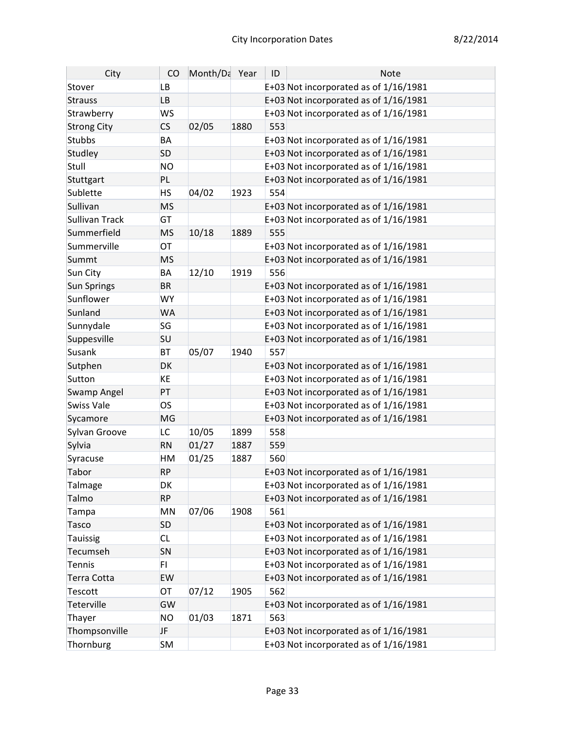# City Incorporation Dates

| City | CO | Month/Da | Year | ID | Note |
|---|---|---|---|---|---|
| Stover | LB | | | E+03 | Not incorporated as of 1/16/1981 |
| Strauss | LB | | | E+03 | Not incorporated as of 1/16/1981 |
| Strawberry | WS | | | E+03 | Not incorporated as of 1/16/1981 |
| Strong City | CS | 02/05 | 1880 | 553 | |
| Stubbs | BA | | | E+03 | Not incorporated as of 1/16/1981 |
| Studley | SD | | | E+03 | Not incorporated as of 1/16/1981 |
| Stull | NO | | | E+03 | Not incorporated as of 1/16/1981 |
| Stuttgart | PL | | | E+03 | Not incorporated as of 1/16/1981 |
| Sublette | HS | 04/02 | 1923 | 554 | |
| Sullivan | MS | | | E+03 | Not incorporated as of 1/16/1981 |
| Sullivan Track | GT | | | E+03 | Not incorporated as of 1/16/1981 |
| Summerfield | MS | 10/18 | 1889 | 555 | |
| Summerville | OT | | | E+03 | Not incorporated as of 1/16/1981 |
| Summt | MS | | | E+03 | Not incorporated as of 1/16/1981 |
| Sun City | BA | 12/10 | 1919 | 556 | |
| Sun Springs | BR | | | E+03 | Not incorporated as of 1/16/1981 |
| Sunflower | WY | | | E+03 | Not incorporated as of 1/16/1981 |
| Sunland | WA | | | E+03 | Not incorporated as of 1/16/1981 |
| Sunnydale | SG | | | E+03 | Not incorporated as of 1/16/1981 |
| Suppesville | SU | | | E+03 | Not incorporated as of 1/16/1981 |
| Susank | BT | 05/07 | 1940 | 557 | |
| Sutphen | DK | | | E+03 | Not incorporated as of 1/16/1981 |
| Sutton | KE | | | E+03 | Not incorporated as of 1/16/1981 |
| Swamp Angel | PT | | | E+03 | Not incorporated as of 1/16/1981 |
| Swiss Vale | OS | | | E+03 | Not incorporated as of 1/16/1981 |
| Sycamore | MG | | | E+03 | Not incorporated as of 1/16/1981 |
| Sylvan Groove | LC | 10/05 | 1899 | 558 | |
| Sylvia | RN | 01/27 | 1887 | 559 | |
| Syracuse | HM | 01/25 | 1887 | 560 | |
| Tabor | RP | | | E+03 | Not incorporated as of 1/16/1981 |
| Talmage | DK | | | E+03 | Not incorporated as of 1/16/1981 |
| Talmo | RP | | | E+03 | Not incorporated as of 1/16/1981 |
| Tampa | MN | 07/06 | 1908 | 561 | |
| Tasco | SD | | | E+03 | Not incorporated as of 1/16/1981 |
| Tauissig | CL | | | E+03 | Not incorporated as of 1/16/1981 |
| Tecumseh | SN | | | E+03 | Not incorporated as of 1/16/1981 |
| Tennis | FI | | | E+03 | Not incorporated as of 1/16/1981 |
| Terra Cotta | EW | | | E+03 | Not incorporated as of 1/16/1981 |
| Tescott | OT | 07/12 | 1905 | 562 | |
| Teterville | GW | | | E+03 | Not incorporated as of 1/16/1981 |
| Thayer | NO | 01/03 | 1871 | 563 | |
| Thompsonville | JF | | | E+03 | Not incorporated as of 1/16/1981 |
| Thornburg | SM | | | E+03 | Not incorporated as of 1/16/1981 |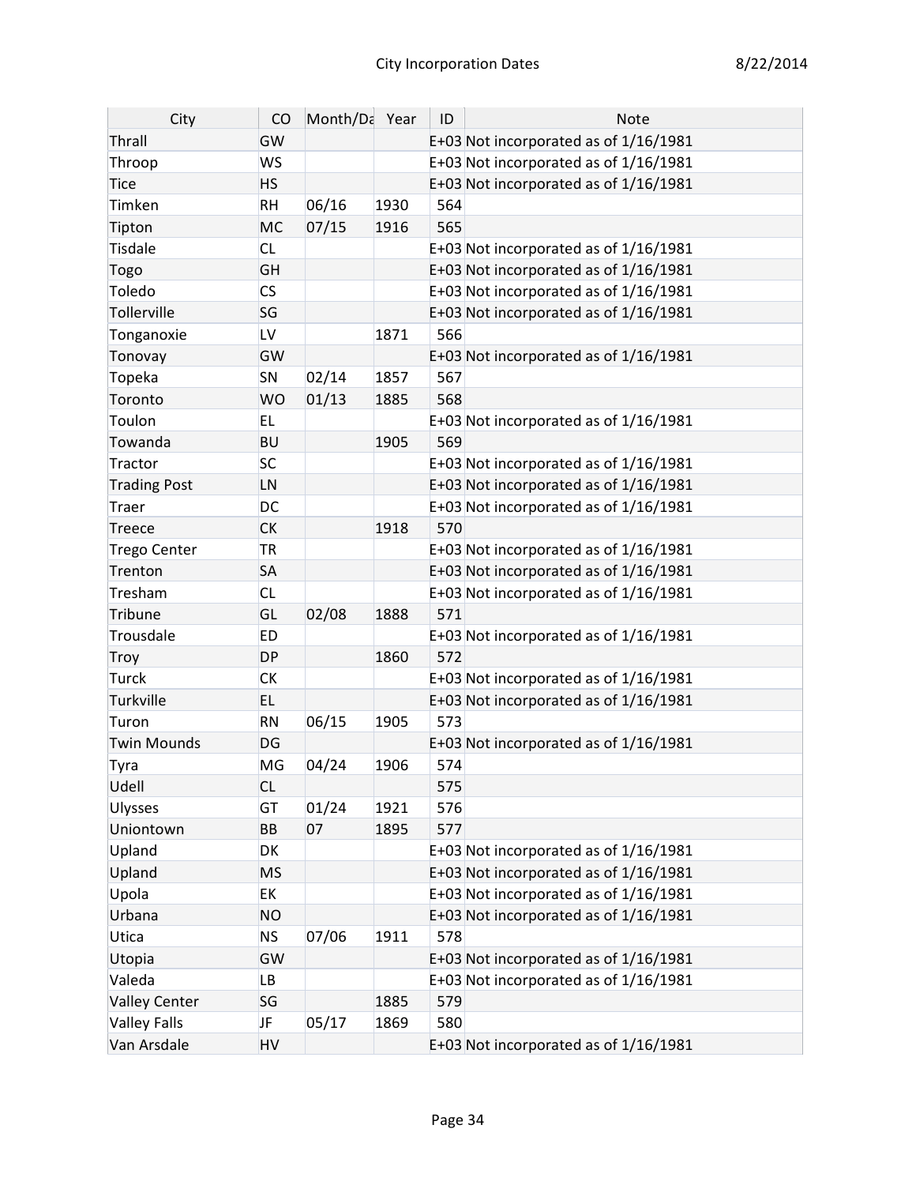| City | CO | Month/Da | Year | ID | Note |
|---|---|---|---|---|---|
| Thrall | GW | | | E+03 | Not incorporated as of 1/16/1981 |
| Throop | WS | | | E+03 | Not incorporated as of 1/16/1981 |
| Tice | HS | | | E+03 | Not incorporated as of 1/16/1981 |
| Timken | RH | 06/16 | 1930 | 564 | |
| Tipton | MC | 07/15 | 1916 | 565 | |
| Tisdale | CL | | | E+03 | Not incorporated as of 1/16/1981 |
| Togo | GH | | | E+03 | Not incorporated as of 1/16/1981 |
| Toledo | CS | | | E+03 | Not incorporated as of 1/16/1981 |
| Tollerville | SG | | | E+03 | Not incorporated as of 1/16/1981 |
| Tonganoxie | LV | | 1871 | 566 | |
| Tonovay | GW | | | E+03 | Not incorporated as of 1/16/1981 |
| Topeka | SN | 02/14 | 1857 | 567 | |
| Toronto | WO | 01/13 | 1885 | 568 | |
| Toulon | EL | | | E+03 | Not incorporated as of 1/16/1981 |
| Towanda | BU | | 1905 | 569 | |
| Tractor | SC | | | E+03 | Not incorporated as of 1/16/1981 |
| Trading Post | LN | | | E+03 | Not incorporated as of 1/16/1981 |
| Traer | DC | | | E+03 | Not incorporated as of 1/16/1981 |
| Treece | CK | | 1918 | 570 | |
| Trego Center | TR | | | E+03 | Not incorporated as of 1/16/1981 |
| Trenton | SA | | | E+03 | Not incorporated as of 1/16/1981 |
| Tresham | CL | | | E+03 | Not incorporated as of 1/16/1981 |
| Tribune | GL | 02/08 | 1888 | 571 | |
| Trousdale | ED | | | E+03 | Not incorporated as of 1/16/1981 |
| Troy | DP | | 1860 | 572 | |
| Turck | CK | | | E+03 | Not incorporated as of 1/16/1981 |
| Turkville | EL | | | E+03 | Not incorporated as of 1/16/1981 |
| Turon | RN | 06/15 | 1905 | 573 | |
| Twin Mounds | DG | | | E+03 | Not incorporated as of 1/16/1981 |
| Tyra | MG | 04/24 | 1906 | 574 | |
| Udell | CL | | | 575 | |
| Ulysses | GT | 01/24 | 1921 | 576 | |
| Uniontown | BB | 07 | 1895 | 577 | |
| Upland | DK | | | E+03 | Not incorporated as of 1/16/1981 |
| Upland | MS | | | E+03 | Not incorporated as of 1/16/1981 |
| Upola | EK | | | E+03 | Not incorporated as of 1/16/1981 |
| Urbana | NO | | | E+03 | Not incorporated as of 1/16/1981 |
| Utica | NS | 07/06 | 1911 | 578 | |
| Utopia | GW | | | E+03 | Not incorporated as of 1/16/1981 |
| Valeda | LB | | | E+03 | Not incorporated as of 1/16/1981 |
| Valley Center | SG | | 1885 | 579 | |
| Valley Falls | JF | 05/17 | 1869 | 580 | |
| Van Arsdale | HV | | | E+03 | Not incorporated as of 1/16/1981 |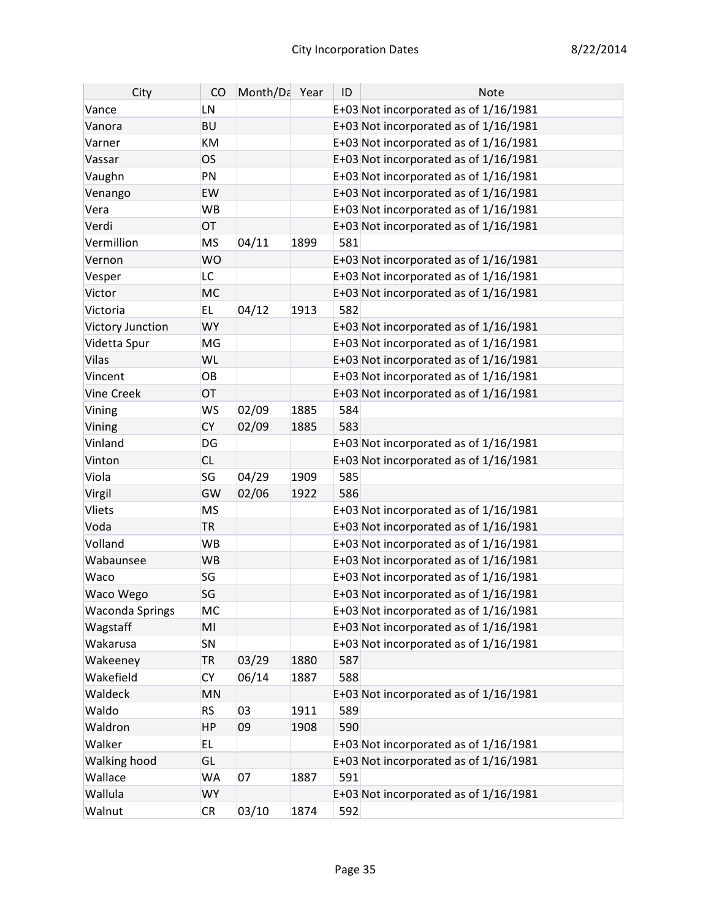| City | CO | Month/Da | Year | ID | Note |
|---|---|---|---|---|---|
| Vance | LN | | | E+03 | Not incorporated as of 1/16/1981 |
| Vanora | BU | | | E+03 | Not incorporated as of 1/16/1981 |
| Varner | KM | | | E+03 | Not incorporated as of 1/16/1981 |
| Vassar | OS | | | E+03 | Not incorporated as of 1/16/1981 |
| Vaughn | PN | | | E+03 | Not incorporated as of 1/16/1981 |
| Venango | EW | | | E+03 | Not incorporated as of 1/16/1981 |
| Vera | WB | | | E+03 | Not incorporated as of 1/16/1981 |
| Verdi | OT | | | E+03 | Not incorporated as of 1/16/1981 |
| Vermillion | MS | 04/11 | 1899 | 581 | |
| Vernon | WO | | | E+03 | Not incorporated as of 1/16/1981 |
| Vesper | LC | | | E+03 | Not incorporated as of 1/16/1981 |
| Victor | MC | | | E+03 | Not incorporated as of 1/16/1981 |
| Victoria | EL | 04/12 | 1913 | 582 | |
| Victory Junction | WY | | | E+03 | Not incorporated as of 1/16/1981 |
| Videtta Spur | MG | | | E+03 | Not incorporated as of 1/16/1981 |
| Vilas | WL | | | E+03 | Not incorporated as of 1/16/1981 |
| Vincent | OB | | | E+03 | Not incorporated as of 1/16/1981 |
| Vine Creek | OT | | | E+03 | Not incorporated as of 1/16/1981 |
| Vining | WS | 02/09 | 1885 | 584 | |
| Vining | CY | 02/09 | 1885 | 583 | |
| Vinland | DG | | | E+03 | Not incorporated as of 1/16/1981 |
| Vinton | CL | | | E+03 | Not incorporated as of 1/16/1981 |
| Viola | SG | 04/29 | 1909 | 585 | |
| Virgil | GW | 02/06 | 1922 | 586 | |
| Vliets | MS | | | E+03 | Not incorporated as of 1/16/1981 |
| Voda | TR | | | E+03 | Not incorporated as of 1/16/1981 |
| Volland | WB | | | E+03 | Not incorporated as of 1/16/1981 |
| Wabaunsee | WB | | | E+03 | Not incorporated as of 1/16/1981 |
| Waco | SG | | | E+03 | Not incorporated as of 1/16/1981 |
| Waco Wego | SG | | | E+03 | Not incorporated as of 1/16/1981 |
| Waconda Springs | MC | | | E+03 | Not incorporated as of 1/16/1981 |
| Wagstaff | MI | | | E+03 | Not incorporated as of 1/16/1981 |
| Wakarusa | SN | | | E+03 | Not incorporated as of 1/16/1981 |
| Wakeeney | TR | 03/29 | 1880 | 587 | |
| Wakefield | CY | 06/14 | 1887 | 588 | |
| Waldeck | MN | | | E+03 | Not incorporated as of 1/16/1981 |
| Waldo | RS | 03 | 1911 | 589 | |
| Waldron | HP | 09 | 1908 | 590 | |
| Walker | EL | | | E+03 | Not incorporated as of 1/16/1981 |
| Walking hood | GL | | | E+03 | Not incorporated as of 1/16/1981 |
| Wallace | WA | 07 | 1887 | 591 | |
| Wallula | WY | | | E+03 | Not incorporated as of 1/16/1981 |
| Walnut | CR | 03/10 | 1874 | 592 | |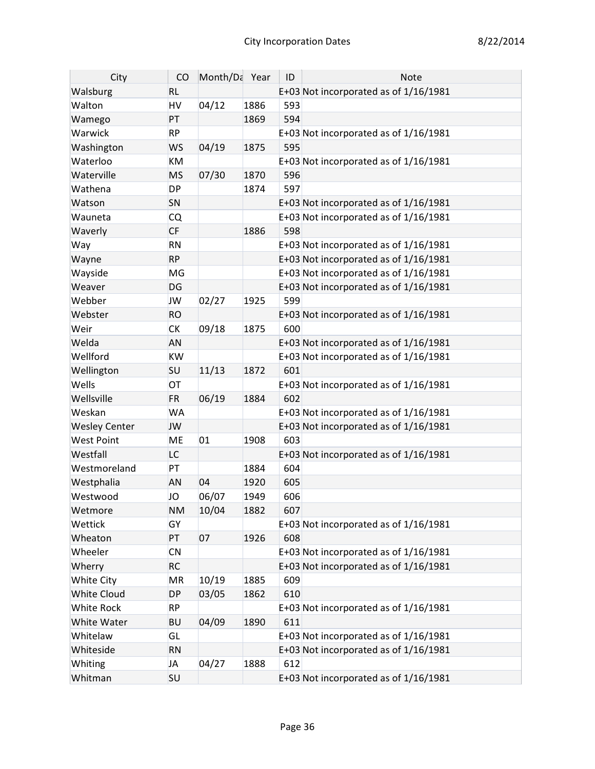| City | CO | Month/Da | Year | ID | Note |
| --- | --- | --- | --- | --- | --- |
| Walsburg | RL | | | E+03 | Not incorporated as of 1/16/1981 |
| Walton | HV | 04/12 | 1886 | 593 | |
| Wamego | PT | | 1869 | 594 | |
| Warwick | RP | | | E+03 | Not incorporated as of 1/16/1981 |
| Washington | WS | 04/19 | 1875 | 595 | |
| Waterloo | KM | | | E+03 | Not incorporated as of 1/16/1981 |
| Waterville | MS | 07/30 | 1870 | 596 | |
| Wathena | DP | | 1874 | 597 | |
| Watson | SN | | | E+03 | Not incorporated as of 1/16/1981 |
| Wauneta | CQ | | | E+03 | Not incorporated as of 1/16/1981 |
| Waverly | CF | | 1886 | 598 | |
| Way | RN | | | E+03 | Not incorporated as of 1/16/1981 |
| Wayne | RP | | | E+03 | Not incorporated as of 1/16/1981 |
| Wayside | MG | | | E+03 | Not incorporated as of 1/16/1981 |
| Weaver | DG | | | E+03 | Not incorporated as of 1/16/1981 |
| Webber | JW | 02/27 | 1925 | 599 | |
| Webster | RO | | | E+03 | Not incorporated as of 1/16/1981 |
| Weir | CK | 09/18 | 1875 | 600 | |
| Welda | AN | | | E+03 | Not incorporated as of 1/16/1981 |
| Wellford | KW | | | E+03 | Not incorporated as of 1/16/1981 |
| Wellington | SU | 11/13 | 1872 | 601 | |
| Wells | OT | | | E+03 | Not incorporated as of 1/16/1981 |
| Wellsville | FR | 06/19 | 1884 | 602 | |
| Weskan | WA | | | E+03 | Not incorporated as of 1/16/1981 |
| Wesley Center | JW | | | E+03 | Not incorporated as of 1/16/1981 |
| West Point | ME | 01 | 1908 | 603 | |
| Westfall | LC | | | E+03 | Not incorporated as of 1/16/1981 |
| Westmoreland | PT | | 1884 | 604 | |
| Westphalia | AN | 04 | 1920 | 605 | |
| Westwood | JO | 06/07 | 1949 | 606 | |
| Wetmore | NM | 10/04 | 1882 | 607 | |
| Wettick | GY | | | E+03 | Not incorporated as of 1/16/1981 |
| Wheaton | PT | 07 | 1926 | 608 | |
| Wheeler | CN | | | E+03 | Not incorporated as of 1/16/1981 |
| Wherry | RC | | | E+03 | Not incorporated as of 1/16/1981 |
| White City | MR | 10/19 | 1885 | 609 | |
| White Cloud | DP | 03/05 | 1862 | 610 | |
| White Rock | RP | | | E+03 | Not incorporated as of 1/16/1981 |
| White Water | BU | 04/09 | 1890 | 611 | |
| Whitelaw | GL | | | E+03 | Not incorporated as of 1/16/1981 |
| Whiteside | RN | | | E+03 | Not incorporated as of 1/16/1981 |
| Whiting | JA | 04/27 | 1888 | 612 | |
| Whitman | SU | | | E+03 | Not incorporated as of 1/16/1981 |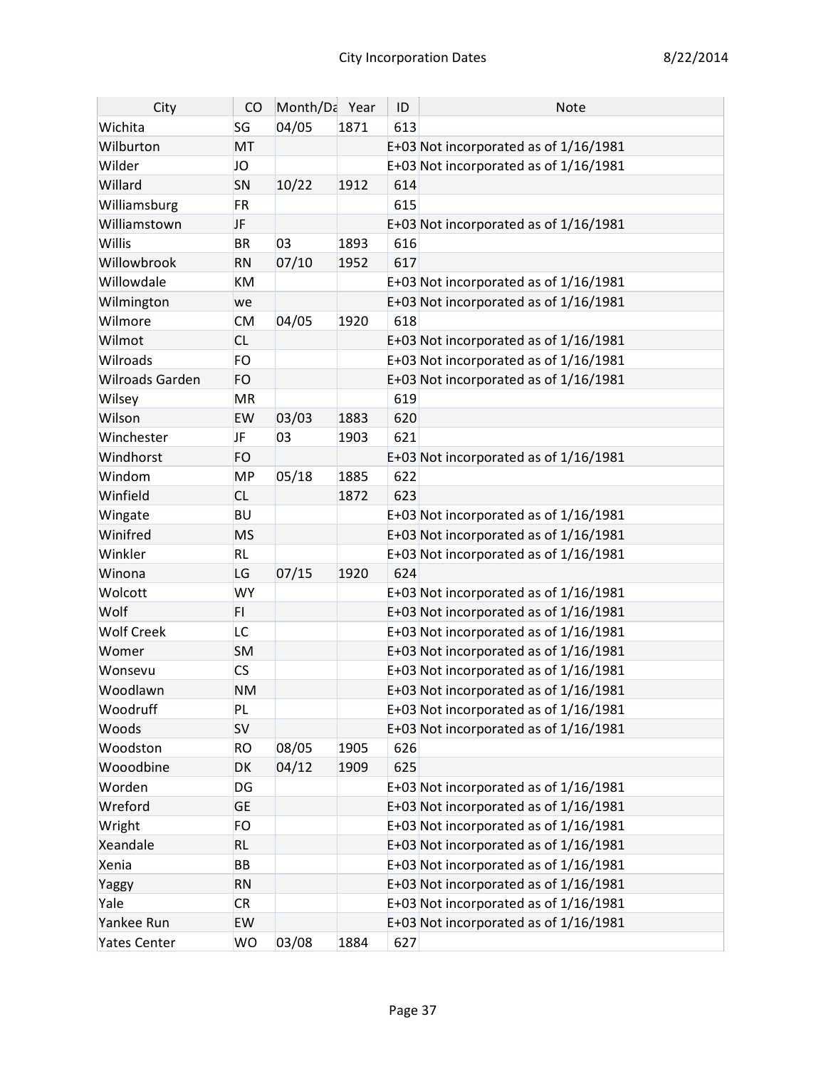| City | CO | Month/Da | Year | ID | Note |
|---|---|---|---|---|---|
| Wichita | SG | 04/05 | 1871 | 613 | |
| Wilburton | MT | | | E+03 | Not incorporated as of 1/16/1981 |
| Wilder | JO | | | E+03 | Not incorporated as of 1/16/1981 |
| Willard | SN | 10/22 | 1912 | 614 | |
| Williamsburg | FR | | | 615 | |
| Williamstown | JF | | | E+03 | Not incorporated as of 1/16/1981 |
| Willis | BR | 03 | 1893 | 616 | |
| Willowbrook | RN | 07/10 | 1952 | 617 | |
| Willowdale | KM | | | E+03 | Not incorporated as of 1/16/1981 |
| Wilmington | we | | | E+03 | Not incorporated as of 1/16/1981 |
| Wilmore | CM | 04/05 | 1920 | 618 | |
| Wilmot | CL | | | E+03 | Not incorporated as of 1/16/1981 |
| Wilroads | FO | | | E+03 | Not incorporated as of 1/16/1981 |
| Wilroads Garden | FO | | | E+03 | Not incorporated as of 1/16/1981 |
| Wilsey | MR | | | 619 | |
| Wilson | EW | 03/03 | 1883 | 620 | |
| Winchester | JF | 03 | 1903 | 621 | |
| Windhorst | FO | | | E+03 | Not incorporated as of 1/16/1981 |
| Windom | MP | 05/18 | 1885 | 622 | |
| Winfield | CL | | 1872 | 623 | |
| Wingate | BU | | | E+03 | Not incorporated as of 1/16/1981 |
| Winifred | MS | | | E+03 | Not incorporated as of 1/16/1981 |
| Winkler | RL | | | E+03 | Not incorporated as of 1/16/1981 |
| Winona | LG | 07/15 | 1920 | 624 | |
| Wolcott | WY | | | E+03 | Not incorporated as of 1/16/1981 |
| Wolf | FI | | | E+03 | Not incorporated as of 1/16/1981 |
| Wolf Creek | LC | | | E+03 | Not incorporated as of 1/16/1981 |
| Womer | SM | | | E+03 | Not incorporated as of 1/16/1981 |
| Wonsevu | CS | | | E+03 | Not incorporated as of 1/16/1981 |
| Woodlawn | NM | | | E+03 | Not incorporated as of 1/16/1981 |
| Woodruff | PL | | | E+03 | Not incorporated as of 1/16/1981 |
| Woods | SV | | | E+03 | Not incorporated as of 1/16/1981 |
| Woodston | RO | 08/05 | 1905 | 626 | |
| Wooodbine | DK | 04/12 | 1909 | 625 | |
| Worden | DG | | | E+03 | Not incorporated as of 1/16/1981 |
| Wreford | GE | | | E+03 | Not incorporated as of 1/16/1981 |
| Wright | FO | | | E+03 | Not incorporated as of 1/16/1981 |
| Xeandale | RL | | | E+03 | Not incorporated as of 1/16/1981 |
| Xenia | BB | | | E+03 | Not incorporated as of 1/16/1981 |
| Yaggy | RN | | | E+03 | Not incorporated as of 1/16/1981 |
| Yale | CR | | | E+03 | Not incorporated as of 1/16/1981 |
| Yankee Run | EW | | | E+03 | Not incorporated as of 1/16/1981 |
| Yates Center | WO | 03/08 | 1884 | 627 | |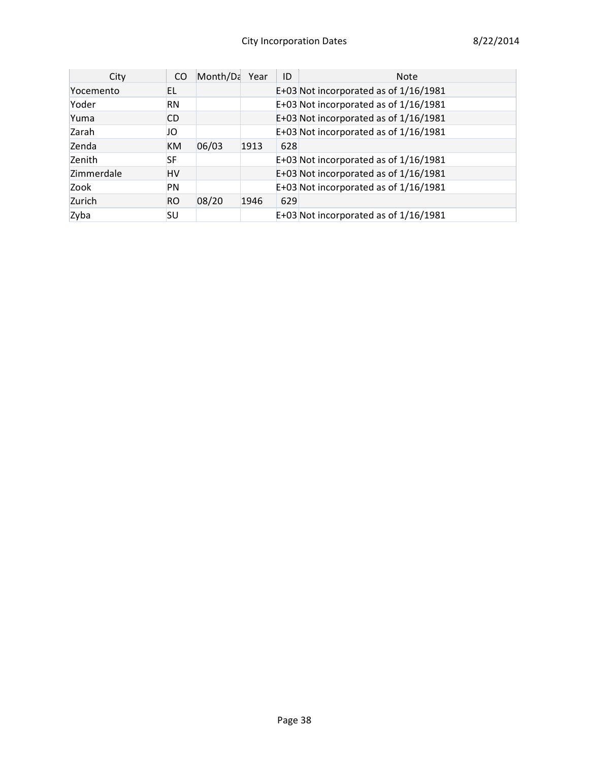| City | CO | Month/Da | Year | ID | Note |
|---|---|---|---|---|---|
| Yocemento | EL | | | E+03 | Not incorporated as of 1/16/1981 |
| Yoder | RN | | | E+03 | Not incorporated as of 1/16/1981 |
| Yuma | CD | | | E+03 | Not incorporated as of 1/16/1981 |
| Zarah | JO | | | E+03 | Not incorporated as of 1/16/1981 |
| Zenda | KM | 06/03 | 1913 | 628 | |
| Zenith | SF | | | E+03 | Not incorporated as of 1/16/1981 |
| Zimmerdale | HV | | | E+03 | Not incorporated as of 1/16/1981 |
| Zook | PN | | | E+03 | Not incorporated as of 1/16/1981 |
| Zurich | RO | 08/20 | 1946 | 629 | |
| Zyba | SU | | | E+03 | Not incorporated as of 1/16/1981 |